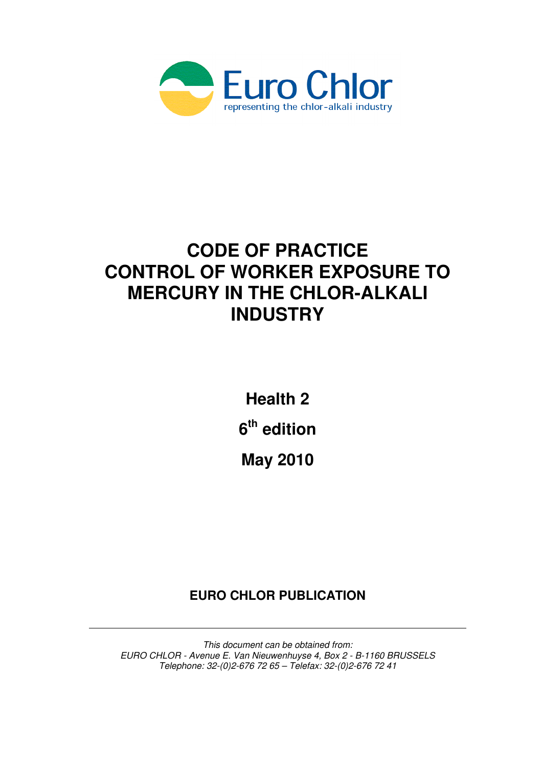Euro Chlor

representing the chlor-alkali industry

# CODE OF PRACTICE CONTROL OF WORKER EXPOSURE TO MERCURY IN THE CHLOR-ALKALI INDUSTRY

**Health 2**

**$6^{th}$ edition**

**May 2010**

**EURO CHLOR PUBLICATION**

---

*This document can be obtained from:*
*EURO CHLOR - Avenue E. Van Nieuwenhuyse 4, Box 2 - B-1160 BRUSSELS*
*Telephone: 32-(0)2-676 72 65 – Telefax: 32-(0)2-676 72 41*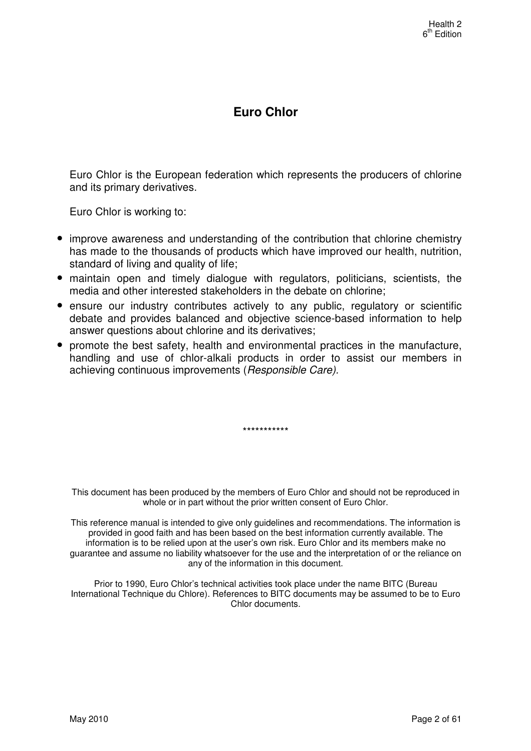# Euro Chlor

Euro Chlor is the European federation which represents the producers of chlorine and its primary derivatives.

Euro Chlor is working to:

- improve awareness and understanding of the contribution that chlorine chemistry has made to the thousands of products which have improved our health, nutrition, standard of living and quality of life;
- maintain open and timely dialogue with regulators, politicians, scientists, the media and other interested stakeholders in the debate on chlorine;
- ensure our industry contributes actively to any public, regulatory or scientific debate and provides balanced and objective science-based information to help answer questions about chlorine and its derivatives;
- promote the best safety, health and environmental practices in the manufacture, handling and use of chlor-alkali products in order to assist our members in achieving continuous improvements (*Responsible Care).*

***********

This document has been produced by the members of Euro Chlor and should not be reproduced in whole or in part without the prior written consent of Euro Chlor.

This reference manual is intended to give only guidelines and recommendations. The information is provided in good faith and has been based on the best information currently available. The information is to be relied upon at the user's own risk. Euro Chlor and its members make no guarantee and assume no liability whatsoever for the use and the interpretation of or the reliance on any of the information in this document.

Prior to 1990, Euro Chlor's technical activities took place under the name BITC (Bureau International Technique du Chlore). References to BITC documents may be assumed to be to Euro Chlor documents.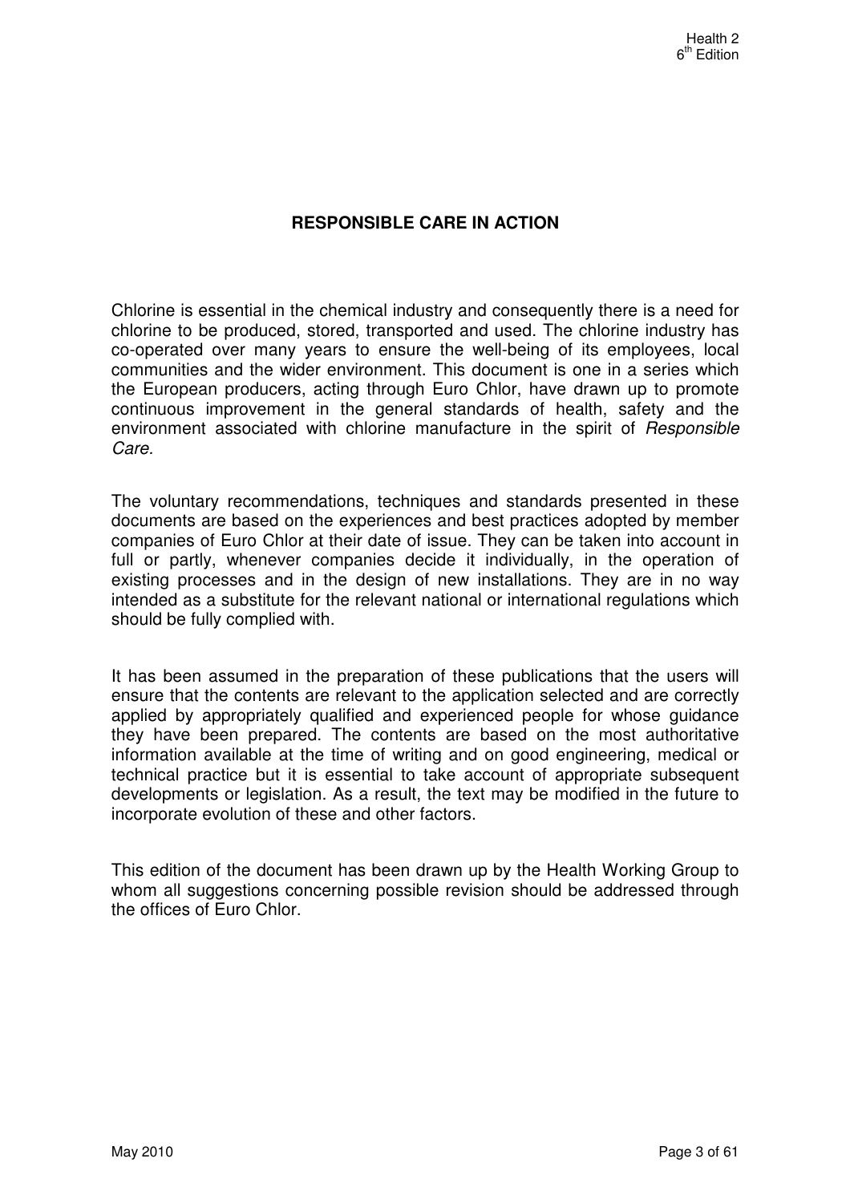## RESPONSIBLE CARE IN ACTION

Chlorine is essential in the chemical industry and consequently there is a need for chlorine to be produced, stored, transported and used. The chlorine industry has co-operated over many years to ensure the well-being of its employees, local communities and the wider environment. This document is one in a series which the European producers, acting through Euro Chlor, have drawn up to promote continuous improvement in the general standards of health, safety and the environment associated with chlorine manufacture in the spirit of *Responsible Care*.

The voluntary recommendations, techniques and standards presented in these documents are based on the experiences and best practices adopted by member companies of Euro Chlor at their date of issue. They can be taken into account in full or partly, whenever companies decide it individually, in the operation of existing processes and in the design of new installations. They are in no way intended as a substitute for the relevant national or international regulations which should be fully complied with.

It has been assumed in the preparation of these publications that the users will ensure that the contents are relevant to the application selected and are correctly applied by appropriately qualified and experienced people for whose guidance they have been prepared. The contents are based on the most authoritative information available at the time of writing and on good engineering, medical or technical practice but it is essential to take account of appropriate subsequent developments or legislation. As a result, the text may be modified in the future to incorporate evolution of these and other factors.

This edition of the document has been drawn up by the Health Working Group to whom all suggestions concerning possible revision should be addressed through the offices of Euro Chlor.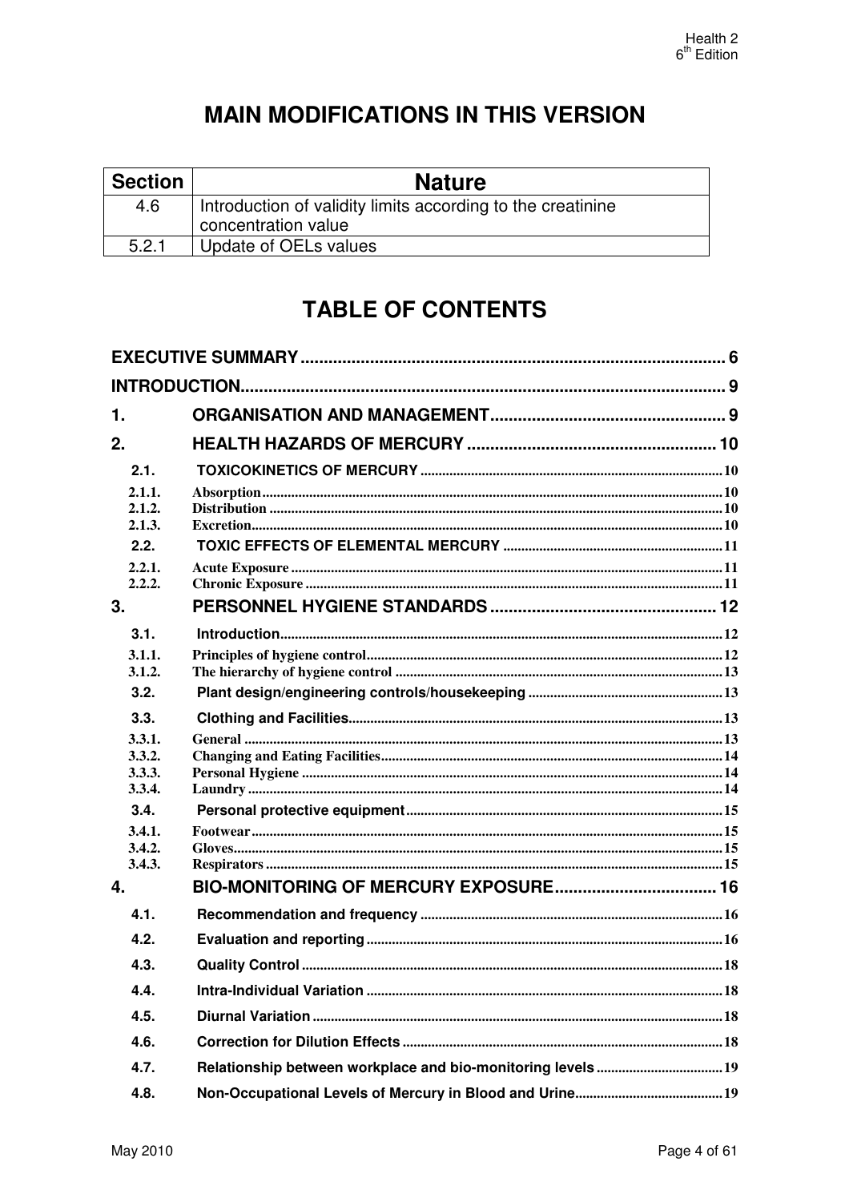# MAIN MODIFICATIONS IN THIS VERSION

| Section | Nature |
|---|---|
| 4.6 | Introduction of validity limits according to the creatinine concentration value |
| 5.2.1 | Update of OELs values |

# TABLE OF CONTENTS

**EXECUTIVE SUMMARY** ........ 6

**INTRODUCTION** ........ 9

**1. ORGANISATION AND MANAGEMENT** ........ 9

**2. HEALTH HAZARDS OF MERCURY** ........ 10

- 2.1. TOXICOKINETICS OF MERCURY ........ 10
  - 2.1.1. Absorption ........ 10
  - 2.1.2. Distribution ........ 10
  - 2.1.3. Excretion ........ 10
- 2.2. TOXIC EFFECTS OF ELEMENTAL MERCURY ........ 11
  - 2.2.1. Acute Exposure ........ 11
  - 2.2.2. Chronic Exposure ........ 11

**3. PERSONNEL HYGIENE STANDARDS** ........ 12

- 3.1. Introduction ........ 12
  - 3.1.1. Principles of hygiene control ........ 12
  - 3.1.2. The hierarchy of hygiene control ........ 13
- 3.2. Plant design/engineering controls/housekeeping ........ 13
- 3.3. Clothing and Facilities ........ 13
  - 3.3.1. General ........ 13
  - 3.3.2. Changing and Eating Facilities ........ 14
  - 3.3.3. Personal Hygiene ........ 14
  - 3.3.4. Laundry ........ 14
- 3.4. Personal protective equipment ........ 15
  - 3.4.1. Footwear ........ 15
  - 3.4.2. Gloves ........ 15
  - 3.4.3. Respirators ........ 15

**4. BIO-MONITORING OF MERCURY EXPOSURE** ........ 16

- 4.1. Recommendation and frequency ........ 16
- 4.2. Evaluation and reporting ........ 16
- 4.3. Quality Control ........ 18
- 4.4. Intra-Individual Variation ........ 18
- 4.5. Diurnal Variation ........ 18
- 4.6. Correction for Dilution Effects ........ 18
- 4.7. Relationship between workplace and bio-monitoring levels ........ 19
- 4.8. Non-Occupational Levels of Mercury in Blood and Urine ........ 19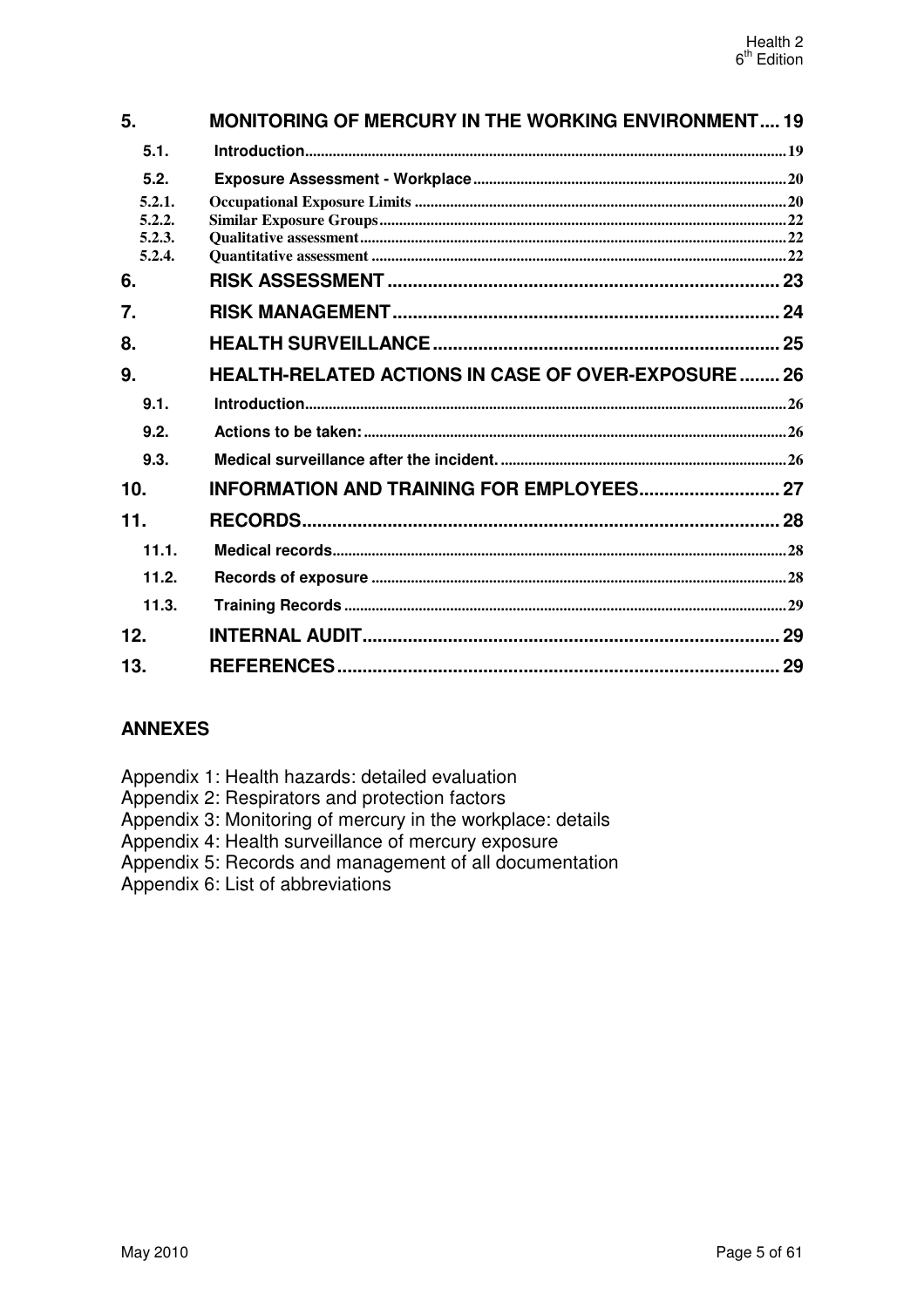| | | |
|---|---|---|
| **5.** | **MONITORING OF MERCURY IN THE WORKING ENVIRONMENT** | **19** |
| 5.1. | Introduction | 19 |
| 5.2. | Exposure Assessment - Workplace | 20 |
| 5.2.1. | Occupational Exposure Limits | 20 |
| 5.2.2. | Similar Exposure Groups | 22 |
| 5.2.3. | Qualitative assessment | 22 |
| 5.2.4. | Quantitative assessment | 22 |
| **6.** | **RISK ASSESSMENT** | **23** |
| **7.** | **RISK MANAGEMENT** | **24** |
| **8.** | **HEALTH SURVEILLANCE** | **25** |
| **9.** | **HEALTH-RELATED ACTIONS IN CASE OF OVER-EXPOSURE** | **26** |
| 9.1. | Introduction | 26 |
| 9.2. | Actions to be taken: | 26 |
| 9.3. | Medical surveillance after the incident. | 26 |
| **10.** | **INFORMATION AND TRAINING FOR EMPLOYEES** | **27** |
| **11.** | **RECORDS** | **28** |
| 11.1. | Medical records | 28 |
| 11.2. | Records of exposure | 28 |
| 11.3. | Training Records | 29 |
| **12.** | **INTERNAL AUDIT** | **29** |
| **13.** | **REFERENCES** | **29** |

## ANNEXES

Appendix 1: Health hazards: detailed evaluation
Appendix 2: Respirators and protection factors
Appendix 3: Monitoring of mercury in the workplace: details
Appendix 4: Health surveillance of mercury exposure
Appendix 5: Records and management of all documentation
Appendix 6: List of abbreviations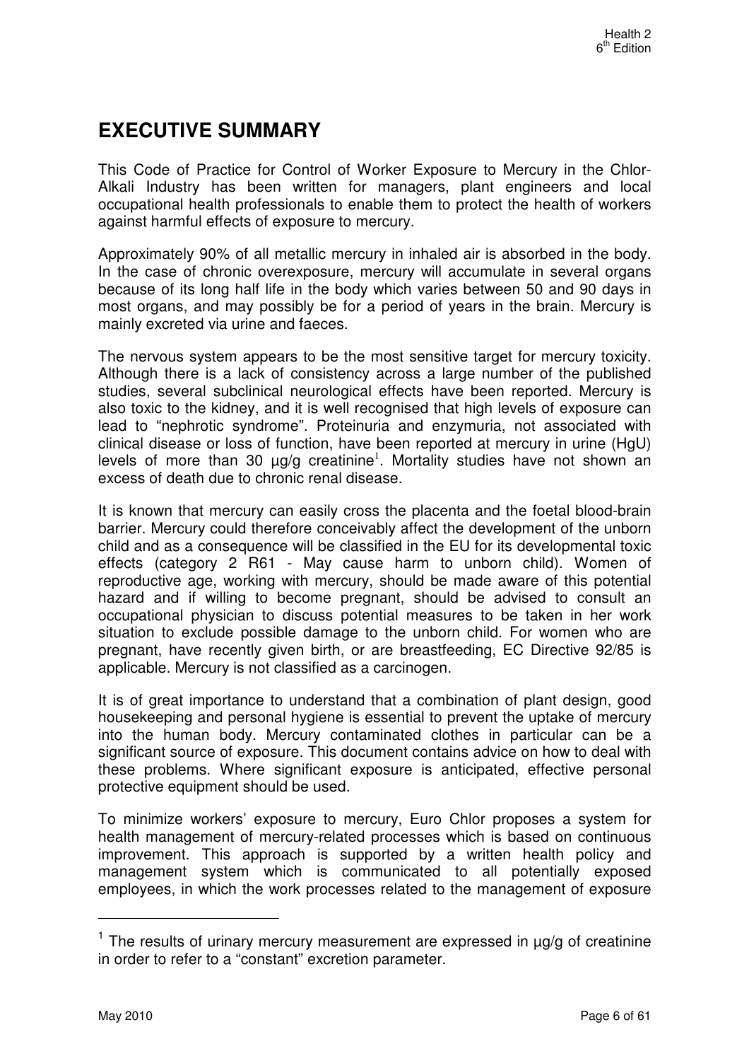# EXECUTIVE SUMMARY

This Code of Practice for Control of Worker Exposure to Mercury in the Chlor-Alkali Industry has been written for managers, plant engineers and local occupational health professionals to enable them to protect the health of workers against harmful effects of exposure to mercury.

Approximately 90% of all metallic mercury in inhaled air is absorbed in the body. In the case of chronic overexposure, mercury will accumulate in several organs because of its long half life in the body which varies between 50 and 90 days in most organs, and may possibly be for a period of years in the brain. Mercury is mainly excreted via urine and faeces.

The nervous system appears to be the most sensitive target for mercury toxicity. Although there is a lack of consistency across a large number of the published studies, several subclinical neurological effects have been reported. Mercury is also toxic to the kidney, and it is well recognised that high levels of exposure can lead to "nephrotic syndrome". Proteinuria and enzymuria, not associated with clinical disease or loss of function, have been reported at mercury in urine (HgU) levels of more than 30 µg/g creatinine[1]. Mortality studies have not shown an excess of death due to chronic renal disease.

It is known that mercury can easily cross the placenta and the foetal blood-brain barrier. Mercury could therefore conceivably affect the development of the unborn child and as a consequence will be classified in the EU for its developmental toxic effects (category 2 R61 - May cause harm to unborn child). Women of reproductive age, working with mercury, should be made aware of this potential hazard and if willing to become pregnant, should be advised to consult an occupational physician to discuss potential measures to be taken in her work situation to exclude possible damage to the unborn child. For women who are pregnant, have recently given birth, or are breastfeeding, EC Directive 92/85 is applicable. Mercury is not classified as a carcinogen.

It is of great importance to understand that a combination of plant design, good housekeeping and personal hygiene is essential to prevent the uptake of mercury into the human body. Mercury contaminated clothes in particular can be a significant source of exposure. This document contains advice on how to deal with these problems. Where significant exposure is anticipated, effective personal protective equipment should be used.

To minimize workers' exposure to mercury, Euro Chlor proposes a system for health management of mercury-related processes which is based on continuous improvement. This approach is supported by a written health policy and management system which is communicated to all potentially exposed employees, in which the work processes related to the management of exposure

[1] The results of urinary mercury measurement are expressed in µg/g of creatinine in order to refer to a "constant" excretion parameter.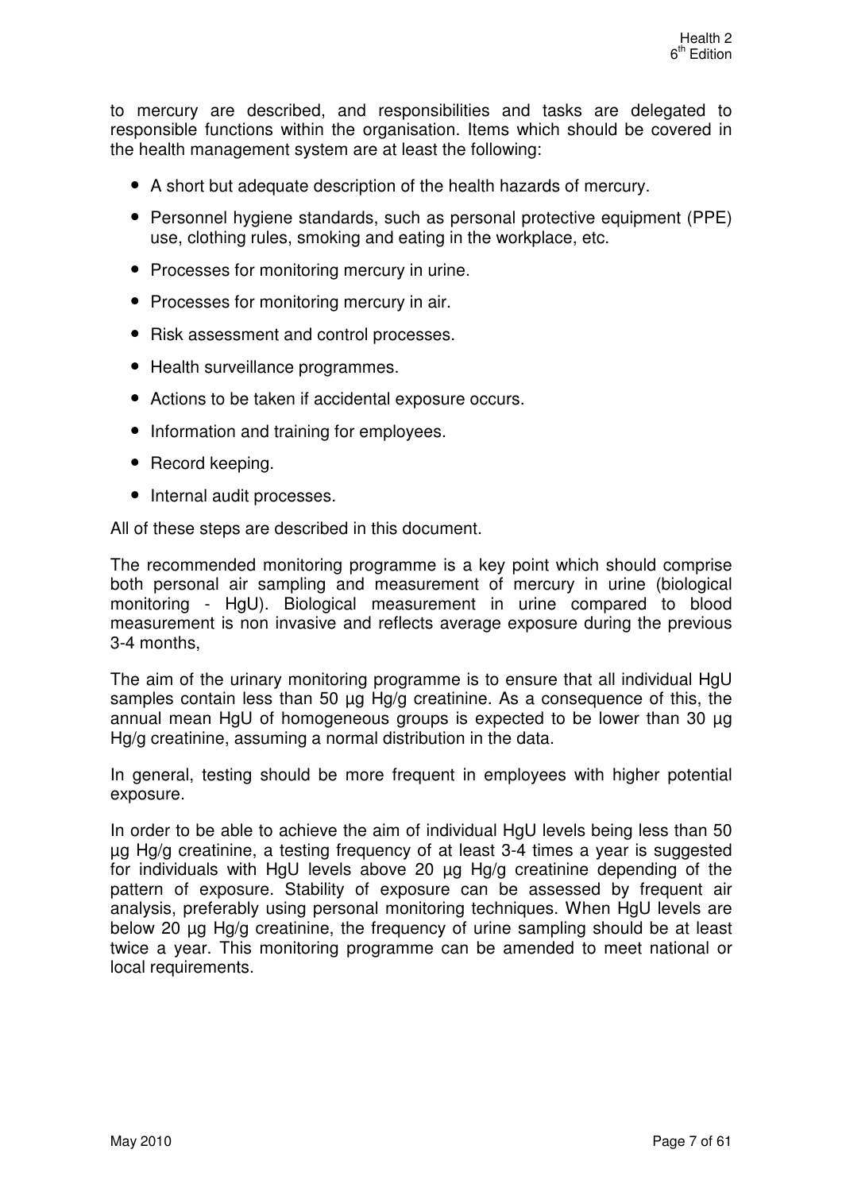to mercury are described, and responsibilities and tasks are delegated to responsible functions within the organisation. Items which should be covered in the health management system are at least the following:

- A short but adequate description of the health hazards of mercury.
- Personnel hygiene standards, such as personal protective equipment (PPE) use, clothing rules, smoking and eating in the workplace, etc.
- Processes for monitoring mercury in urine.
- Processes for monitoring mercury in air.
- Risk assessment and control processes.
- Health surveillance programmes.
- Actions to be taken if accidental exposure occurs.
- Information and training for employees.
- Record keeping.
- Internal audit processes.

All of these steps are described in this document.

The recommended monitoring programme is a key point which should comprise both personal air sampling and measurement of mercury in urine (biological monitoring - HgU). Biological measurement in urine compared to blood measurement is non invasive and reflects average exposure during the previous 3-4 months,

The aim of the urinary monitoring programme is to ensure that all individual HgU samples contain less than 50 µg Hg/g creatinine. As a consequence of this, the annual mean HgU of homogeneous groups is expected to be lower than 30 µg Hg/g creatinine, assuming a normal distribution in the data.

In general, testing should be more frequent in employees with higher potential exposure.

In order to be able to achieve the aim of individual HgU levels being less than 50 µg Hg/g creatinine, a testing frequency of at least 3-4 times a year is suggested for individuals with HgU levels above 20 µg Hg/g creatinine depending of the pattern of exposure. Stability of exposure can be assessed by frequent air analysis, preferably using personal monitoring techniques. When HgU levels are below 20 µg Hg/g creatinine, the frequency of urine sampling should be at least twice a year. This monitoring programme can be amended to meet national or local requirements.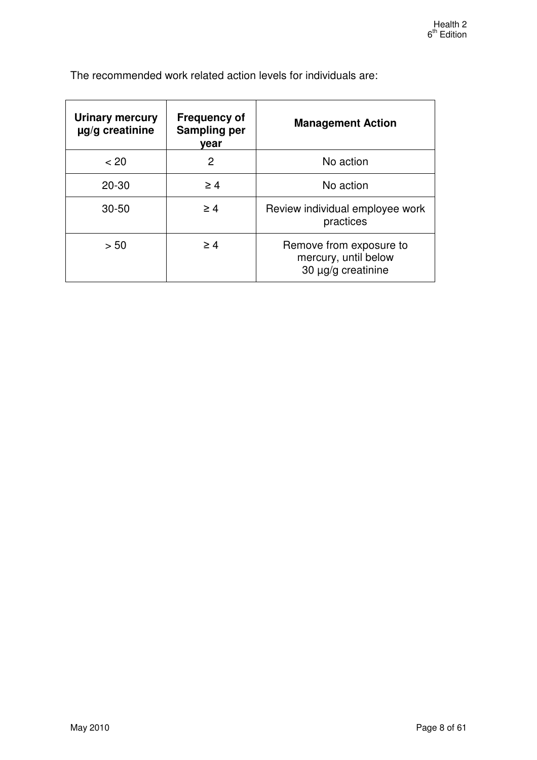The recommended work related action levels for individuals are:

| Urinary mercury µg/g creatinine | Frequency of Sampling per year | Management Action |
| --- | --- | --- |
| < 20 | 2 | No action |
| 20-30 | ≥ 4 | No action |
| 30-50 | ≥ 4 | Review individual employee work practices |
| > 50 | ≥ 4 | Remove from exposure to mercury, until below 30 µg/g creatinine |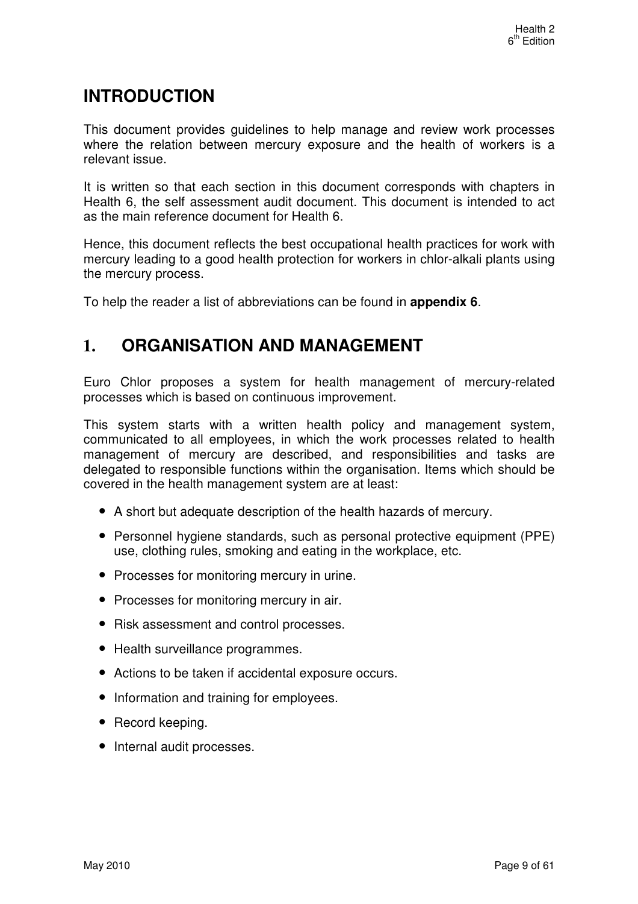# INTRODUCTION

This document provides guidelines to help manage and review work processes where the relation between mercury exposure and the health of workers is a relevant issue.

It is written so that each section in this document corresponds with chapters in Health 6, the self assessment audit document. This document is intended to act as the main reference document for Health 6.

Hence, this document reflects the best occupational health practices for work with mercury leading to a good health protection for workers in chlor-alkali plants using the mercury process.

To help the reader a list of abbreviations can be found in **appendix 6**.

# 1. ORGANISATION AND MANAGEMENT

Euro Chlor proposes a system for health management of mercury-related processes which is based on continuous improvement.

This system starts with a written health policy and management system, communicated to all employees, in which the work processes related to health management of mercury are described, and responsibilities and tasks are delegated to responsible functions within the organisation. Items which should be covered in the health management system are at least:

- A short but adequate description of the health hazards of mercury.
- Personnel hygiene standards, such as personal protective equipment (PPE) use, clothing rules, smoking and eating in the workplace, etc.
- Processes for monitoring mercury in urine.
- Processes for monitoring mercury in air.
- Risk assessment and control processes.
- Health surveillance programmes.
- Actions to be taken if accidental exposure occurs.
- Information and training for employees.
- Record keeping.
- Internal audit processes.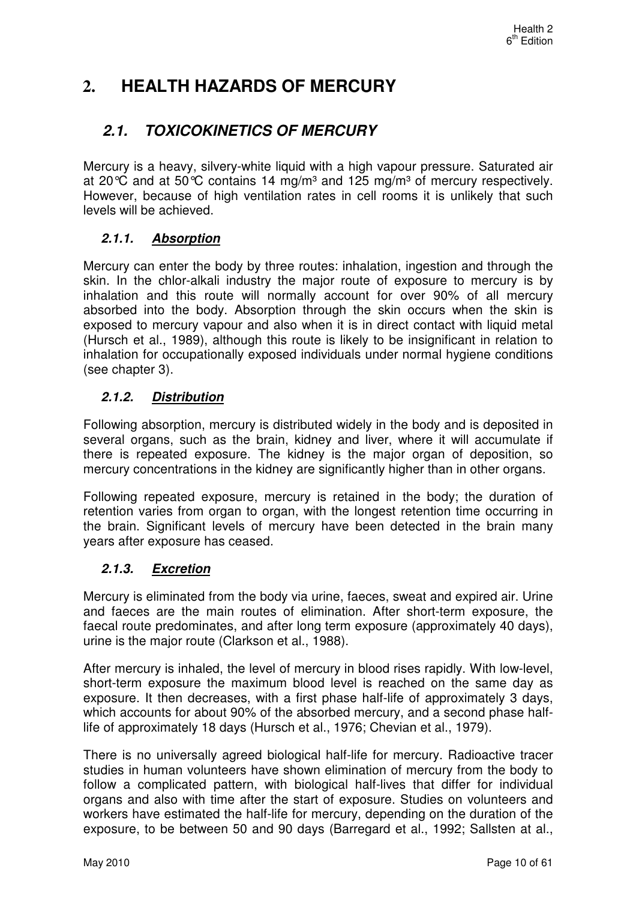# 2. HEALTH HAZARDS OF MERCURY

## 2.1. TOXICOKINETICS OF MERCURY

Mercury is a heavy, silvery-white liquid with a high vapour pressure. Saturated air at 20°C and at 50°C contains 14 mg/m³ and 125 mg/m³ of mercury respectively. However, because of high ventilation rates in cell rooms it is unlikely that such levels will be achieved.

### 2.1.1. *Absorption*

Mercury can enter the body by three routes: inhalation, ingestion and through the skin. In the chlor-alkali industry the major route of exposure to mercury is by inhalation and this route will normally account for over 90% of all mercury absorbed into the body. Absorption through the skin occurs when the skin is exposed to mercury vapour and also when it is in direct contact with liquid metal (Hursch et al., 1989), although this route is likely to be insignificant in relation to inhalation for occupationally exposed individuals under normal hygiene conditions (see chapter 3).

### 2.1.2. *Distribution*

Following absorption, mercury is distributed widely in the body and is deposited in several organs, such as the brain, kidney and liver, where it will accumulate if there is repeated exposure. The kidney is the major organ of deposition, so mercury concentrations in the kidney are significantly higher than in other organs.

Following repeated exposure, mercury is retained in the body; the duration of retention varies from organ to organ, with the longest retention time occurring in the brain. Significant levels of mercury have been detected in the brain many years after exposure has ceased.

### 2.1.3. *Excretion*

Mercury is eliminated from the body via urine, faeces, sweat and expired air. Urine and faeces are the main routes of elimination. After short-term exposure, the faecal route predominates, and after long term exposure (approximately 40 days), urine is the major route (Clarkson et al., 1988).

After mercury is inhaled, the level of mercury in blood rises rapidly. With low-level, short-term exposure the maximum blood level is reached on the same day as exposure. It then decreases, with a first phase half-life of approximately 3 days, which accounts for about 90% of the absorbed mercury, and a second phase half-life of approximately 18 days (Hursch et al., 1976; Chevian et al., 1979).

There is no universally agreed biological half-life for mercury. Radioactive tracer studies in human volunteers have shown elimination of mercury from the body to follow a complicated pattern, with biological half-lives that differ for individual organs and also with time after the start of exposure. Studies on volunteers and workers have estimated the half-life for mercury, depending on the duration of the exposure, to be between 50 and 90 days (Barregard et al., 1992; Sallsten at al.,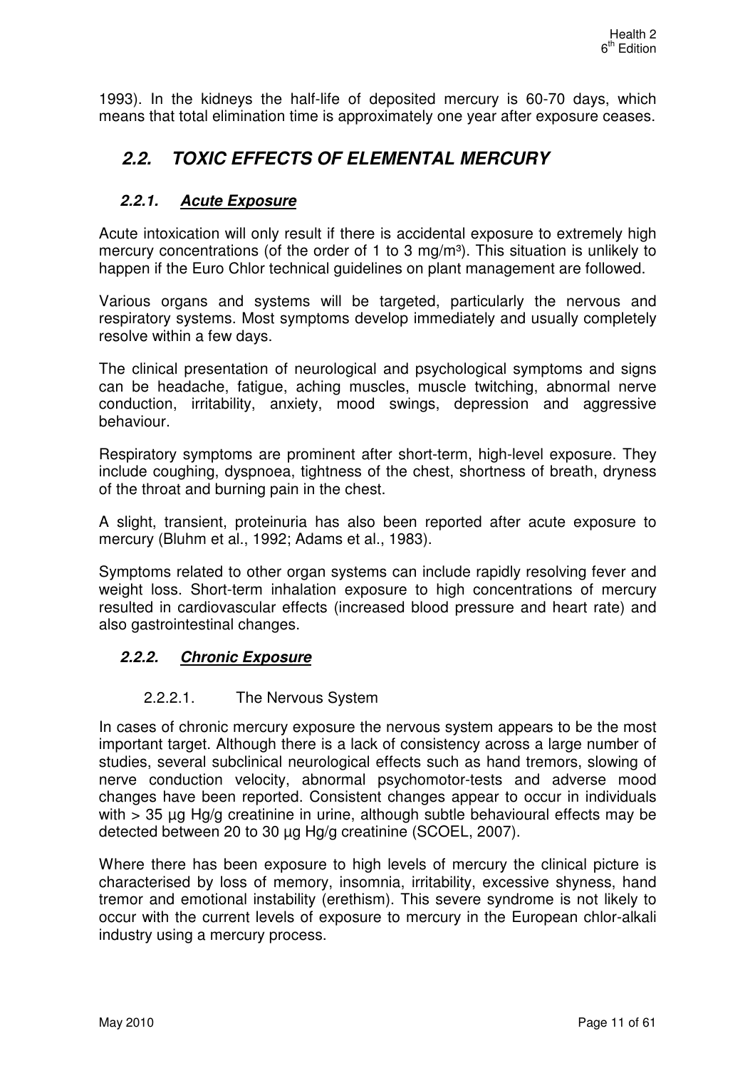1993). In the kidneys the half-life of deposited mercury is 60-70 days, which means that total elimination time is approximately one year after exposure ceases.

## *2.2. TOXIC EFFECTS OF ELEMENTAL MERCURY*

### *2.2.1. Acute Exposure*

Acute intoxication will only result if there is accidental exposure to extremely high mercury concentrations (of the order of 1 to 3 mg/m³). This situation is unlikely to happen if the Euro Chlor technical guidelines on plant management are followed.

Various organs and systems will be targeted, particularly the nervous and respiratory systems. Most symptoms develop immediately and usually completely resolve within a few days.

The clinical presentation of neurological and psychological symptoms and signs can be headache, fatigue, aching muscles, muscle twitching, abnormal nerve conduction, irritability, anxiety, mood swings, depression and aggressive behaviour.

Respiratory symptoms are prominent after short-term, high-level exposure. They include coughing, dyspnoea, tightness of the chest, shortness of breath, dryness of the throat and burning pain in the chest.

A slight, transient, proteinuria has also been reported after acute exposure to mercury (Bluhm et al., 1992; Adams et al., 1983).

Symptoms related to other organ systems can include rapidly resolving fever and weight loss. Short-term inhalation exposure to high concentrations of mercury resulted in cardiovascular effects (increased blood pressure and heart rate) and also gastrointestinal changes.

### *2.2.2. Chronic Exposure*

#### 2.2.2.1. The Nervous System

In cases of chronic mercury exposure the nervous system appears to be the most important target. Although there is a lack of consistency across a large number of studies, several subclinical neurological effects such as hand tremors, slowing of nerve conduction velocity, abnormal psychomotor-tests and adverse mood changes have been reported. Consistent changes appear to occur in individuals with > 35 µg Hg/g creatinine in urine, although subtle behavioural effects may be detected between 20 to 30 µg Hg/g creatinine (SCOEL, 2007).

Where there has been exposure to high levels of mercury the clinical picture is characterised by loss of memory, insomnia, irritability, excessive shyness, hand tremor and emotional instability (erethism). This severe syndrome is not likely to occur with the current levels of exposure to mercury in the European chlor-alkali industry using a mercury process.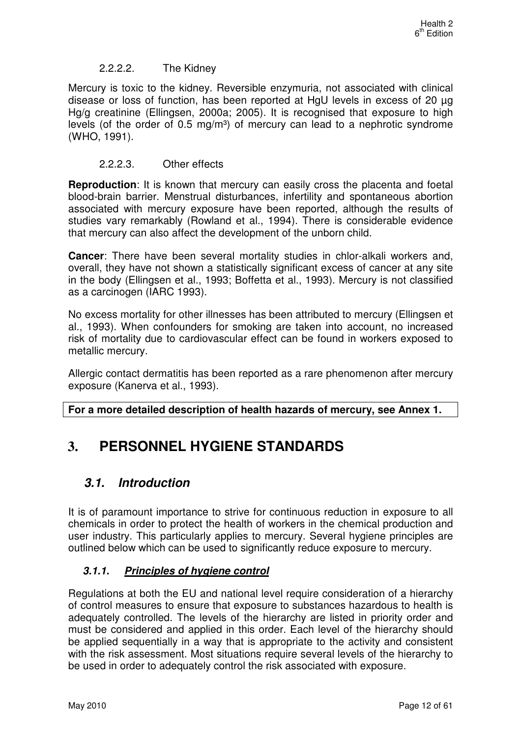#### 2.2.2.2. The Kidney

Mercury is toxic to the kidney. Reversible enzymuria, not associated with clinical disease or loss of function, has been reported at HgU levels in excess of 20 µg Hg/g creatinine (Ellingsen, 2000a; 2005). It is recognised that exposure to high levels (of the order of 0.5 mg/m³) of mercury can lead to a nephrotic syndrome (WHO, 1991).

#### 2.2.2.3. Other effects

**Reproduction**: It is known that mercury can easily cross the placenta and foetal blood-brain barrier. Menstrual disturbances, infertility and spontaneous abortion associated with mercury exposure have been reported, although the results of studies vary remarkably (Rowland et al., 1994). There is considerable evidence that mercury can also affect the development of the unborn child.

**Cancer**: There have been several mortality studies in chlor-alkali workers and, overall, they have not shown a statistically significant excess of cancer at any site in the body (Ellingsen et al., 1993; Boffetta et al., 1993). Mercury is not classified as a carcinogen (IARC 1993).

No excess mortality for other illnesses has been attributed to mercury (Ellingsen et al., 1993). When confounders for smoking are taken into account, no increased risk of mortality due to cardiovascular effect can be found in workers exposed to metallic mercury.

Allergic contact dermatitis has been reported as a rare phenomenon after mercury exposure (Kanerva et al., 1993).

**For a more detailed description of health hazards of mercury, see Annex 1.**

# 3. PERSONNEL HYGIENE STANDARDS

## 3.1. Introduction

It is of paramount importance to strive for continuous reduction in exposure to all chemicals in order to protect the health of workers in the chemical production and user industry. This particularly applies to mercury. Several hygiene principles are outlined below which can be used to significantly reduce exposure to mercury.

### 3.1.1. ***Principles of hygiene control***

Regulations at both the EU and national level require consideration of a hierarchy of control measures to ensure that exposure to substances hazardous to health is adequately controlled. The levels of the hierarchy are listed in priority order and must be considered and applied in this order. Each level of the hierarchy should be applied sequentially in a way that is appropriate to the activity and consistent with the risk assessment. Most situations require several levels of the hierarchy to be used in order to adequately control the risk associated with exposure.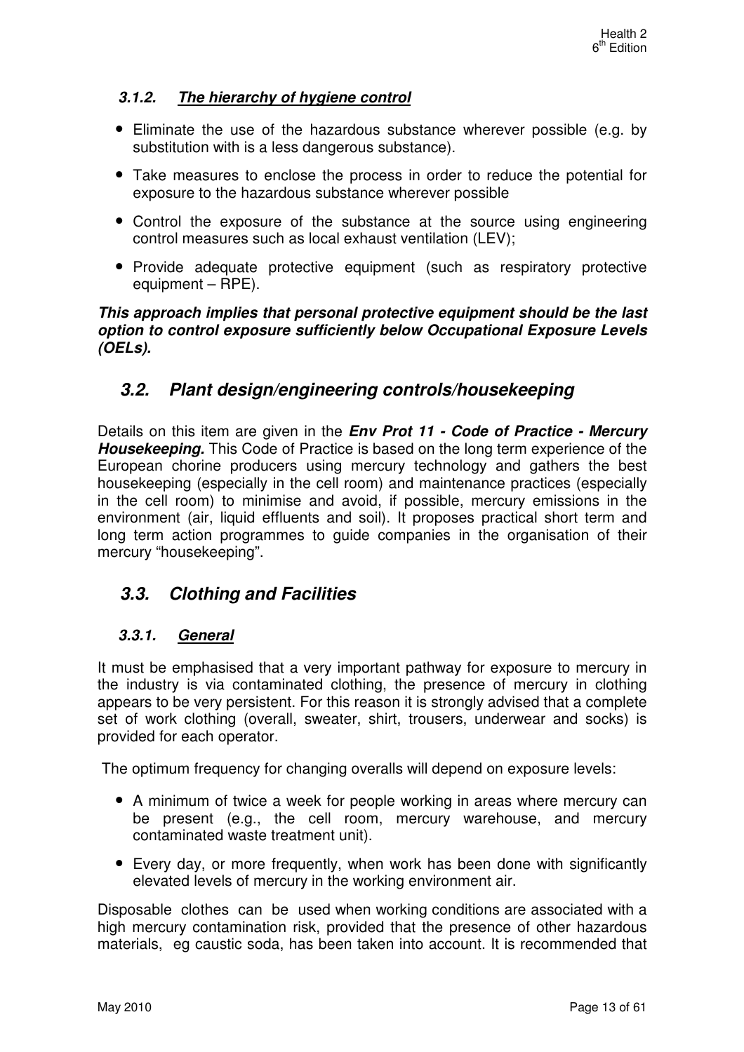#### *3.1.2. The hierarchy of hygiene control*

- Eliminate the use of the hazardous substance wherever possible (e.g. by substitution with is a less dangerous substance).
- Take measures to enclose the process in order to reduce the potential for exposure to the hazardous substance wherever possible
- Control the exposure of the substance at the source using engineering control measures such as local exhaust ventilation (LEV);
- Provide adequate protective equipment (such as respiratory protective equipment – RPE).

***This approach implies that personal protective equipment should be the last option to control exposure sufficiently below Occupational Exposure Levels (OELs).***

### *3.2. Plant design/engineering controls/housekeeping*

Details on this item are given in the ***Env Prot 11 - Code of Practice - Mercury Housekeeping.*** This Code of Practice is based on the long term experience of the European chorine producers using mercury technology and gathers the best housekeeping (especially in the cell room) and maintenance practices (especially in the cell room) to minimise and avoid, if possible, mercury emissions in the environment (air, liquid effluents and soil). It proposes practical short term and long term action programmes to guide companies in the organisation of their mercury "housekeeping".

### *3.3. Clothing and Facilities*

#### *3.3.1. General*

It must be emphasised that a very important pathway for exposure to mercury in the industry is via contaminated clothing, the presence of mercury in clothing appears to be very persistent. For this reason it is strongly advised that a complete set of work clothing (overall, sweater, shirt, trousers, underwear and socks) is provided for each operator.

The optimum frequency for changing overalls will depend on exposure levels:

- A minimum of twice a week for people working in areas where mercury can be present (e.g., the cell room, mercury warehouse, and mercury contaminated waste treatment unit).
- Every day, or more frequently, when work has been done with significantly elevated levels of mercury in the working environment air.

Disposable clothes can be used when working conditions are associated with a high mercury contamination risk, provided that the presence of other hazardous materials, eg caustic soda, has been taken into account. It is recommended that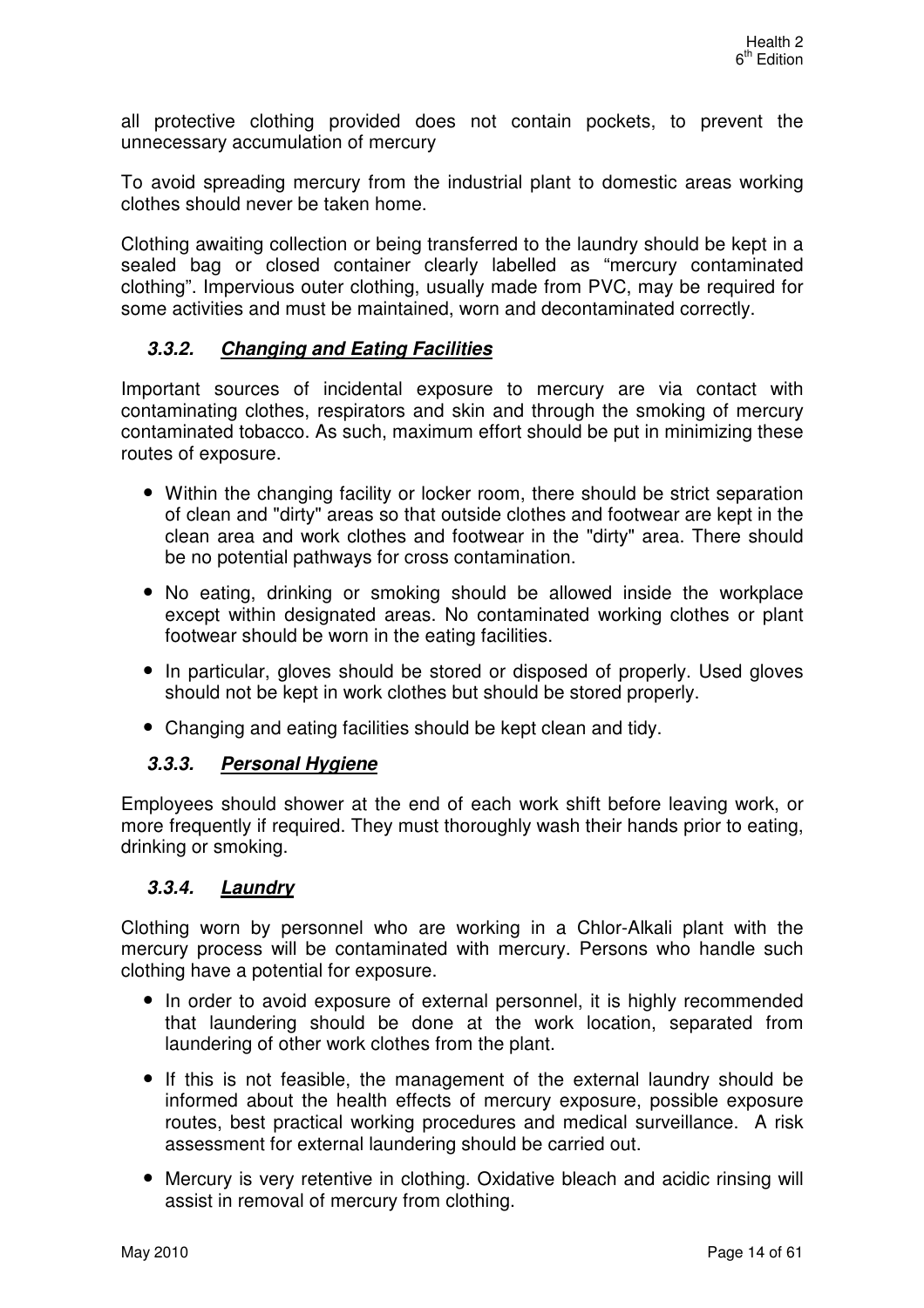all protective clothing provided does not contain pockets, to prevent the unnecessary accumulation of mercury

To avoid spreading mercury from the industrial plant to domestic areas working clothes should never be taken home.

Clothing awaiting collection or being transferred to the laundry should be kept in a sealed bag or closed container clearly labelled as "mercury contaminated clothing". Impervious outer clothing, usually made from PVC, may be required for some activities and must be maintained, worn and decontaminated correctly.

### *3.3.2. Changing and Eating Facilities*

Important sources of incidental exposure to mercury are via contact with contaminating clothes, respirators and skin and through the smoking of mercury contaminated tobacco. As such, maximum effort should be put in minimizing these routes of exposure.

- Within the changing facility or locker room, there should be strict separation of clean and "dirty" areas so that outside clothes and footwear are kept in the clean area and work clothes and footwear in the "dirty" area. There should be no potential pathways for cross contamination.
- No eating, drinking or smoking should be allowed inside the workplace except within designated areas. No contaminated working clothes or plant footwear should be worn in the eating facilities.
- In particular, gloves should be stored or disposed of properly. Used gloves should not be kept in work clothes but should be stored properly.
- Changing and eating facilities should be kept clean and tidy.

### *3.3.3. Personal Hygiene*

Employees should shower at the end of each work shift before leaving work, or more frequently if required. They must thoroughly wash their hands prior to eating, drinking or smoking.

### *3.3.4. Laundry*

Clothing worn by personnel who are working in a Chlor-Alkali plant with the mercury process will be contaminated with mercury. Persons who handle such clothing have a potential for exposure.

- In order to avoid exposure of external personnel, it is highly recommended that laundering should be done at the work location, separated from laundering of other work clothes from the plant.
- If this is not feasible, the management of the external laundry should be informed about the health effects of mercury exposure, possible exposure routes, best practical working procedures and medical surveillance. A risk assessment for external laundering should be carried out.
- Mercury is very retentive in clothing. Oxidative bleach and acidic rinsing will assist in removal of mercury from clothing.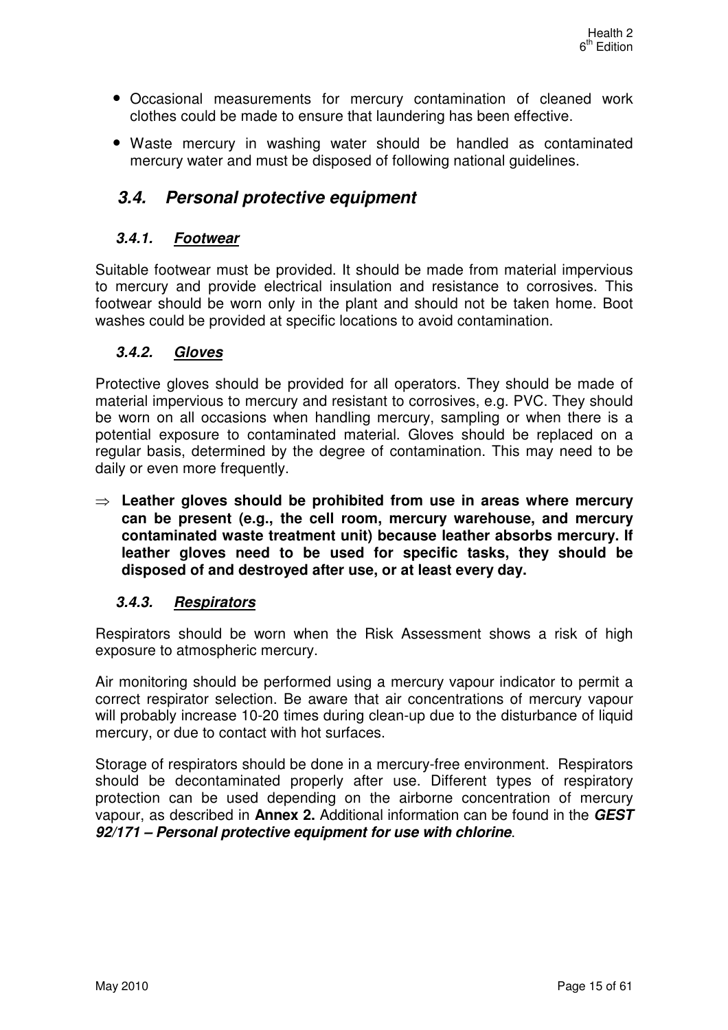- Occasional measurements for mercury contamination of cleaned work clothes could be made to ensure that laundering has been effective.
- Waste mercury in washing water should be handled as contaminated mercury water and must be disposed of following national guidelines.

## *3.4. Personal protective equipment*

### *3.4.1. Footwear*

Suitable footwear must be provided. It should be made from material impervious to mercury and provide electrical insulation and resistance to corrosives. This footwear should be worn only in the plant and should not be taken home. Boot washes could be provided at specific locations to avoid contamination.

### *3.4.2. Gloves*

Protective gloves should be provided for all operators. They should be made of material impervious to mercury and resistant to corrosives, e.g. PVC. They should be worn on all occasions when handling mercury, sampling or when there is a potential exposure to contaminated material. Gloves should be replaced on a regular basis, determined by the degree of contamination. This may need to be daily or even more frequently.

⇒ **Leather gloves should be prohibited from use in areas where mercury can be present (e.g., the cell room, mercury warehouse, and mercury contaminated waste treatment unit) because leather absorbs mercury. If leather gloves need to be used for specific tasks, they should be disposed of and destroyed after use, or at least every day.**

### *3.4.3. Respirators*

Respirators should be worn when the Risk Assessment shows a risk of high exposure to atmospheric mercury.

Air monitoring should be performed using a mercury vapour indicator to permit a correct respirator selection. Be aware that air concentrations of mercury vapour will probably increase 10-20 times during clean-up due to the disturbance of liquid mercury, or due to contact with hot surfaces.

Storage of respirators should be done in a mercury-free environment. Respirators should be decontaminated properly after use. Different types of respiratory protection can be used depending on the airborne concentration of mercury vapour, as described in **Annex 2.** Additional information can be found in the ***GEST 92/171 – Personal protective equipment for use with chlorine***.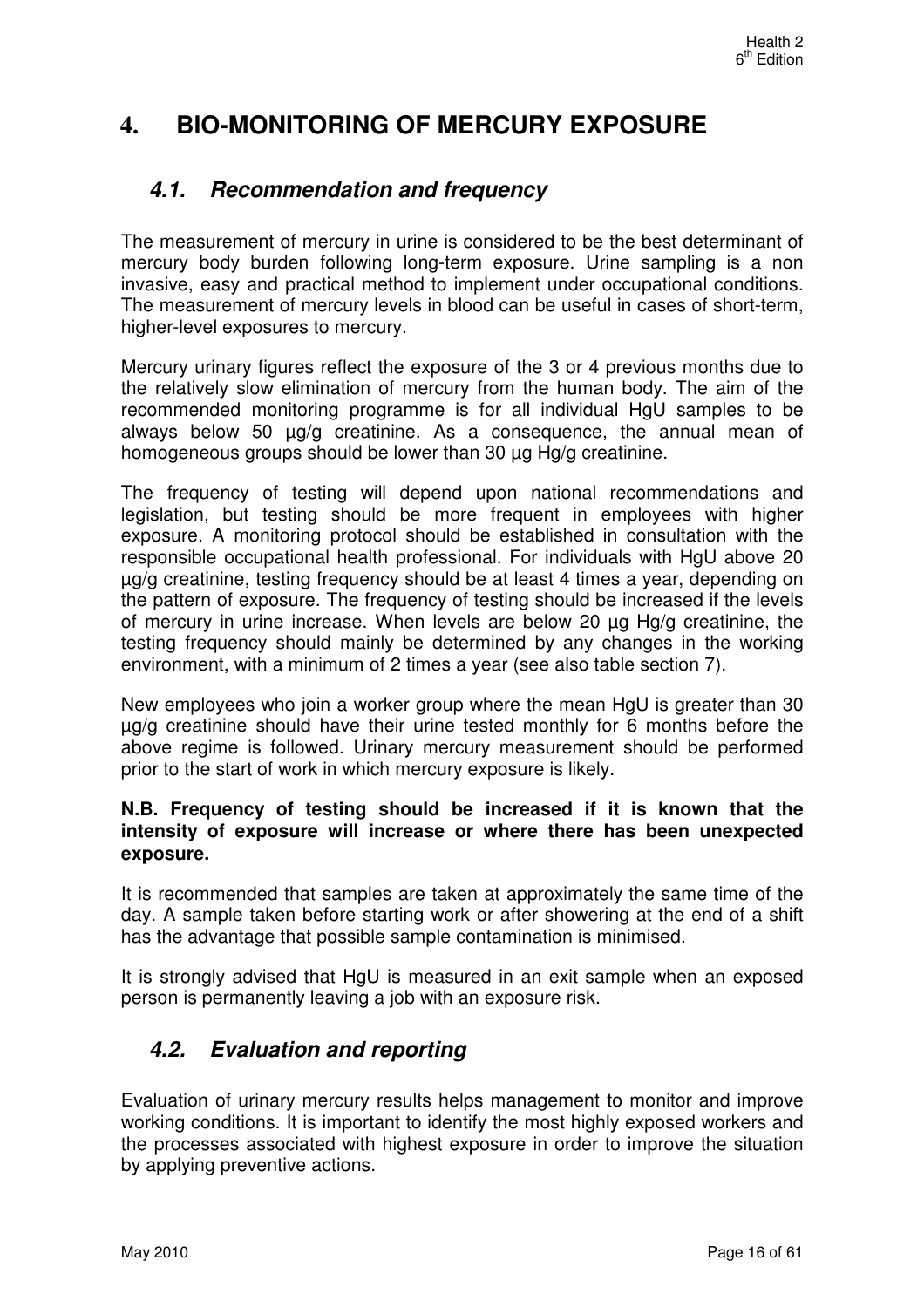# 4. BIO-MONITORING OF MERCURY EXPOSURE

## 4.1. Recommendation and frequency

The measurement of mercury in urine is considered to be the best determinant of mercury body burden following long-term exposure. Urine sampling is a non invasive, easy and practical method to implement under occupational conditions. The measurement of mercury levels in blood can be useful in cases of short-term, higher-level exposures to mercury.

Mercury urinary figures reflect the exposure of the 3 or 4 previous months due to the relatively slow elimination of mercury from the human body. The aim of the recommended monitoring programme is for all individual HgU samples to be always below 50 µg/g creatinine. As a consequence, the annual mean of homogeneous groups should be lower than 30 µg Hg/g creatinine.

The frequency of testing will depend upon national recommendations and legislation, but testing should be more frequent in employees with higher exposure. A monitoring protocol should be established in consultation with the responsible occupational health professional. For individuals with HgU above 20 µg/g creatinine, testing frequency should be at least 4 times a year, depending on the pattern of exposure. The frequency of testing should be increased if the levels of mercury in urine increase. When levels are below 20 µg Hg/g creatinine, the testing frequency should mainly be determined by any changes in the working environment, with a minimum of 2 times a year (see also table section 7).

New employees who join a worker group where the mean HgU is greater than 30 µg/g creatinine should have their urine tested monthly for 6 months before the above regime is followed. Urinary mercury measurement should be performed prior to the start of work in which mercury exposure is likely.

**N.B. Frequency of testing should be increased if it is known that the intensity of exposure will increase or where there has been unexpected exposure.**

It is recommended that samples are taken at approximately the same time of the day. A sample taken before starting work or after showering at the end of a shift has the advantage that possible sample contamination is minimised.

It is strongly advised that HgU is measured in an exit sample when an exposed person is permanently leaving a job with an exposure risk.

## 4.2. Evaluation and reporting

Evaluation of urinary mercury results helps management to monitor and improve working conditions. It is important to identify the most highly exposed workers and the processes associated with highest exposure in order to improve the situation by applying preventive actions.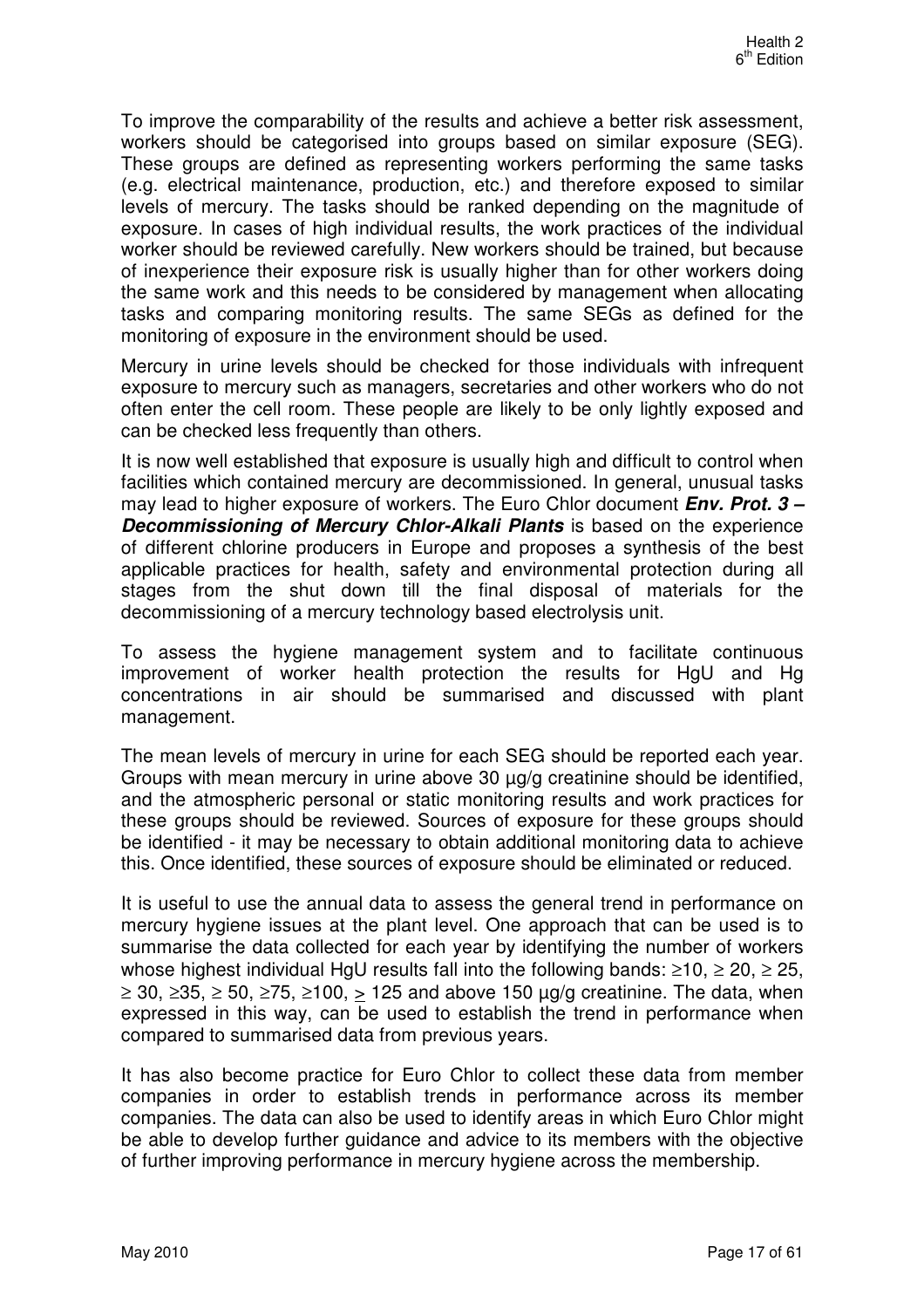To improve the comparability of the results and achieve a better risk assessment, workers should be categorised into groups based on similar exposure (SEG). These groups are defined as representing workers performing the same tasks (e.g. electrical maintenance, production, etc.) and therefore exposed to similar levels of mercury. The tasks should be ranked depending on the magnitude of exposure. In cases of high individual results, the work practices of the individual worker should be reviewed carefully. New workers should be trained, but because of inexperience their exposure risk is usually higher than for other workers doing the same work and this needs to be considered by management when allocating tasks and comparing monitoring results. The same SEGs as defined for the monitoring of exposure in the environment should be used.

Mercury in urine levels should be checked for those individuals with infrequent exposure to mercury such as managers, secretaries and other workers who do not often enter the cell room. These people are likely to be only lightly exposed and can be checked less frequently than others.

It is now well established that exposure is usually high and difficult to control when facilities which contained mercury are decommissioned. In general, unusual tasks may lead to higher exposure of workers. The Euro Chlor document ***Env. Prot. 3 – Decommissioning of Mercury Chlor-Alkali Plants*** is based on the experience of different chlorine producers in Europe and proposes a synthesis of the best applicable practices for health, safety and environmental protection during all stages from the shut down till the final disposal of materials for the decommissioning of a mercury technology based electrolysis unit.

To assess the hygiene management system and to facilitate continuous improvement of worker health protection the results for HgU and Hg concentrations in air should be summarised and discussed with plant management.

The mean levels of mercury in urine for each SEG should be reported each year. Groups with mean mercury in urine above 30 µg/g creatinine should be identified, and the atmospheric personal or static monitoring results and work practices for these groups should be reviewed. Sources of exposure for these groups should be identified - it may be necessary to obtain additional monitoring data to achieve this. Once identified, these sources of exposure should be eliminated or reduced.

It is useful to use the annual data to assess the general trend in performance on mercury hygiene issues at the plant level. One approach that can be used is to summarise the data collected for each year by identifying the number of workers whose highest individual HgU results fall into the following bands: ≥10, ≥ 20, ≥ 25, ≥ 30, ≥35, ≥ 50, ≥75, ≥100, ≥ 125 and above 150 µg/g creatinine. The data, when expressed in this way, can be used to establish the trend in performance when compared to summarised data from previous years.

It has also become practice for Euro Chlor to collect these data from member companies in order to establish trends in performance across its member companies. The data can also be used to identify areas in which Euro Chlor might be able to develop further guidance and advice to its members with the objective of further improving performance in mercury hygiene across the membership.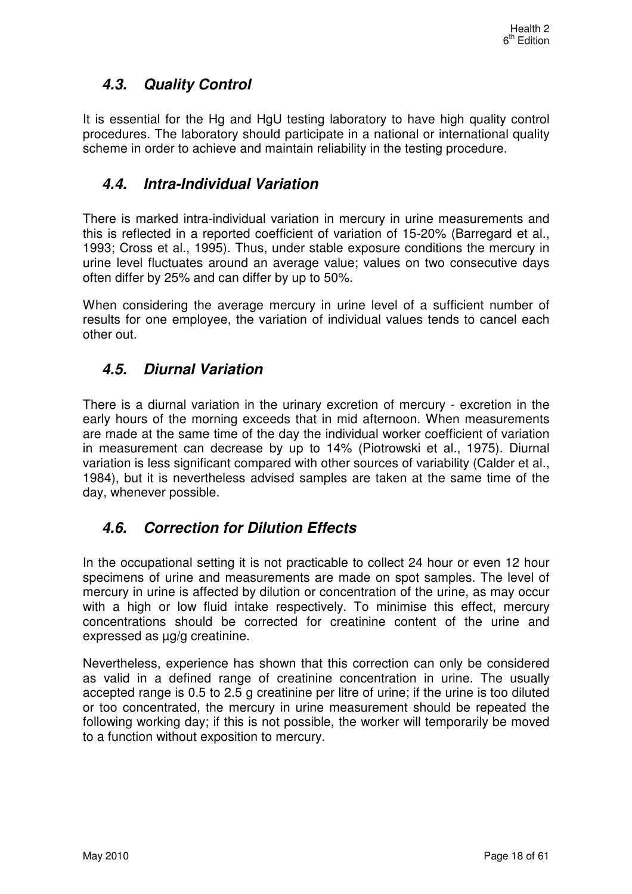## 4.3. Quality Control

It is essential for the Hg and HgU testing laboratory to have high quality control procedures. The laboratory should participate in a national or international quality scheme in order to achieve and maintain reliability in the testing procedure.

## 4.4. Intra-Individual Variation

There is marked intra-individual variation in mercury in urine measurements and this is reflected in a reported coefficient of variation of 15-20% (Barregard et al., 1993; Cross et al., 1995). Thus, under stable exposure conditions the mercury in urine level fluctuates around an average value; values on two consecutive days often differ by 25% and can differ by up to 50%.

When considering the average mercury in urine level of a sufficient number of results for one employee, the variation of individual values tends to cancel each other out.

## 4.5. Diurnal Variation

There is a diurnal variation in the urinary excretion of mercury - excretion in the early hours of the morning exceeds that in mid afternoon. When measurements are made at the same time of the day the individual worker coefficient of variation in measurement can decrease by up to 14% (Piotrowski et al., 1975). Diurnal variation is less significant compared with other sources of variability (Calder et al., 1984), but it is nevertheless advised samples are taken at the same time of the day, whenever possible.

## 4.6. Correction for Dilution Effects

In the occupational setting it is not practicable to collect 24 hour or even 12 hour specimens of urine and measurements are made on spot samples. The level of mercury in urine is affected by dilution or concentration of the urine, as may occur with a high or low fluid intake respectively. To minimise this effect, mercury concentrations should be corrected for creatinine content of the urine and expressed as µg/g creatinine.

Nevertheless, experience has shown that this correction can only be considered as valid in a defined range of creatinine concentration in urine. The usually accepted range is 0.5 to 2.5 g creatinine per litre of urine; if the urine is too diluted or too concentrated, the mercury in urine measurement should be repeated the following working day; if this is not possible, the worker will temporarily be moved to a function without exposition to mercury.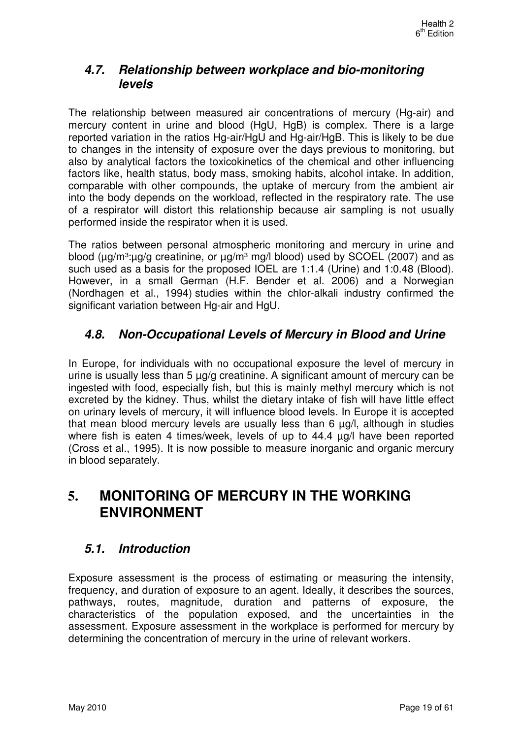### 4.7. Relationship between workplace and bio-monitoring levels

The relationship between measured air concentrations of mercury (Hg-air) and mercury content in urine and blood (HgU, HgB) is complex. There is a large reported variation in the ratios Hg-air/HgU and Hg-air/HgB. This is likely to be due to changes in the intensity of exposure over the days previous to monitoring, but also by analytical factors the toxicokinetics of the chemical and other influencing factors like, health status, body mass, smoking habits, alcohol intake. In addition, comparable with other compounds, the uptake of mercury from the ambient air into the body depends on the workload, reflected in the respiratory rate. The use of a respirator will distort this relationship because air sampling is not usually performed inside the respirator when it is used.

The ratios between personal atmospheric monitoring and mercury in urine and blood (µg/m³:µg/g creatinine, or µg/m³ mg/l blood) used by SCOEL (2007) and as such used as a basis for the proposed IOEL are 1:1.4 (Urine) and 1:0.48 (Blood). However, in a small German (H.F. Bender et al. 2006) and a Norwegian (Nordhagen et al., 1994) studies within the chlor-alkali industry confirmed the significant variation between Hg-air and HgU.

### 4.8. Non-Occupational Levels of Mercury in Blood and Urine

In Europe, for individuals with no occupational exposure the level of mercury in urine is usually less than 5 µg/g creatinine. A significant amount of mercury can be ingested with food, especially fish, but this is mainly methyl mercury which is not excreted by the kidney. Thus, whilst the dietary intake of fish will have little effect on urinary levels of mercury, it will influence blood levels. In Europe it is accepted that mean blood mercury levels are usually less than 6 µg/l, although in studies where fish is eaten 4 times/week, levels of up to 44.4 µg/l have been reported (Cross et al., 1995). It is now possible to measure inorganic and organic mercury in blood separately.

## 5. MONITORING OF MERCURY IN THE WORKING ENVIRONMENT

### 5.1. Introduction

Exposure assessment is the process of estimating or measuring the intensity, frequency, and duration of exposure to an agent. Ideally, it describes the sources, pathways, routes, magnitude, duration and patterns of exposure, the characteristics of the population exposed, and the uncertainties in the assessment. Exposure assessment in the workplace is performed for mercury by determining the concentration of mercury in the urine of relevant workers.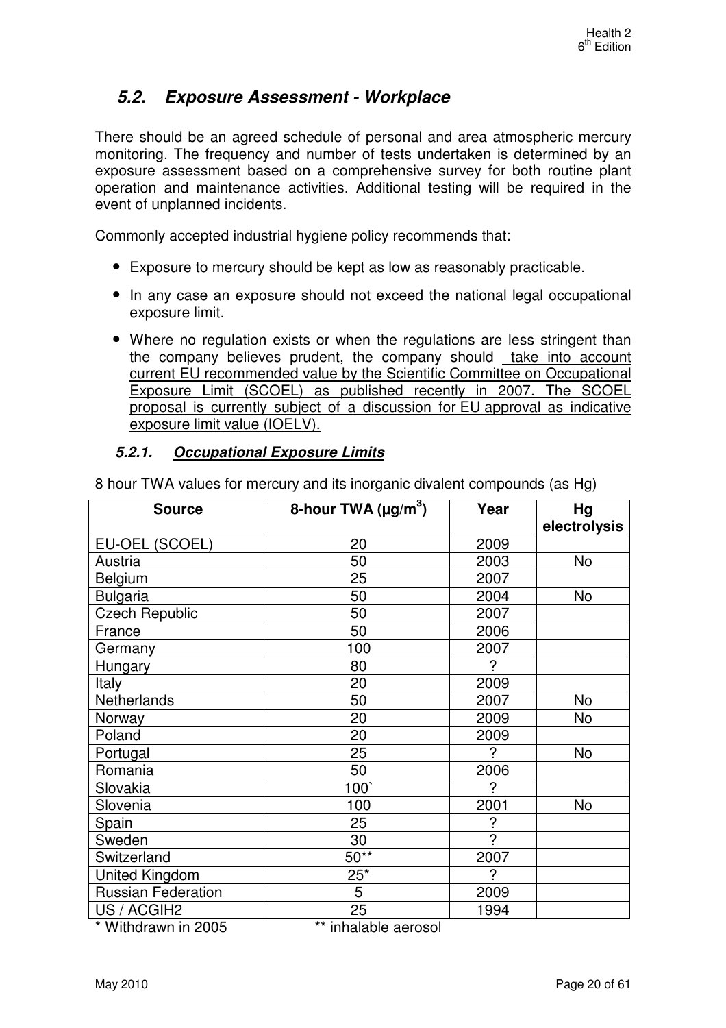## *5.2. Exposure Assessment - Workplace*

There should be an agreed schedule of personal and area atmospheric mercury monitoring. The frequency and number of tests undertaken is determined by an exposure assessment based on a comprehensive survey for both routine plant operation and maintenance activities. Additional testing will be required in the event of unplanned incidents.

Commonly accepted industrial hygiene policy recommends that:

- Exposure to mercury should be kept as low as reasonably practicable.
- In any case an exposure should not exceed the national legal occupational exposure limit.
- Where no regulation exists or when the regulations are less stringent than the company believes prudent, the company should take into account current EU recommended value by the Scientific Committee on Occupational Exposure Limit (SCOEL) as published recently in 2007. The SCOEL proposal is currently subject of a discussion for EU approval as indicative exposure limit value (IOELV).

### *5.2.1. Occupational Exposure Limits*

8 hour TWA values for mercury and its inorganic divalent compounds (as Hg)

| Source | 8-hour TWA (µg/m$^3$) | Year | Hg electrolysis |
|---|---|---|---|
| EU-OEL (SCOEL) | 20 | 2009 | |
| Austria | 50 | 2003 | No |
| Belgium | 25 | 2007 | |
| Bulgaria | 50 | 2004 | No |
| Czech Republic | 50 | 2007 | |
| France | 50 | 2006 | |
| Germany | 100 | 2007 | |
| Hungary | 80 | ? | |
| Italy | 20 | 2009 | |
| Netherlands | 50 | 2007 | No |
| Norway | 20 | 2009 | No |
| Poland | 20 | 2009 | |
| Portugal | 25 | ? | No |
| Romania | 50 | 2006 | |
| Slovakia | 100` | ? | |
| Slovenia | 100 | 2001 | No |
| Spain | 25 | ? | |
| Sweden | 30 | ? | |
| Switzerland | 50** | 2007 | |
| United Kingdom | 25* | ? | |
| Russian Federation | 5 | 2009 | |
| US / ACGIH2 | 25 | 1994 | |

\* Withdrawn in 2005 ** inhalable aerosol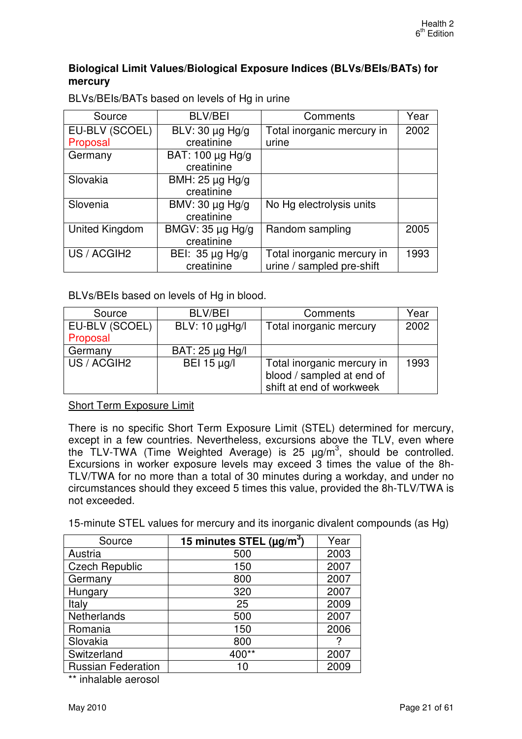**Biological Limit Values/Biological Exposure Indices (BLVs/BEIs/BATs) for mercury**

BLVs/BEIs/BATs based on levels of Hg in urine

| Source | BLV/BEI | Comments | Year |
|---|---|---|---|
| EU-BLV (SCOEL) Proposal | BLV: 30 µg Hg/g creatinine | Total inorganic mercury in urine | 2002 |
| Germany | BAT: 100 µg Hg/g creatinine | | |
| Slovakia | BMH: 25 µg Hg/g creatinine | | |
| Slovenia | BMV: 30 µg Hg/g creatinine | No Hg electrolysis units | |
| United Kingdom | BMGV: 35 µg Hg/g creatinine | Random sampling | 2005 |
| US / ACGIH2 | BEI: 35 µg Hg/g creatinine | Total inorganic mercury in urine / sampled pre-shift | 1993 |

BLVs/BEIs based on levels of Hg in blood.

| Source | BLV/BEI | Comments | Year |
|---|---|---|---|
| EU-BLV (SCOEL) Proposal | BLV: 10 µgHg/l | Total inorganic mercury | 2002 |
| Germany | BAT: 25 µg Hg/l | | |
| US / ACGIH2 | BEI 15 µg/l | Total inorganic mercury in blood / sampled at end of shift at end of workweek | 1993 |

Short Term Exposure Limit

There is no specific Short Term Exposure Limit (STEL) determined for mercury, except in a few countries. Nevertheless, excursions above the TLV, even where the TLV-TWA (Time Weighted Average) is 25 µg/m$^3$, should be controlled. Excursions in worker exposure levels may exceed 3 times the value of the 8h-TLV/TWA for no more than a total of 30 minutes during a workday, and under no circumstances should they exceed 5 times this value, provided the 8h-TLV/TWA is not exceeded.

15-minute STEL values for mercury and its inorganic divalent compounds (as Hg)

| Source | **15 minutes STEL (µg/m$^3$)** | Year |
|---|---|---|
| Austria | 500 | 2003 |
| Czech Republic | 150 | 2007 |
| Germany | 800 | 2007 |
| Hungary | 320 | 2007 |
| Italy | 25 | 2009 |
| Netherlands | 500 | 2007 |
| Romania | 150 | 2006 |
| Slovakia | 800 | ? |
| Switzerland | 400** | 2007 |
| Russian Federation | 10 | 2009 |

** inhalable aerosol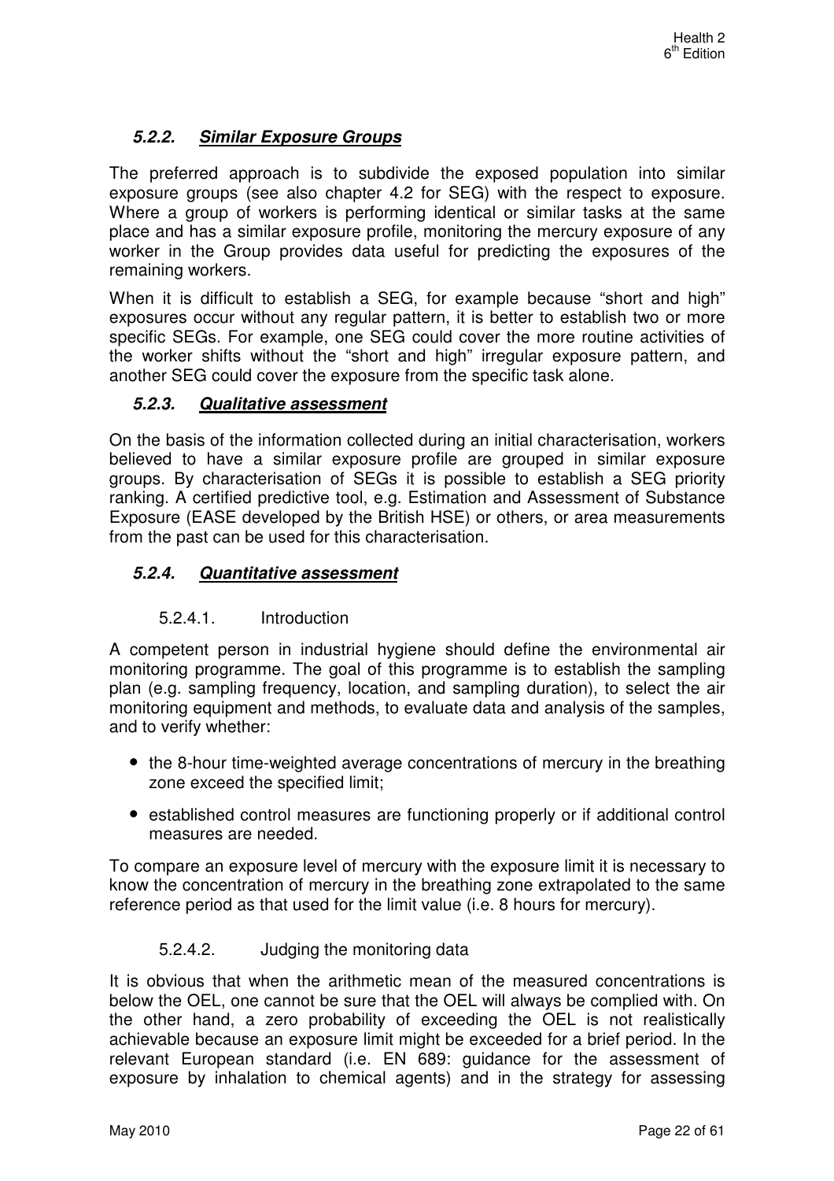### *5.2.2. Similar Exposure Groups*

The preferred approach is to subdivide the exposed population into similar exposure groups (see also chapter 4.2 for SEG) with the respect to exposure. Where a group of workers is performing identical or similar tasks at the same place and has a similar exposure profile, monitoring the mercury exposure of any worker in the Group provides data useful for predicting the exposures of the remaining workers.

When it is difficult to establish a SEG, for example because "short and high" exposures occur without any regular pattern, it is better to establish two or more specific SEGs. For example, one SEG could cover the more routine activities of the worker shifts without the "short and high" irregular exposure pattern, and another SEG could cover the exposure from the specific task alone.

### *5.2.3. Qualitative assessment*

On the basis of the information collected during an initial characterisation, workers believed to have a similar exposure profile are grouped in similar exposure groups. By characterisation of SEGs it is possible to establish a SEG priority ranking. A certified predictive tool, e.g. Estimation and Assessment of Substance Exposure (EASE developed by the British HSE) or others, or area measurements from the past can be used for this characterisation.

### *5.2.4. Quantitative assessment*

#### 5.2.4.1. Introduction

A competent person in industrial hygiene should define the environmental air monitoring programme. The goal of this programme is to establish the sampling plan (e.g. sampling frequency, location, and sampling duration), to select the air monitoring equipment and methods, to evaluate data and analysis of the samples, and to verify whether:

- the 8-hour time-weighted average concentrations of mercury in the breathing zone exceed the specified limit;
- established control measures are functioning properly or if additional control measures are needed.

To compare an exposure level of mercury with the exposure limit it is necessary to know the concentration of mercury in the breathing zone extrapolated to the same reference period as that used for the limit value (i.e. 8 hours for mercury).

#### 5.2.4.2. Judging the monitoring data

It is obvious that when the arithmetic mean of the measured concentrations is below the OEL, one cannot be sure that the OEL will always be complied with. On the other hand, a zero probability of exceeding the OEL is not realistically achievable because an exposure limit might be exceeded for a brief period. In the relevant European standard (i.e. EN 689: guidance for the assessment of exposure by inhalation to chemical agents) and in the strategy for assessing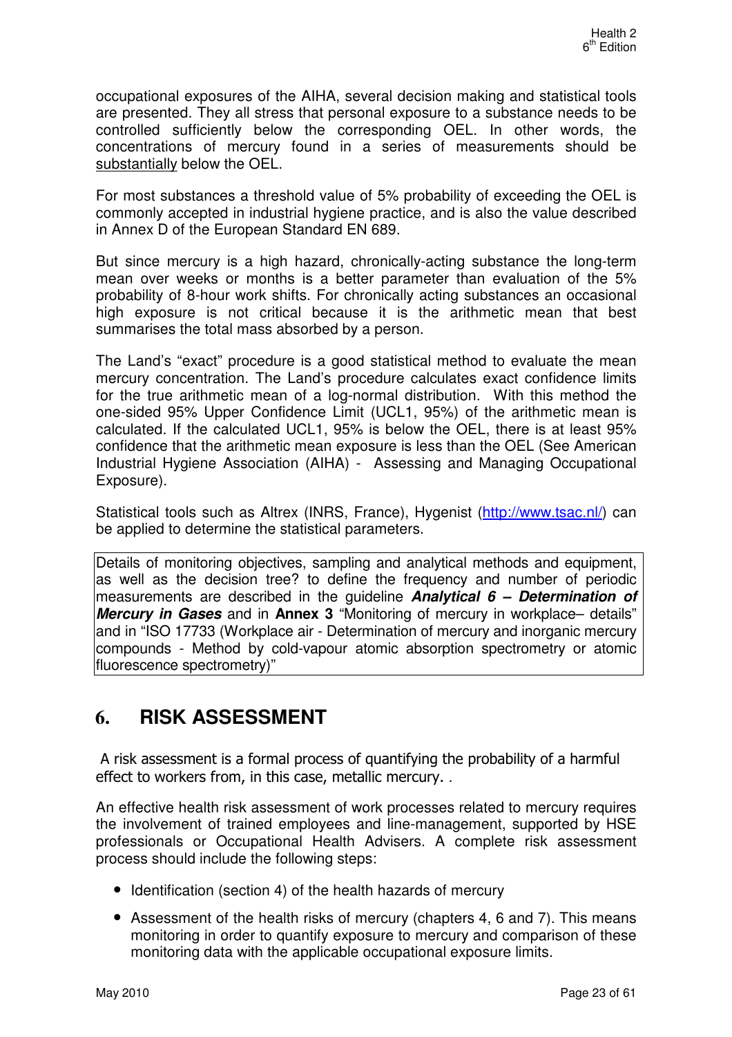occupational exposures of the AIHA, several decision making and statistical tools are presented. They all stress that personal exposure to a substance needs to be controlled sufficiently below the corresponding OEL. In other words, the concentrations of mercury found in a series of measurements should be substantially below the OEL.

For most substances a threshold value of 5% probability of exceeding the OEL is commonly accepted in industrial hygiene practice, and is also the value described in Annex D of the European Standard EN 689.

But since mercury is a high hazard, chronically-acting substance the long-term mean over weeks or months is a better parameter than evaluation of the 5% probability of 8-hour work shifts. For chronically acting substances an occasional high exposure is not critical because it is the arithmetic mean that best summarises the total mass absorbed by a person.

The Land's "exact" procedure is a good statistical method to evaluate the mean mercury concentration. The Land's procedure calculates exact confidence limits for the true arithmetic mean of a log-normal distribution. With this method the one-sided 95% Upper Confidence Limit (UCL1, 95%) of the arithmetic mean is calculated. If the calculated UCL1, 95% is below the OEL, there is at least 95% confidence that the arithmetic mean exposure is less than the OEL (See American Industrial Hygiene Association (AIHA) - Assessing and Managing Occupational Exposure).

Statistical tools such as Altrex (INRS, France), Hygenist (http://www.tsac.nl/) can be applied to determine the statistical parameters.

> Details of monitoring objectives, sampling and analytical methods and equipment, as well as the decision tree? to define the frequency and number of periodic measurements are described in the guideline ***Analytical 6 – Determination of Mercury in Gases*** and in **Annex 3** "Monitoring of mercury in workplace– details" and in "ISO 17733 (Workplace air - Determination of mercury and inorganic mercury compounds - Method by cold-vapour atomic absorption spectrometry or atomic fluorescence spectrometry)"

# 6. RISK ASSESSMENT

A risk assessment is a formal process of quantifying the probability of a harmful effect to workers from, in this case, metallic mercury. .

An effective health risk assessment of work processes related to mercury requires the involvement of trained employees and line-management, supported by HSE professionals or Occupational Health Advisers. A complete risk assessment process should include the following steps:

- Identification (section 4) of the health hazards of mercury
- Assessment of the health risks of mercury (chapters 4, 6 and 7). This means monitoring in order to quantify exposure to mercury and comparison of these monitoring data with the applicable occupational exposure limits.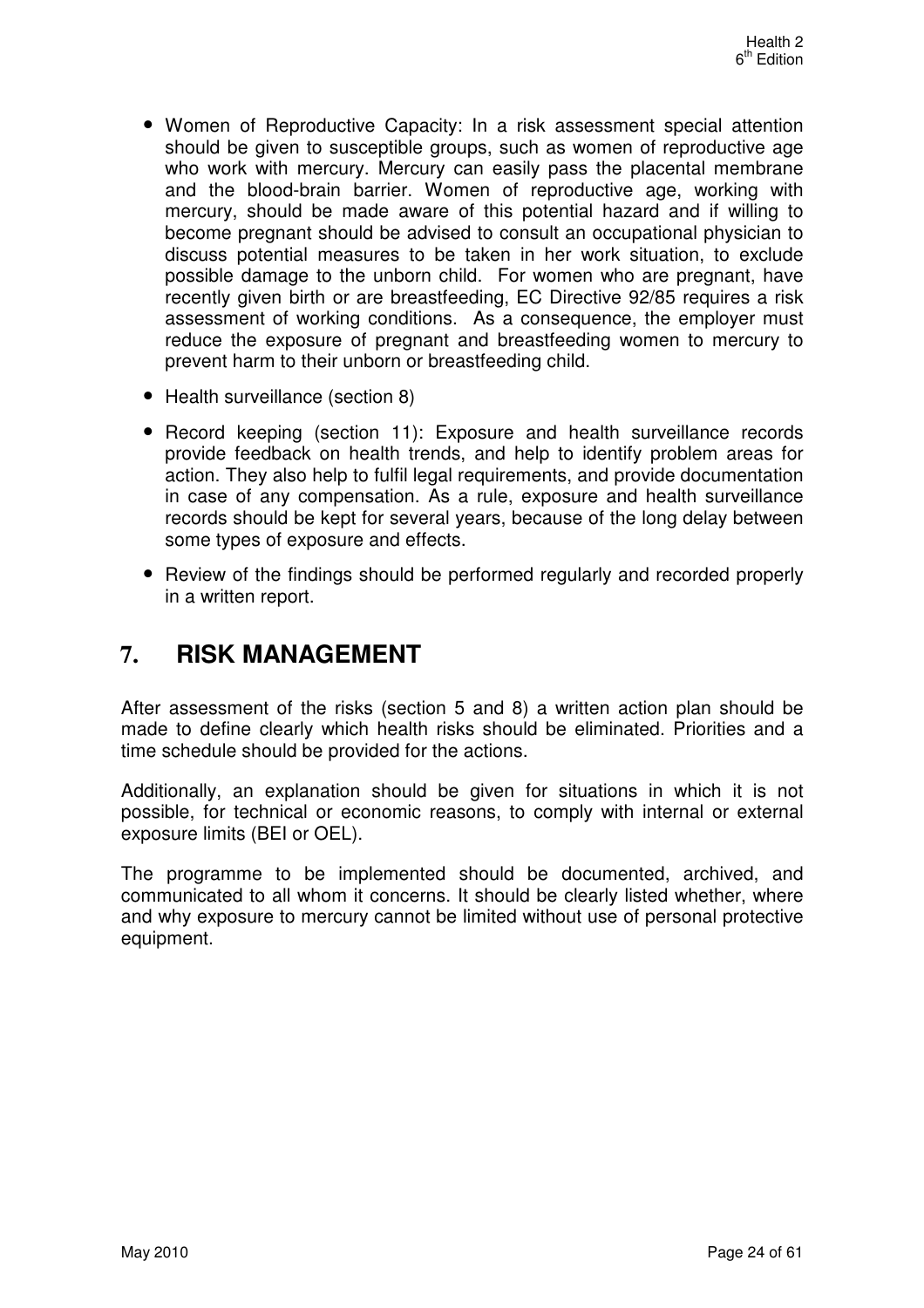- Women of Reproductive Capacity: In a risk assessment special attention should be given to susceptible groups, such as women of reproductive age who work with mercury. Mercury can easily pass the placental membrane and the blood-brain barrier. Women of reproductive age, working with mercury, should be made aware of this potential hazard and if willing to become pregnant should be advised to consult an occupational physician to discuss potential measures to be taken in her work situation, to exclude possible damage to the unborn child. For women who are pregnant, have recently given birth or are breastfeeding, EC Directive 92/85 requires a risk assessment of working conditions. As a consequence, the employer must reduce the exposure of pregnant and breastfeeding women to mercury to prevent harm to their unborn or breastfeeding child.
- Health surveillance (section 8)
- Record keeping (section 11): Exposure and health surveillance records provide feedback on health trends, and help to identify problem areas for action. They also help to fulfil legal requirements, and provide documentation in case of any compensation. As a rule, exposure and health surveillance records should be kept for several years, because of the long delay between some types of exposure and effects.
- Review of the findings should be performed regularly and recorded properly in a written report.

# 7. RISK MANAGEMENT

After assessment of the risks (section 5 and 8) a written action plan should be made to define clearly which health risks should be eliminated. Priorities and a time schedule should be provided for the actions.

Additionally, an explanation should be given for situations in which it is not possible, for technical or economic reasons, to comply with internal or external exposure limits (BEI or OEL).

The programme to be implemented should be documented, archived, and communicated to all whom it concerns. It should be clearly listed whether, where and why exposure to mercury cannot be limited without use of personal protective equipment.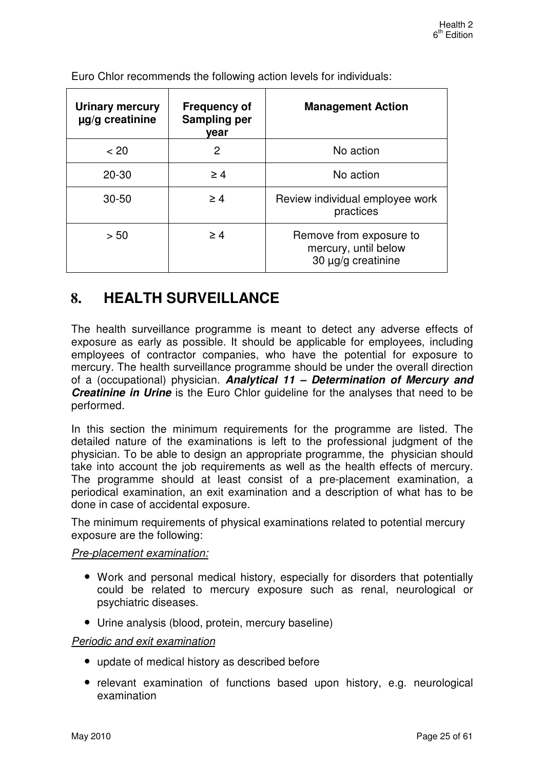Euro Chlor recommends the following action levels for individuals:

| Urinary mercury µg/g creatinine | Frequency of Sampling per year | Management Action |
|---|---|---|
| < 20 | 2 | No action |
| 20-30 | ≥ 4 | No action |
| 30-50 | ≥ 4 | Review individual employee work practices |
| > 50 | ≥ 4 | Remove from exposure to mercury, until below 30 µg/g creatinine |

# 8. HEALTH SURVEILLANCE

The health surveillance programme is meant to detect any adverse effects of exposure as early as possible. It should be applicable for employees, including employees of contractor companies, who have the potential for exposure to mercury. The health surveillance programme should be under the overall direction of a (occupational) physician. ***Analytical 11 – Determination of Mercury and Creatinine in Urine*** is the Euro Chlor guideline for the analyses that need to be performed.

In this section the minimum requirements for the programme are listed. The detailed nature of the examinations is left to the professional judgment of the physician. To be able to design an appropriate programme, the physician should take into account the job requirements as well as the health effects of mercury. The programme should at least consist of a pre-placement examination, a periodical examination, an exit examination and a description of what has to be done in case of accidental exposure.

The minimum requirements of physical examinations related to potential mercury exposure are the following:

*Pre-placement examination:*

- Work and personal medical history, especially for disorders that potentially could be related to mercury exposure such as renal, neurological or psychiatric diseases.
- Urine analysis (blood, protein, mercury baseline)

*Periodic and exit examination*

- update of medical history as described before
- relevant examination of functions based upon history, e.g. neurological examination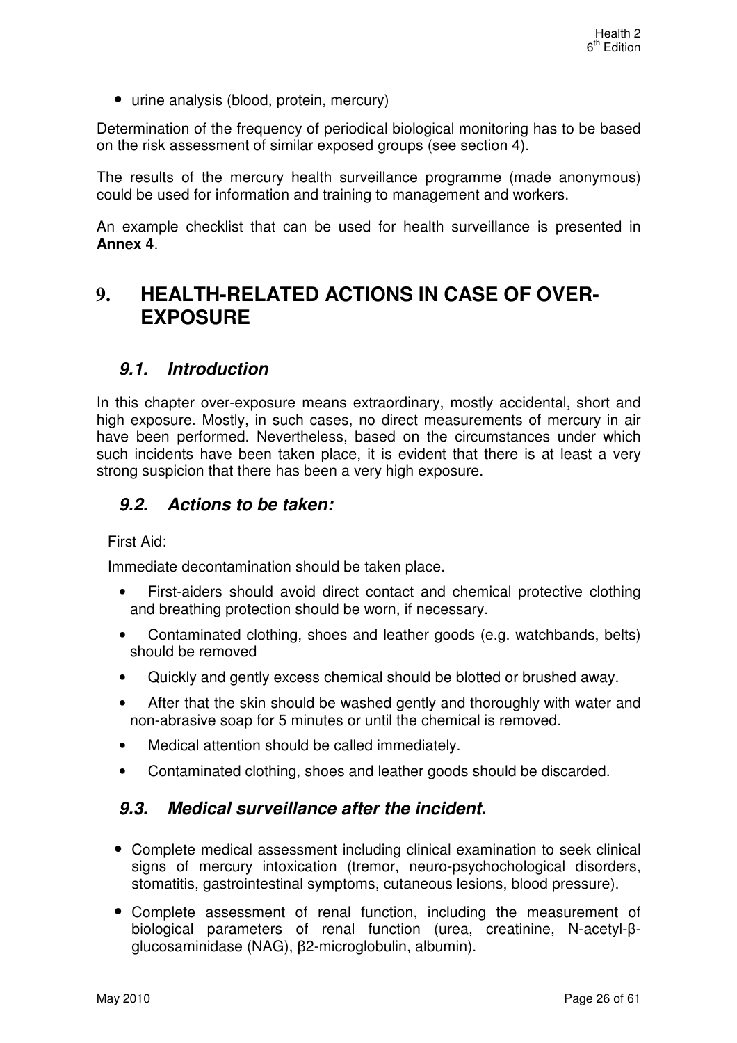- urine analysis (blood, protein, mercury)

Determination of the frequency of periodical biological monitoring has to be based on the risk assessment of similar exposed groups (see section 4).

The results of the mercury health surveillance programme (made anonymous) could be used for information and training to management and workers.

An example checklist that can be used for health surveillance is presented in **Annex 4**.

# 9. HEALTH-RELATED ACTIONS IN CASE OF OVER-EXPOSURE

## *9.1. Introduction*

In this chapter over-exposure means extraordinary, mostly accidental, short and high exposure. Mostly, in such cases, no direct measurements of mercury in air have been performed. Nevertheless, based on the circumstances under which such incidents have been taken place, it is evident that there is at least a very strong suspicion that there has been a very high exposure.

## *9.2. Actions to be taken:*

First Aid:

Immediate decontamination should be taken place.

- First-aiders should avoid direct contact and chemical protective clothing and breathing protection should be worn, if necessary.
- Contaminated clothing, shoes and leather goods (e.g. watchbands, belts) should be removed
- Quickly and gently excess chemical should be blotted or brushed away.
- After that the skin should be washed gently and thoroughly with water and non-abrasive soap for 5 minutes or until the chemical is removed.
- Medical attention should be called immediately.
- Contaminated clothing, shoes and leather goods should be discarded.

## *9.3. Medical surveillance after the incident.*

- Complete medical assessment including clinical examination to seek clinical signs of mercury intoxication (tremor, neuro-psychochological disorders, stomatitis, gastrointestinal symptoms, cutaneous lesions, blood pressure).
- Complete assessment of renal function, including the measurement of biological parameters of renal function (urea, creatinine, N-acetyl-β-glucosaminidase (NAG), β2-microglobulin, albumin).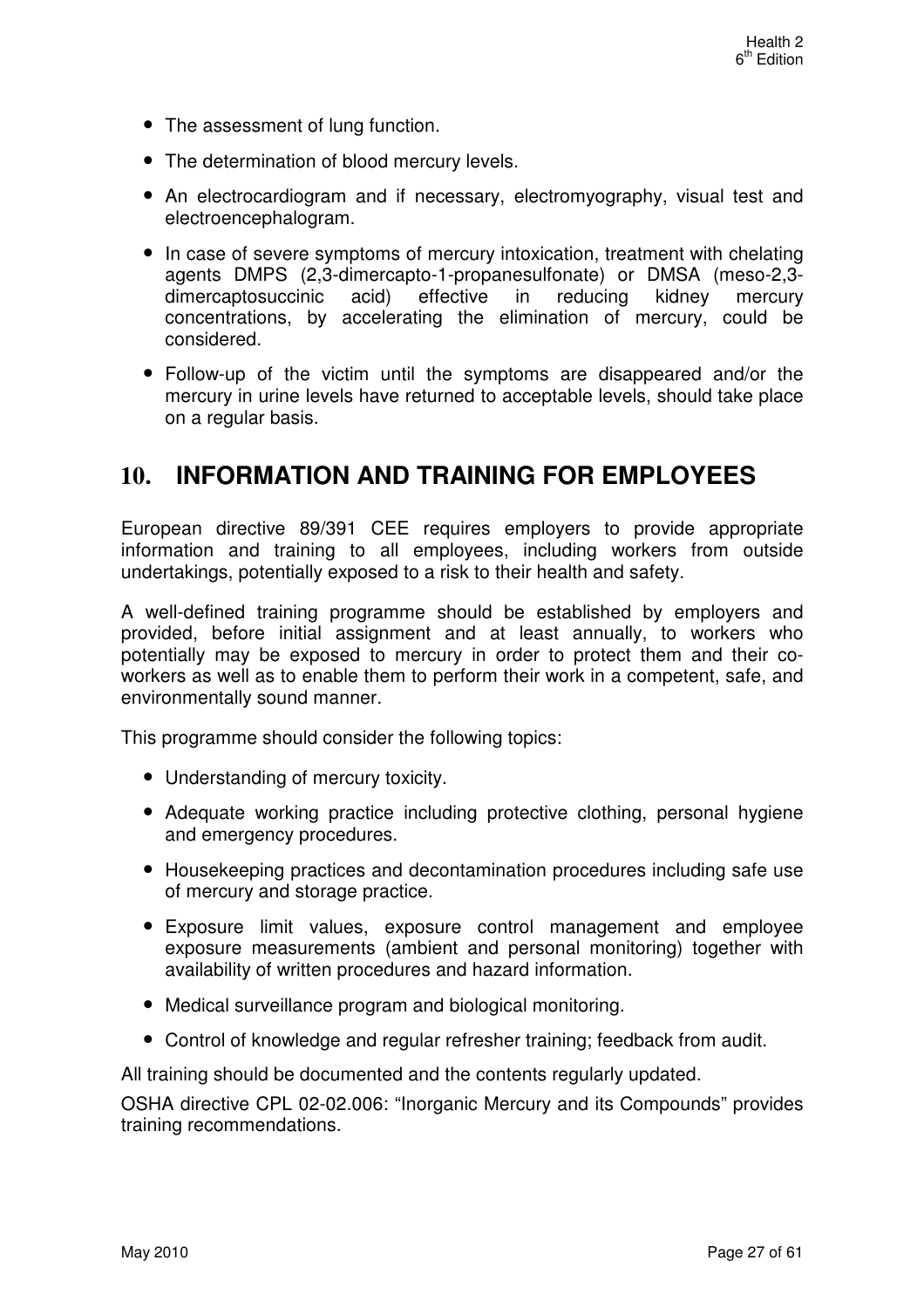- The assessment of lung function.
- The determination of blood mercury levels.
- An electrocardiogram and if necessary, electromyography, visual test and electroencephalogram.
- In case of severe symptoms of mercury intoxication, treatment with chelating agents DMPS (2,3-dimercapto-1-propanesulfonate) or DMSA (meso-2,3-dimercaptosuccinic acid) effective in reducing kidney mercury concentrations, by accelerating the elimination of mercury, could be considered.
- Follow-up of the victim until the symptoms are disappeared and/or the mercury in urine levels have returned to acceptable levels, should take place on a regular basis.

# 10. INFORMATION AND TRAINING FOR EMPLOYEES

European directive 89/391 CEE requires employers to provide appropriate information and training to all employees, including workers from outside undertakings, potentially exposed to a risk to their health and safety.

A well-defined training programme should be established by employers and provided, before initial assignment and at least annually, to workers who potentially may be exposed to mercury in order to protect them and their co-workers as well as to enable them to perform their work in a competent, safe, and environmentally sound manner.

This programme should consider the following topics:

- Understanding of mercury toxicity.
- Adequate working practice including protective clothing, personal hygiene and emergency procedures.
- Housekeeping practices and decontamination procedures including safe use of mercury and storage practice.
- Exposure limit values, exposure control management and employee exposure measurements (ambient and personal monitoring) together with availability of written procedures and hazard information.
- Medical surveillance program and biological monitoring.
- Control of knowledge and regular refresher training; feedback from audit.

All training should be documented and the contents regularly updated.

OSHA directive CPL 02-02.006: "Inorganic Mercury and its Compounds" provides training recommendations.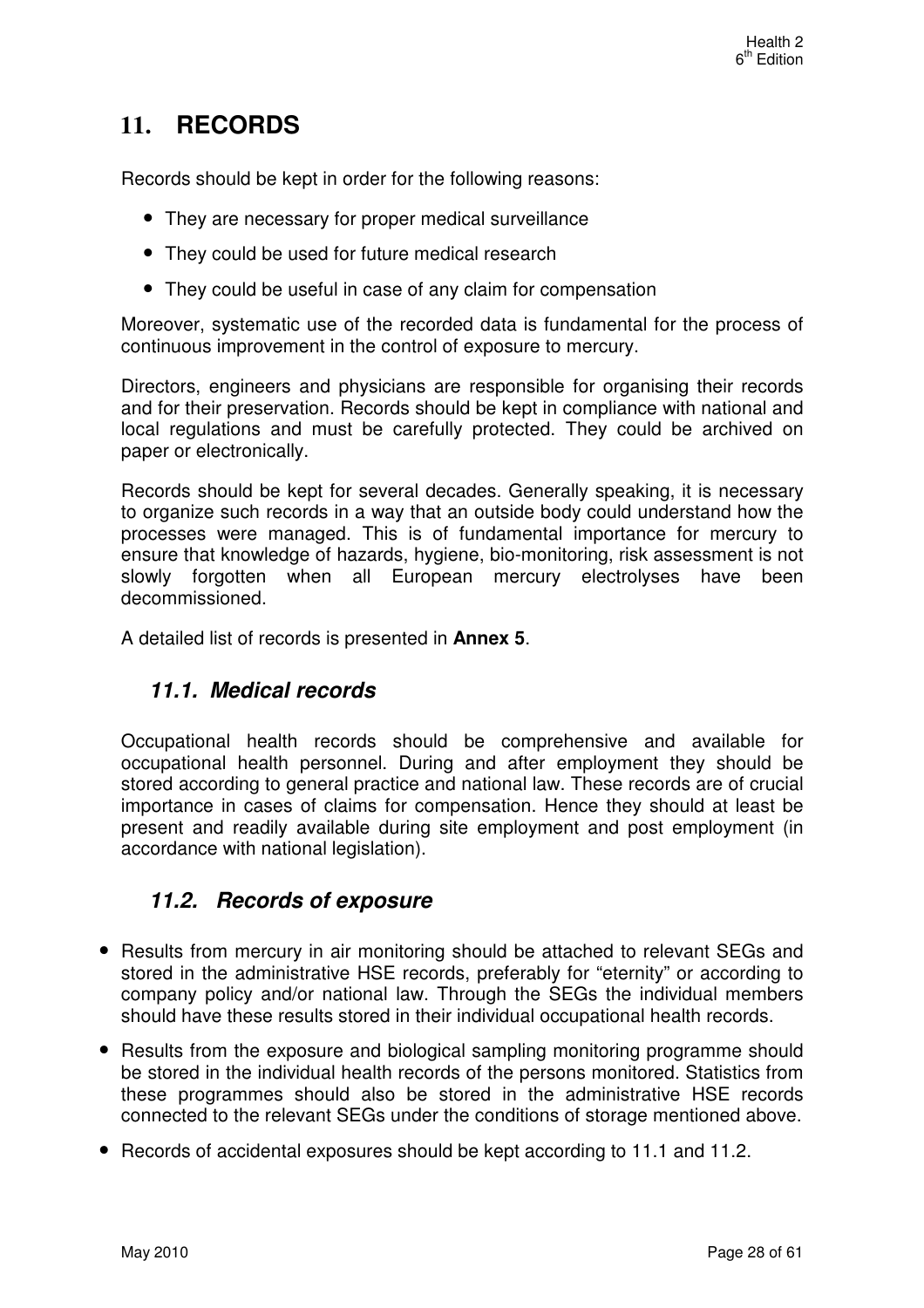# 11. RECORDS

Records should be kept in order for the following reasons:

- They are necessary for proper medical surveillance
- They could be used for future medical research
- They could be useful in case of any claim for compensation

Moreover, systematic use of the recorded data is fundamental for the process of continuous improvement in the control of exposure to mercury.

Directors, engineers and physicians are responsible for organising their records and for their preservation. Records should be kept in compliance with national and local regulations and must be carefully protected. They could be archived on paper or electronically.

Records should be kept for several decades. Generally speaking, it is necessary to organize such records in a way that an outside body could understand how the processes were managed. This is of fundamental importance for mercury to ensure that knowledge of hazards, hygiene, bio-monitoring, risk assessment is not slowly forgotten when all European mercury electrolyses have been decommissioned.

A detailed list of records is presented in **Annex 5**.

## *11.1. Medical records*

Occupational health records should be comprehensive and available for occupational health personnel. During and after employment they should be stored according to general practice and national law. These records are of crucial importance in cases of claims for compensation. Hence they should at least be present and readily available during site employment and post employment (in accordance with national legislation).

## *11.2. Records of exposure*

- Results from mercury in air monitoring should be attached to relevant SEGs and stored in the administrative HSE records, preferably for "eternity" or according to company policy and/or national law. Through the SEGs the individual members should have these results stored in their individual occupational health records.
- Results from the exposure and biological sampling monitoring programme should be stored in the individual health records of the persons monitored. Statistics from these programmes should also be stored in the administrative HSE records connected to the relevant SEGs under the conditions of storage mentioned above.
- Records of accidental exposures should be kept according to 11.1 and 11.2.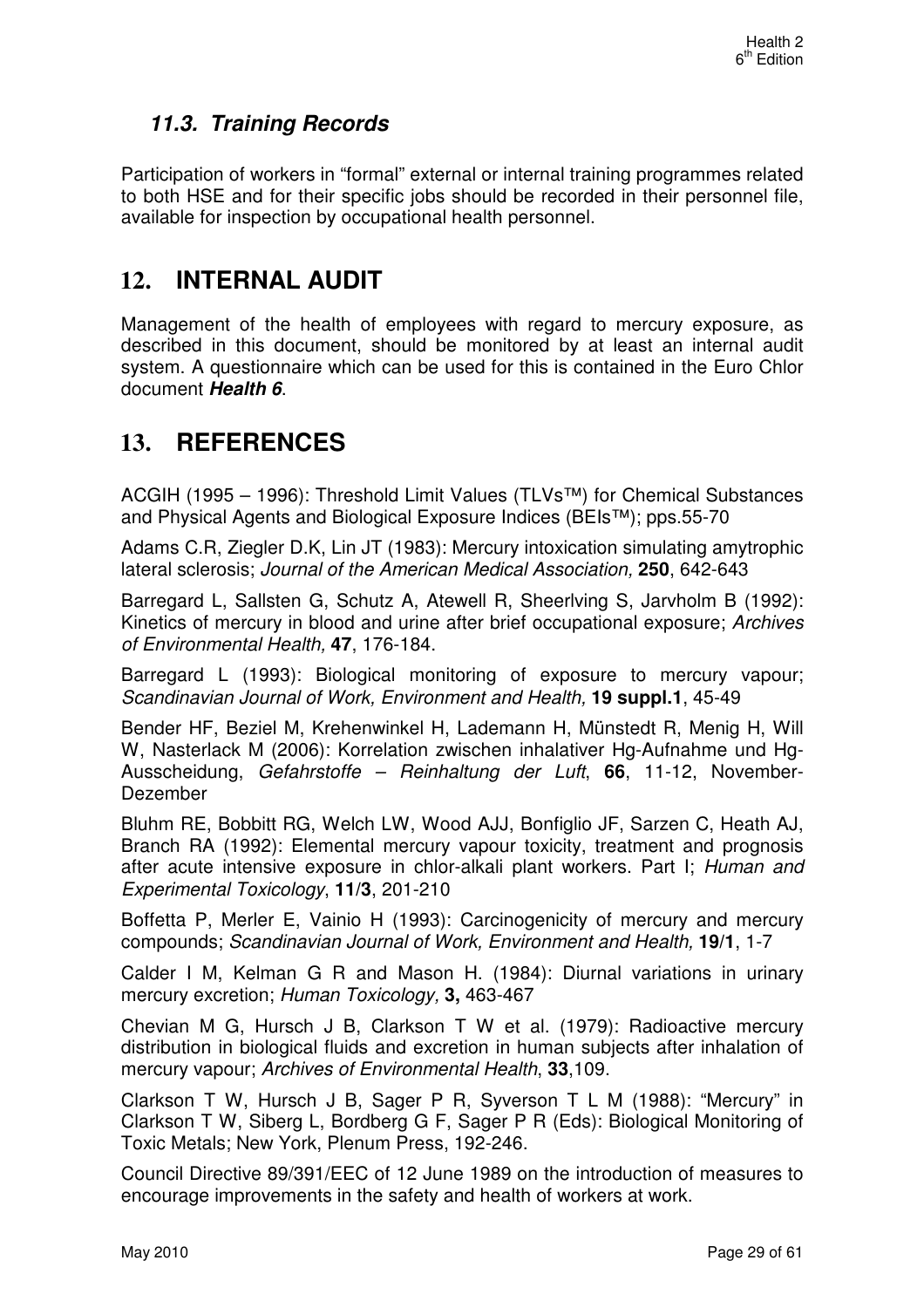### 11.3. Training Records

Participation of workers in "formal" external or internal training programmes related to both HSE and for their specific jobs should be recorded in their personnel file, available for inspection by occupational health personnel.

## 12. INTERNAL AUDIT

Management of the health of employees with regard to mercury exposure, as described in this document, should be monitored by at least an internal audit system. A questionnaire which can be used for this is contained in the Euro Chlor document ***Health 6***.

## 13. REFERENCES

ACGIH (1995 – 1996): Threshold Limit Values (TLVs™) for Chemical Substances and Physical Agents and Biological Exposure Indices (BEIs™); pps.55-70

Adams C.R, Ziegler D.K, Lin JT (1983): Mercury intoxication simulating amytrophic lateral sclerosis; *Journal of the American Medical Association,* **250**, 642-643

Barregard L, Sallsten G, Schutz A, Atewell R, Sheerlving S, Jarvholm B (1992): Kinetics of mercury in blood and urine after brief occupational exposure; *Archives of Environmental Health,* **47**, 176-184.

Barregard L (1993): Biological monitoring of exposure to mercury vapour; *Scandinavian Journal of Work, Environment and Health,* **19 suppl.1**, 45-49

Bender HF, Beziel M, Krehenwinkel H, Lademann H, Münstedt R, Menig H, Will W, Nasterlack M (2006): Korrelation zwischen inhalativer Hg-Aufnahme und Hg-Ausscheidung, *Gefahrstoffe – Reinhaltung der Luft*, **66**, 11-12, November-Dezember

Bluhm RE, Bobbitt RG, Welch LW, Wood AJJ, Bonfiglio JF, Sarzen C, Heath AJ, Branch RA (1992): Elemental mercury vapour toxicity, treatment and prognosis after acute intensive exposure in chlor-alkali plant workers. Part I; *Human and Experimental Toxicology*, **11/3**, 201-210

Boffetta P, Merler E, Vainio H (1993): Carcinogenicity of mercury and mercury compounds; *Scandinavian Journal of Work, Environment and Health,* **19/1**, 1-7

Calder I M, Kelman G R and Mason H. (1984): Diurnal variations in urinary mercury excretion; *Human Toxicology,* **3,** 463-467

Chevian M G, Hursch J B, Clarkson T W et al. (1979): Radioactive mercury distribution in biological fluids and excretion in human subjects after inhalation of mercury vapour; *Archives of Environmental Health*, **33**,109.

Clarkson T W, Hursch J B, Sager P R, Syverson T L M (1988): "Mercury" in Clarkson T W, Siberg L, Bordberg G F, Sager P R (Eds): Biological Monitoring of Toxic Metals; New York, Plenum Press, 192-246.

Council Directive 89/391/EEC of 12 June 1989 on the introduction of measures to encourage improvements in the safety and health of workers at work.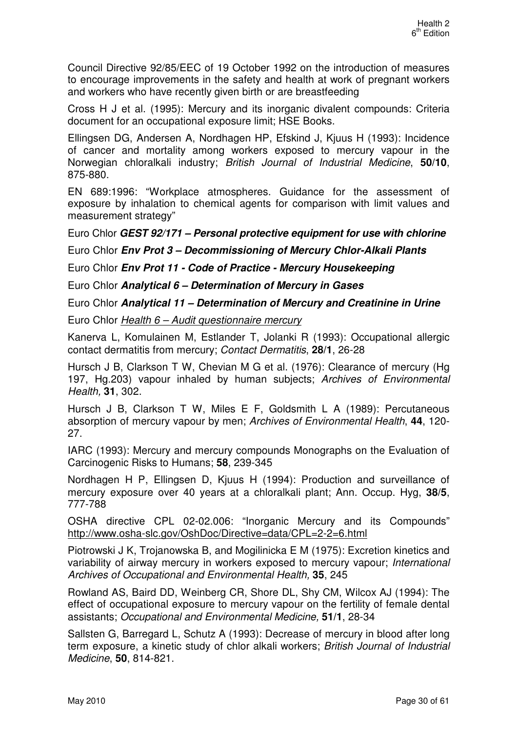Council Directive 92/85/EEC of 19 October 1992 on the introduction of measures to encourage improvements in the safety and health at work of pregnant workers and workers who have recently given birth or are breastfeeding

Cross H J et al. (1995): Mercury and its inorganic divalent compounds: Criteria document for an occupational exposure limit; HSE Books.

Ellingsen DG, Andersen A, Nordhagen HP, Efskind J, Kjuus H (1993): Incidence of cancer and mortality among workers exposed to mercury vapour in the Norwegian chloralkali industry; *British Journal of Industrial Medicine*, **50/10**, 875-880.

EN 689:1996: "Workplace atmospheres. Guidance for the assessment of exposure by inhalation to chemical agents for comparison with limit values and measurement strategy"

Euro Chlor ***GEST 92/171 – Personal protective equipment for use with chlorine***

Euro Chlor ***Env Prot 3 – Decommissioning of Mercury Chlor-Alkali Plants***

Euro Chlor ***Env Prot 11 - Code of Practice - Mercury Housekeeping***

Euro Chlor ***Analytical 6 – Determination of Mercury in Gases***

Euro Chlor ***Analytical 11 – Determination of Mercury and Creatinine in Urine***

Euro Chlor Health 6 – Audit questionnaire mercury

Kanerva L, Komulainen M, Estlander T, Jolanki R (1993): Occupational allergic contact dermatitis from mercury; *Contact Dermatitis*, **28/1**, 26-28

Hursch J B, Clarkson T W, Chevian M G et al. (1976): Clearance of mercury (Hg 197, Hg.203) vapour inhaled by human subjects; *Archives of Environmental Health,* **31**, 302.

Hursch J B, Clarkson T W, Miles E F, Goldsmith L A (1989): Percutaneous absorption of mercury vapour by men; *Archives of Environmental Health*, **44**, 120-27.

IARC (1993): Mercury and mercury compounds Monographs on the Evaluation of Carcinogenic Risks to Humans; **58**, 239-345

Nordhagen H P, Ellingsen D, Kjuus H (1994): Production and surveillance of mercury exposure over 40 years at a chloralkali plant; Ann. Occup. Hyg, **38/5**, 777-788

OSHA directive CPL 02-02.006: "Inorganic Mercury and its Compounds" http://www.osha-slc.gov/OshDoc/Directive=data/CPL=2-2=6.html

Piotrowski J K, Trojanowska B, and Mogilinicka E M (1975): Excretion kinetics and variability of airway mercury in workers exposed to mercury vapour; *International Archives of Occupational and Environmental Health,* **35**, 245

Rowland AS, Baird DD, Weinberg CR, Shore DL, Shy CM, Wilcox AJ (1994): The effect of occupational exposure to mercury vapour on the fertility of female dental assistants; *Occupational and Environmental Medicine,* **51/1**, 28-34

Sallsten G, Barregard L, Schutz A (1993): Decrease of mercury in blood after long term exposure, a kinetic study of chlor alkali workers; *British Journal of Industrial Medicine*, **50**, 814-821.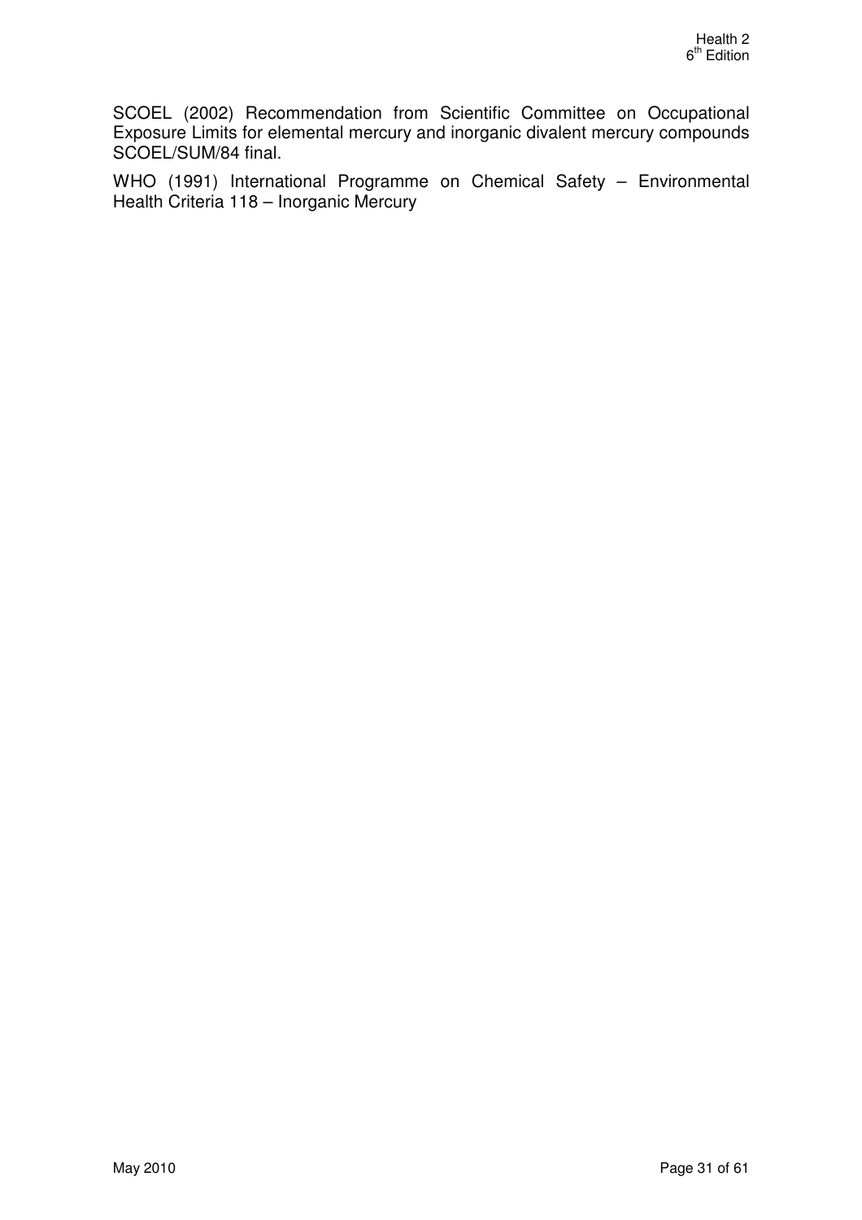SCOEL (2002) Recommendation from Scientific Committee on Occupational Exposure Limits for elemental mercury and inorganic divalent mercury compounds SCOEL/SUM/84 final.

WHO (1991) International Programme on Chemical Safety – Environmental Health Criteria 118 – Inorganic Mercury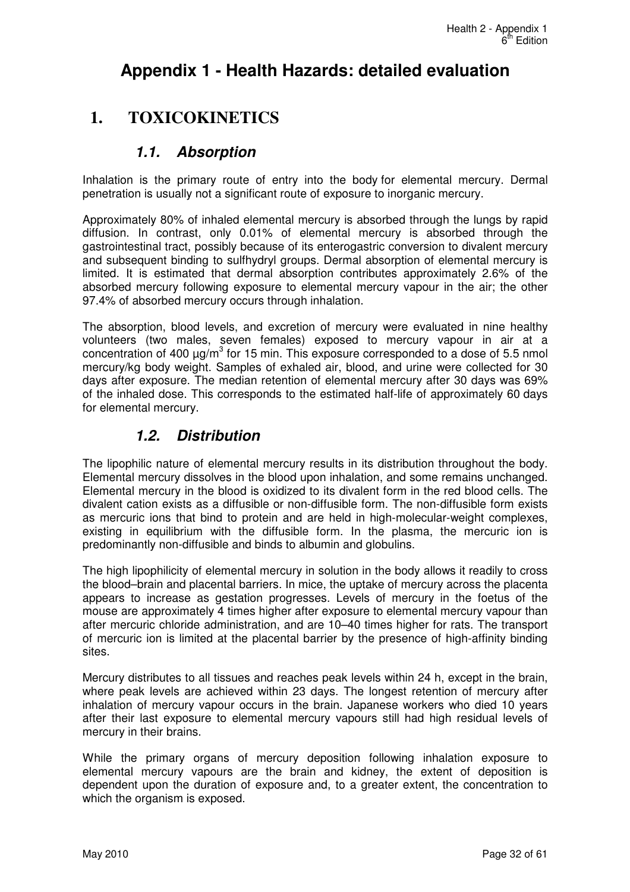# Appendix 1 - Health Hazards: detailed evaluation

## 1. TOXICOKINETICS

### 1.1. Absorption

Inhalation is the primary route of entry into the body for elemental mercury. Dermal penetration is usually not a significant route of exposure to inorganic mercury.

Approximately 80% of inhaled elemental mercury is absorbed through the lungs by rapid diffusion. In contrast, only 0.01% of elemental mercury is absorbed through the gastrointestinal tract, possibly because of its enterogastric conversion to divalent mercury and subsequent binding to sulfhydryl groups. Dermal absorption of elemental mercury is limited. It is estimated that dermal absorption contributes approximately 2.6% of the absorbed mercury following exposure to elemental mercury vapour in the air; the other 97.4% of absorbed mercury occurs through inhalation.

The absorption, blood levels, and excretion of mercury were evaluated in nine healthy volunteers (two males, seven females) exposed to mercury vapour in air at a concentration of 400 µg/m$^3$ for 15 min. This exposure corresponded to a dose of 5.5 nmol mercury/kg body weight. Samples of exhaled air, blood, and urine were collected for 30 days after exposure. The median retention of elemental mercury after 30 days was 69% of the inhaled dose. This corresponds to the estimated half-life of approximately 60 days for elemental mercury.

### 1.2. Distribution

The lipophilic nature of elemental mercury results in its distribution throughout the body. Elemental mercury dissolves in the blood upon inhalation, and some remains unchanged. Elemental mercury in the blood is oxidized to its divalent form in the red blood cells. The divalent cation exists as a diffusible or non-diffusible form. The non-diffusible form exists as mercuric ions that bind to protein and are held in high-molecular-weight complexes, existing in equilibrium with the diffusible form. In the plasma, the mercuric ion is predominantly non-diffusible and binds to albumin and globulins.

The high lipophilicity of elemental mercury in solution in the body allows it readily to cross the blood–brain and placental barriers. In mice, the uptake of mercury across the placenta appears to increase as gestation progresses. Levels of mercury in the foetus of the mouse are approximately 4 times higher after exposure to elemental mercury vapour than after mercuric chloride administration, and are 10–40 times higher for rats. The transport of mercuric ion is limited at the placental barrier by the presence of high-affinity binding sites.

Mercury distributes to all tissues and reaches peak levels within 24 h, except in the brain, where peak levels are achieved within 23 days. The longest retention of mercury after inhalation of mercury vapour occurs in the brain. Japanese workers who died 10 years after their last exposure to elemental mercury vapours still had high residual levels of mercury in their brains.

While the primary organs of mercury deposition following inhalation exposure to elemental mercury vapours are the brain and kidney, the extent of deposition is dependent upon the duration of exposure and, to a greater extent, the concentration to which the organism is exposed.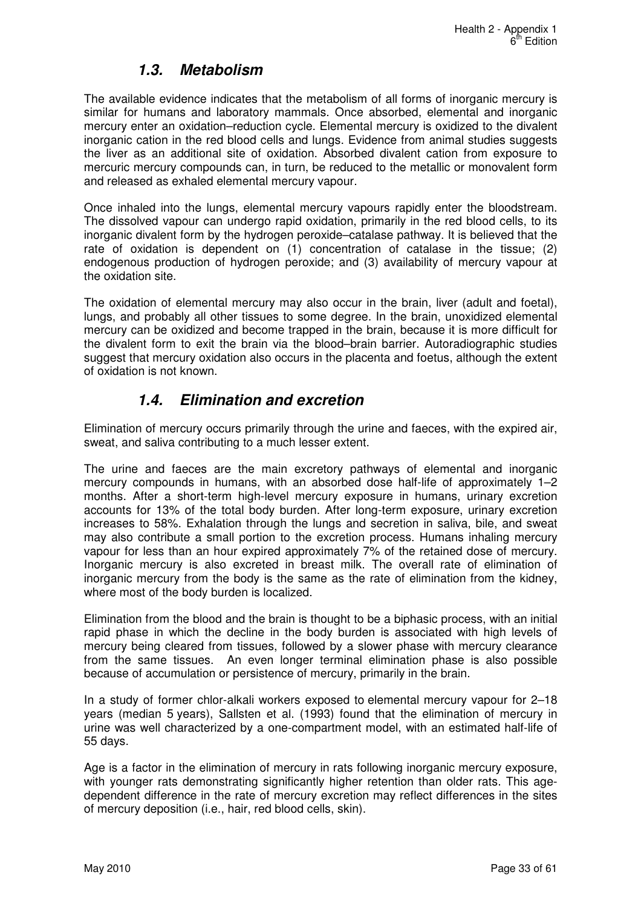## 1.3. Metabolism

The available evidence indicates that the metabolism of all forms of inorganic mercury is similar for humans and laboratory mammals. Once absorbed, elemental and inorganic mercury enter an oxidation–reduction cycle. Elemental mercury is oxidized to the divalent inorganic cation in the red blood cells and lungs. Evidence from animal studies suggests the liver as an additional site of oxidation. Absorbed divalent cation from exposure to mercuric mercury compounds can, in turn, be reduced to the metallic or monovalent form and released as exhaled elemental mercury vapour.

Once inhaled into the lungs, elemental mercury vapours rapidly enter the bloodstream. The dissolved vapour can undergo rapid oxidation, primarily in the red blood cells, to its inorganic divalent form by the hydrogen peroxide–catalase pathway. It is believed that the rate of oxidation is dependent on (1) concentration of catalase in the tissue; (2) endogenous production of hydrogen peroxide; and (3) availability of mercury vapour at the oxidation site.

The oxidation of elemental mercury may also occur in the brain, liver (adult and foetal), lungs, and probably all other tissues to some degree. In the brain, unoxidized elemental mercury can be oxidized and become trapped in the brain, because it is more difficult for the divalent form to exit the brain via the blood–brain barrier. Autoradiographic studies suggest that mercury oxidation also occurs in the placenta and foetus, although the extent of oxidation is not known.

## 1.4. Elimination and excretion

Elimination of mercury occurs primarily through the urine and faeces, with the expired air, sweat, and saliva contributing to a much lesser extent.

The urine and faeces are the main excretory pathways of elemental and inorganic mercury compounds in humans, with an absorbed dose half-life of approximately 1–2 months. After a short-term high-level mercury exposure in humans, urinary excretion accounts for 13% of the total body burden. After long-term exposure, urinary excretion increases to 58%. Exhalation through the lungs and secretion in saliva, bile, and sweat may also contribute a small portion to the excretion process. Humans inhaling mercury vapour for less than an hour expired approximately 7% of the retained dose of mercury. Inorganic mercury is also excreted in breast milk. The overall rate of elimination of inorganic mercury from the body is the same as the rate of elimination from the kidney, where most of the body burden is localized.

Elimination from the blood and the brain is thought to be a biphasic process, with an initial rapid phase in which the decline in the body burden is associated with high levels of mercury being cleared from tissues, followed by a slower phase with mercury clearance from the same tissues. An even longer terminal elimination phase is also possible because of accumulation or persistence of mercury, primarily in the brain.

In a study of former chlor-alkali workers exposed to elemental mercury vapour for 2–18 years (median 5 years), Sallsten et al. (1993) found that the elimination of mercury in urine was well characterized by a one-compartment model, with an estimated half-life of 55 days.

Age is a factor in the elimination of mercury in rats following inorganic mercury exposure, with younger rats demonstrating significantly higher retention than older rats. This age-dependent difference in the rate of mercury excretion may reflect differences in the sites of mercury deposition (i.e., hair, red blood cells, skin).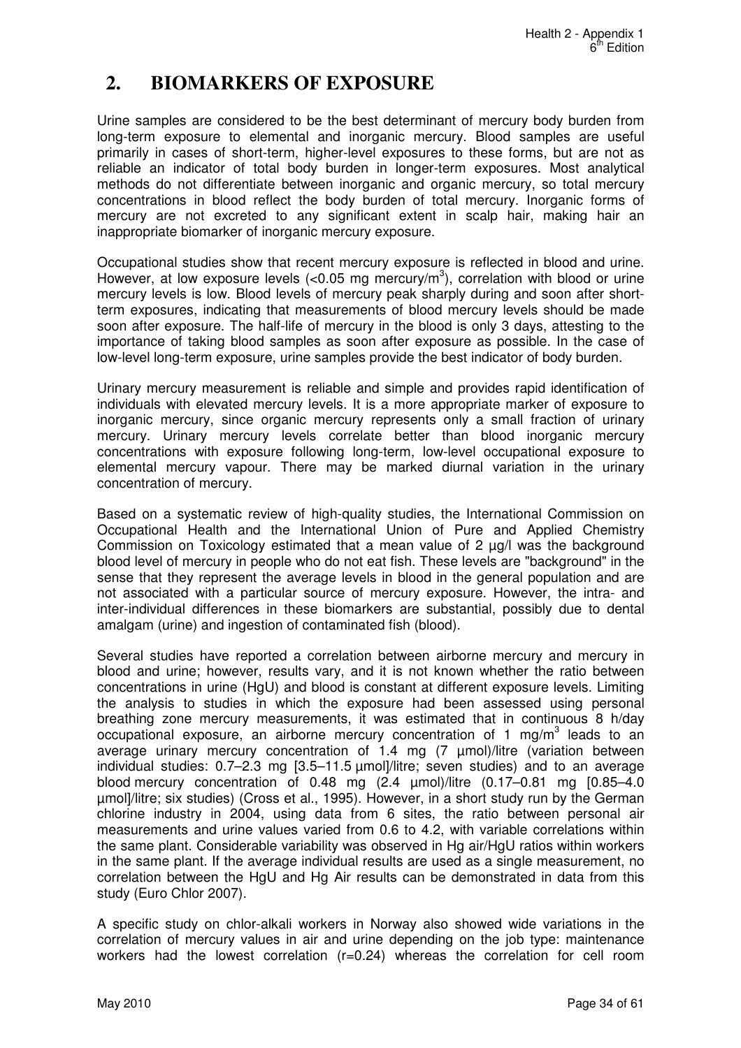## 2. BIOMARKERS OF EXPOSURE

Urine samples are considered to be the best determinant of mercury body burden from long-term exposure to elemental and inorganic mercury. Blood samples are useful primarily in cases of short-term, higher-level exposures to these forms, but are not as reliable an indicator of total body burden in longer-term exposures. Most analytical methods do not differentiate between inorganic and organic mercury, so total mercury concentrations in blood reflect the body burden of total mercury. Inorganic forms of mercury are not excreted to any significant extent in scalp hair, making hair an inappropriate biomarker of inorganic mercury exposure.

Occupational studies show that recent mercury exposure is reflected in blood and urine. However, at low exposure levels (<0.05 mg mercury/m$^3$), correlation with blood or urine mercury levels is low. Blood levels of mercury peak sharply during and soon after short-term exposures, indicating that measurements of blood mercury levels should be made soon after exposure. The half-life of mercury in the blood is only 3 days, attesting to the importance of taking blood samples as soon after exposure as possible. In the case of low-level long-term exposure, urine samples provide the best indicator of body burden.

Urinary mercury measurement is reliable and simple and provides rapid identification of individuals with elevated mercury levels. It is a more appropriate marker of exposure to inorganic mercury, since organic mercury represents only a small fraction of urinary mercury. Urinary mercury levels correlate better than blood inorganic mercury concentrations with exposure following long-term, low-level occupational exposure to elemental mercury vapour. There may be marked diurnal variation in the urinary concentration of mercury.

Based on a systematic review of high-quality studies, the International Commission on Occupational Health and the International Union of Pure and Applied Chemistry Commission on Toxicology estimated that a mean value of 2 µg/l was the background blood level of mercury in people who do not eat fish. These levels are "background" in the sense that they represent the average levels in blood in the general population and are not associated with a particular source of mercury exposure. However, the intra- and inter-individual differences in these biomarkers are substantial, possibly due to dental amalgam (urine) and ingestion of contaminated fish (blood).

Several studies have reported a correlation between airborne mercury and mercury in blood and urine; however, results vary, and it is not known whether the ratio between concentrations in urine (HgU) and blood is constant at different exposure levels. Limiting the analysis to studies in which the exposure had been assessed using personal breathing zone mercury measurements, it was estimated that in continuous 8 h/day occupational exposure, an airborne mercury concentration of 1 mg/m$^3$ leads to an average urinary mercury concentration of 1.4 mg (7 µmol)/litre (variation between individual studies: 0.7–2.3 mg [3.5–11.5 µmol]/litre; seven studies) and to an average blood mercury concentration of 0.48 mg (2.4 µmol)/litre (0.17–0.81 mg [0.85–4.0 µmol]/litre; six studies) (Cross et al., 1995). However, in a short study run by the German chlorine industry in 2004, using data from 6 sites, the ratio between personal air measurements and urine values varied from 0.6 to 4.2, with variable correlations within the same plant. Considerable variability was observed in Hg air/HgU ratios within workers in the same plant. If the average individual results are used as a single measurement, no correlation between the HgU and Hg Air results can be demonstrated in data from this study (Euro Chlor 2007).

A specific study on chlor-alkali workers in Norway also showed wide variations in the correlation of mercury values in air and urine depending on the job type: maintenance workers had the lowest correlation (r=0.24) whereas the correlation for cell room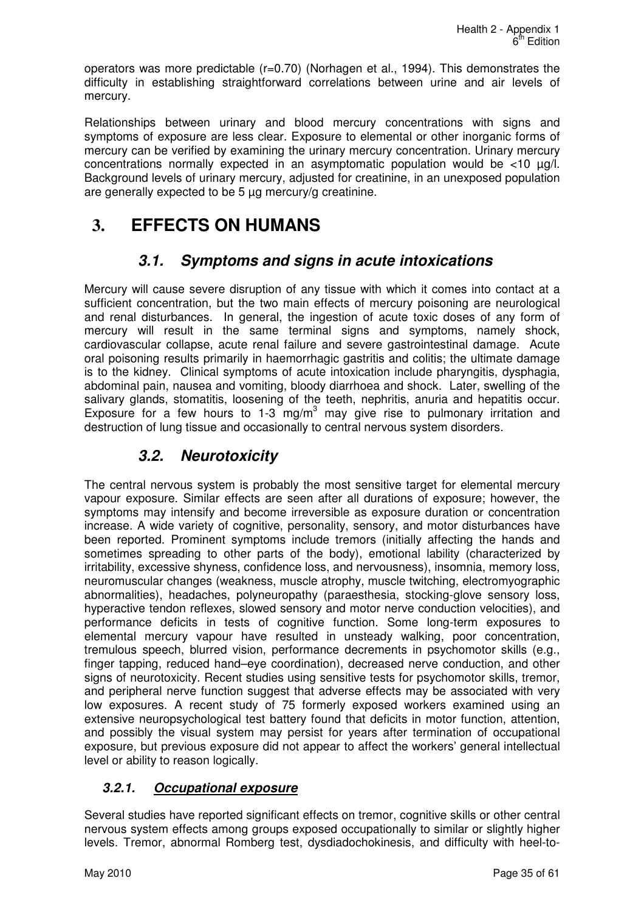operators was more predictable (r=0.70) (Norhagen et al., 1994). This demonstrates the difficulty in establishing straightforward correlations between urine and air levels of mercury.

Relationships between urinary and blood mercury concentrations with signs and symptoms of exposure are less clear. Exposure to elemental or other inorganic forms of mercury can be verified by examining the urinary mercury concentration. Urinary mercury concentrations normally expected in an asymptomatic population would be <10 µg/l. Background levels of urinary mercury, adjusted for creatinine, in an unexposed population are generally expected to be 5 µg mercury/g creatinine.

# 3. EFFECTS ON HUMANS

## *3.1. Symptoms and signs in acute intoxications*

Mercury will cause severe disruption of any tissue with which it comes into contact at a sufficient concentration, but the two main effects of mercury poisoning are neurological and renal disturbances. In general, the ingestion of acute toxic doses of any form of mercury will result in the same terminal signs and symptoms, namely shock, cardiovascular collapse, acute renal failure and severe gastrointestinal damage. Acute oral poisoning results primarily in haemorrhagic gastritis and colitis; the ultimate damage is to the kidney. Clinical symptoms of acute intoxication include pharyngitis, dysphagia, abdominal pain, nausea and vomiting, bloody diarrhoea and shock. Later, swelling of the salivary glands, stomatitis, loosening of the teeth, nephritis, anuria and hepatitis occur. Exposure for a few hours to 1-3 mg/m$^3$ may give rise to pulmonary irritation and destruction of lung tissue and occasionally to central nervous system disorders.

## *3.2. Neurotoxicity*

The central nervous system is probably the most sensitive target for elemental mercury vapour exposure. Similar effects are seen after all durations of exposure; however, the symptoms may intensify and become irreversible as exposure duration or concentration increase. A wide variety of cognitive, personality, sensory, and motor disturbances have been reported. Prominent symptoms include tremors (initially affecting the hands and sometimes spreading to other parts of the body), emotional lability (characterized by irritability, excessive shyness, confidence loss, and nervousness), insomnia, memory loss, neuromuscular changes (weakness, muscle atrophy, muscle twitching, electromyographic abnormalities), headaches, polyneuropathy (paraesthesia, stocking-glove sensory loss, hyperactive tendon reflexes, slowed sensory and motor nerve conduction velocities), and performance deficits in tests of cognitive function. Some long-term exposures to elemental mercury vapour have resulted in unsteady walking, poor concentration, tremulous speech, blurred vision, performance decrements in psychomotor skills (e.g., finger tapping, reduced hand–eye coordination), decreased nerve conduction, and other signs of neurotoxicity. Recent studies using sensitive tests for psychomotor skills, tremor, and peripheral nerve function suggest that adverse effects may be associated with very low exposures. A recent study of 75 formerly exposed workers examined using an extensive neuropsychological test battery found that deficits in motor function, attention, and possibly the visual system may persist for years after termination of occupational exposure, but previous exposure did not appear to affect the workers' general intellectual level or ability to reason logically.

### *3.2.1. <u>Occupational exposure</u>*

Several studies have reported significant effects on tremor, cognitive skills or other central nervous system effects among groups exposed occupationally to similar or slightly higher levels. Tremor, abnormal Romberg test, dysdiadochokinesis, and difficulty with heel-to-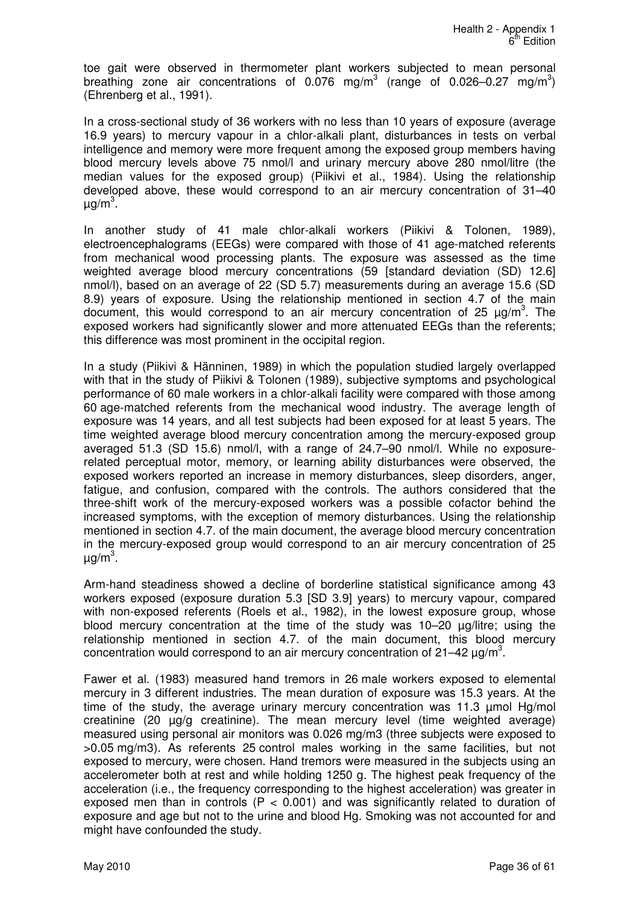toe gait were observed in thermometer plant workers subjected to mean personal breathing zone air concentrations of 0.076 mg/m$^3$ (range of 0.026–0.27 mg/m$^3$) (Ehrenberg et al., 1991).

In a cross-sectional study of 36 workers with no less than 10 years of exposure (average 16.9 years) to mercury vapour in a chlor-alkali plant, disturbances in tests on verbal intelligence and memory were more frequent among the exposed group members having blood mercury levels above 75 nmol/l and urinary mercury above 280 nmol/litre (the median values for the exposed group) (Piikivi et al., 1984). Using the relationship developed above, these would correspond to an air mercury concentration of 31–40 µg/m$^3$.

In another study of 41 male chlor-alkali workers (Piikivi & Tolonen, 1989), electroencephalograms (EEGs) were compared with those of 41 age-matched referents from mechanical wood processing plants. The exposure was assessed as the time weighted average blood mercury concentrations (59 [standard deviation (SD) 12.6] nmol/l), based on an average of 22 (SD 5.7) measurements during an average 15.6 (SD 8.9) years of exposure. Using the relationship mentioned in section 4.7 of the main document, this would correspond to an air mercury concentration of 25 µg/m$^3$. The exposed workers had significantly slower and more attenuated EEGs than the referents; this difference was most prominent in the occipital region.

In a study (Piikivi & Hänninen, 1989) in which the population studied largely overlapped with that in the study of Piikivi & Tolonen (1989), subjective symptoms and psychological performance of 60 male workers in a chlor-alkali facility were compared with those among 60 age-matched referents from the mechanical wood industry. The average length of exposure was 14 years, and all test subjects had been exposed for at least 5 years. The time weighted average blood mercury concentration among the mercury-exposed group averaged 51.3 (SD 15.6) nmol/l, with a range of 24.7–90 nmol/l. While no exposure-related perceptual motor, memory, or learning ability disturbances were observed, the exposed workers reported an increase in memory disturbances, sleep disorders, anger, fatigue, and confusion, compared with the controls. The authors considered that the three-shift work of the mercury-exposed workers was a possible cofactor behind the increased symptoms, with the exception of memory disturbances. Using the relationship mentioned in section 4.7. of the main document, the average blood mercury concentration in the mercury-exposed group would correspond to an air mercury concentration of 25 µg/m$^3$.

Arm-hand steadiness showed a decline of borderline statistical significance among 43 workers exposed (exposure duration 5.3 [SD 3.9] years) to mercury vapour, compared with non-exposed referents (Roels et al., 1982), in the lowest exposure group, whose blood mercury concentration at the time of the study was 10–20 µg/litre; using the relationship mentioned in section 4.7. of the main document, this blood mercury concentration would correspond to an air mercury concentration of 21–42 µg/m$^3$.

Fawer et al. (1983) measured hand tremors in 26 male workers exposed to elemental mercury in 3 different industries. The mean duration of exposure was 15.3 years. At the time of the study, the average urinary mercury concentration was 11.3 µmol Hg/mol creatinine (20 µg/g creatinine). The mean mercury level (time weighted average) measured using personal air monitors was 0.026 mg/m3 (three subjects were exposed to >0.05 mg/m3). As referents 25 control males working in the same facilities, but not exposed to mercury, were chosen. Hand tremors were measured in the subjects using an accelerometer both at rest and while holding 1250 g. The highest peak frequency of the acceleration (i.e., the frequency corresponding to the highest acceleration) was greater in exposed men than in controls ($P < 0.001$) and was significantly related to duration of exposure and age but not to the urine and blood Hg. Smoking was not accounted for and might have confounded the study.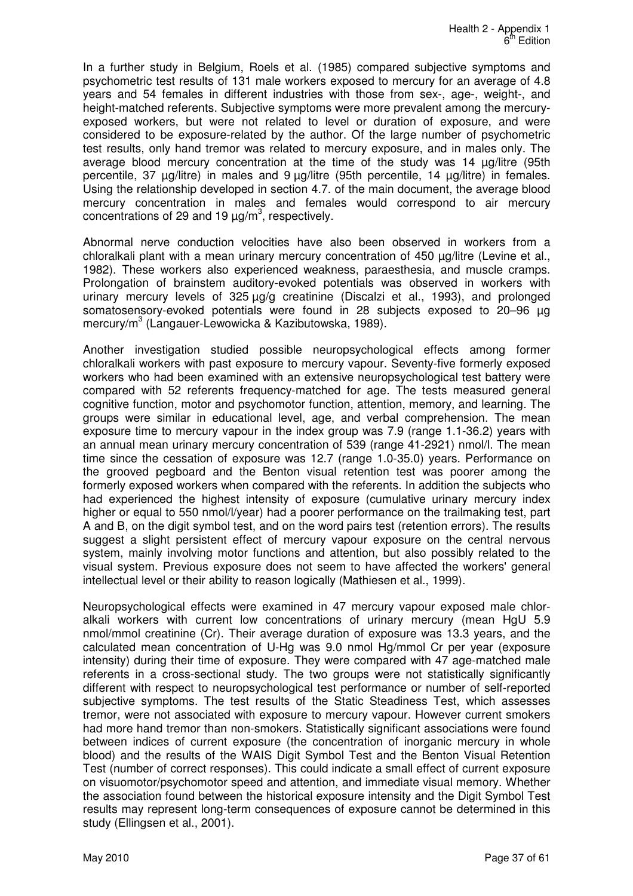In a further study in Belgium, Roels et al. (1985) compared subjective symptoms and psychometric test results of 131 male workers exposed to mercury for an average of 4.8 years and 54 females in different industries with those from sex-, age-, weight-, and height-matched referents. Subjective symptoms were more prevalent among the mercury-exposed workers, but were not related to level or duration of exposure, and were considered to be exposure-related by the author. Of the large number of psychometric test results, only hand tremor was related to mercury exposure, and in males only. The average blood mercury concentration at the time of the study was 14 µg/litre (95th percentile, 37 µg/litre) in males and 9 µg/litre (95th percentile, 14 µg/litre) in females. Using the relationship developed in section 4.7. of the main document, the average blood mercury concentration in males and females would correspond to air mercury concentrations of 29 and 19 µg/m$^3$, respectively.

Abnormal nerve conduction velocities have also been observed in workers from a chloralkali plant with a mean urinary mercury concentration of 450 µg/litre (Levine et al., 1982). These workers also experienced weakness, paraesthesia, and muscle cramps. Prolongation of brainstem auditory-evoked potentials was observed in workers with urinary mercury levels of 325 µg/g creatinine (Discalzi et al., 1993), and prolonged somatosensory-evoked potentials were found in 28 subjects exposed to 20–96 µg mercury/m$^3$ (Langauer-Lewowicka & Kazibutowska, 1989).

Another investigation studied possible neuropsychological effects among former chloralkali workers with past exposure to mercury vapour. Seventy-five formerly exposed workers who had been examined with an extensive neuropsychological test battery were compared with 52 referents frequency-matched for age. The tests measured general cognitive function, motor and psychomotor function, attention, memory, and learning. The groups were similar in educational level, age, and verbal comprehension. The mean exposure time to mercury vapour in the index group was 7.9 (range 1.1-36.2) years with an annual mean urinary mercury concentration of 539 (range 41-2921) nmol/l. The mean time since the cessation of exposure was 12.7 (range 1.0-35.0) years. Performance on the grooved pegboard and the Benton visual retention test was poorer among the formerly exposed workers when compared with the referents. In addition the subjects who had experienced the highest intensity of exposure (cumulative urinary mercury index higher or equal to 550 nmol/l/year) had a poorer performance on the trailmaking test, part A and B, on the digit symbol test, and on the word pairs test (retention errors). The results suggest a slight persistent effect of mercury vapour exposure on the central nervous system, mainly involving motor functions and attention, but also possibly related to the visual system. Previous exposure does not seem to have affected the workers' general intellectual level or their ability to reason logically (Mathiesen et al., 1999).

Neuropsychological effects were examined in 47 mercury vapour exposed male chlor-alkali workers with current low concentrations of urinary mercury (mean HgU 5.9 nmol/mmol creatinine (Cr). Their average duration of exposure was 13.3 years, and the calculated mean concentration of U-Hg was 9.0 nmol Hg/mmol Cr per year (exposure intensity) during their time of exposure. They were compared with 47 age-matched male referents in a cross-sectional study. The two groups were not statistically significantly different with respect to neuropsychological test performance or number of self-reported subjective symptoms. The test results of the Static Steadiness Test, which assesses tremor, were not associated with exposure to mercury vapour. However current smokers had more hand tremor than non-smokers. Statistically significant associations were found between indices of current exposure (the concentration of inorganic mercury in whole blood) and the results of the WAIS Digit Symbol Test and the Benton Visual Retention Test (number of correct responses). This could indicate a small effect of current exposure on visuomotor/psychomotor speed and attention, and immediate visual memory. Whether the association found between the historical exposure intensity and the Digit Symbol Test results may represent long-term consequences of exposure cannot be determined in this study (Ellingsen et al., 2001).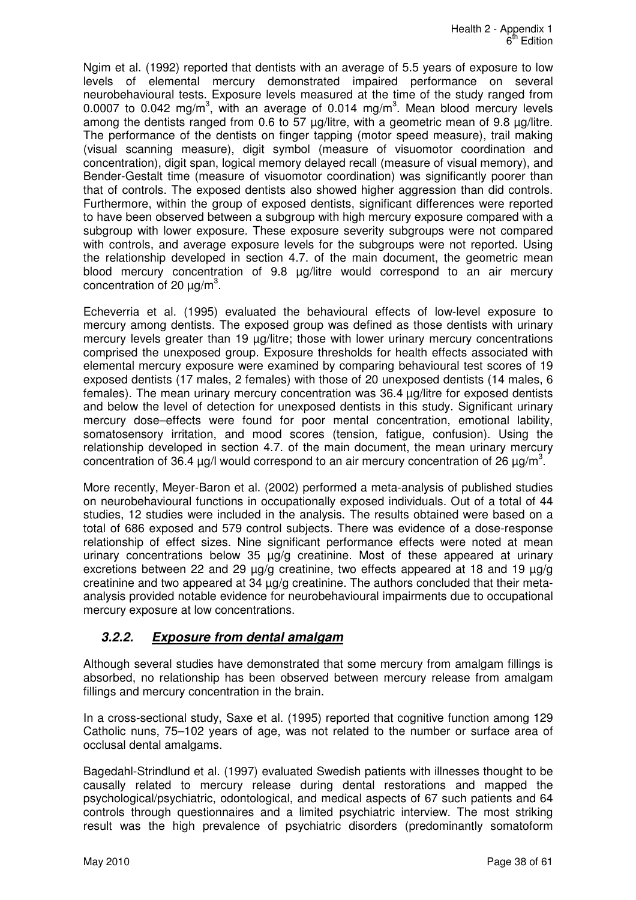Ngim et al. (1992) reported that dentists with an average of 5.5 years of exposure to low levels of elemental mercury demonstrated impaired performance on several neurobehavioural tests. Exposure levels measured at the time of the study ranged from 0.0007 to 0.042 mg/m$^3$, with an average of 0.014 mg/m$^3$. Mean blood mercury levels among the dentists ranged from 0.6 to 57 µg/litre, with a geometric mean of 9.8 µg/litre. The performance of the dentists on finger tapping (motor speed measure), trail making (visual scanning measure), digit symbol (measure of visuomotor coordination and concentration), digit span, logical memory delayed recall (measure of visual memory), and Bender-Gestalt time (measure of visuomotor coordination) was significantly poorer than that of controls. The exposed dentists also showed higher aggression than did controls. Furthermore, within the group of exposed dentists, significant differences were reported to have been observed between a subgroup with high mercury exposure compared with a subgroup with lower exposure. These exposure severity subgroups were not compared with controls, and average exposure levels for the subgroups were not reported. Using the relationship developed in section 4.7. of the main document, the geometric mean blood mercury concentration of 9.8 µg/litre would correspond to an air mercury concentration of 20 µg/m$^3$.

Echeverria et al. (1995) evaluated the behavioural effects of low-level exposure to mercury among dentists. The exposed group was defined as those dentists with urinary mercury levels greater than 19 µg/litre; those with lower urinary mercury concentrations comprised the unexposed group. Exposure thresholds for health effects associated with elemental mercury exposure were examined by comparing behavioural test scores of 19 exposed dentists (17 males, 2 females) with those of 20 unexposed dentists (14 males, 6 females). The mean urinary mercury concentration was 36.4 µg/litre for exposed dentists and below the level of detection for unexposed dentists in this study. Significant urinary mercury dose–effects were found for poor mental concentration, emotional lability, somatosensory irritation, and mood scores (tension, fatigue, confusion). Using the relationship developed in section 4.7. of the main document, the mean urinary mercury concentration of 36.4 µg/l would correspond to an air mercury concentration of 26 µg/m$^3$.

More recently, Meyer-Baron et al. (2002) performed a meta-analysis of published studies on neurobehavioural functions in occupationally exposed individuals. Out of a total of 44 studies, 12 studies were included in the analysis. The results obtained were based on a total of 686 exposed and 579 control subjects. There was evidence of a dose-response relationship of effect sizes. Nine significant performance effects were noted at mean urinary concentrations below 35 µg/g creatinine. Most of these appeared at urinary excretions between 22 and 29 µg/g creatinine, two effects appeared at 18 and 19 µg/g creatinine and two appeared at 34 µg/g creatinine. The authors concluded that their meta-analysis provided notable evidence for neurobehavioural impairments due to occupational mercury exposure at low concentrations.

### *3.2.2. Exposure from dental amalgam*

Although several studies have demonstrated that some mercury from amalgam fillings is absorbed, no relationship has been observed between mercury release from amalgam fillings and mercury concentration in the brain.

In a cross-sectional study, Saxe et al. (1995) reported that cognitive function among 129 Catholic nuns, 75–102 years of age, was not related to the number or surface area of occlusal dental amalgams.

Bagedahl-Strindlund et al. (1997) evaluated Swedish patients with illnesses thought to be causally related to mercury release during dental restorations and mapped the psychological/psychiatric, odontological, and medical aspects of 67 such patients and 64 controls through questionnaires and a limited psychiatric interview. The most striking result was the high prevalence of psychiatric disorders (predominantly somatoform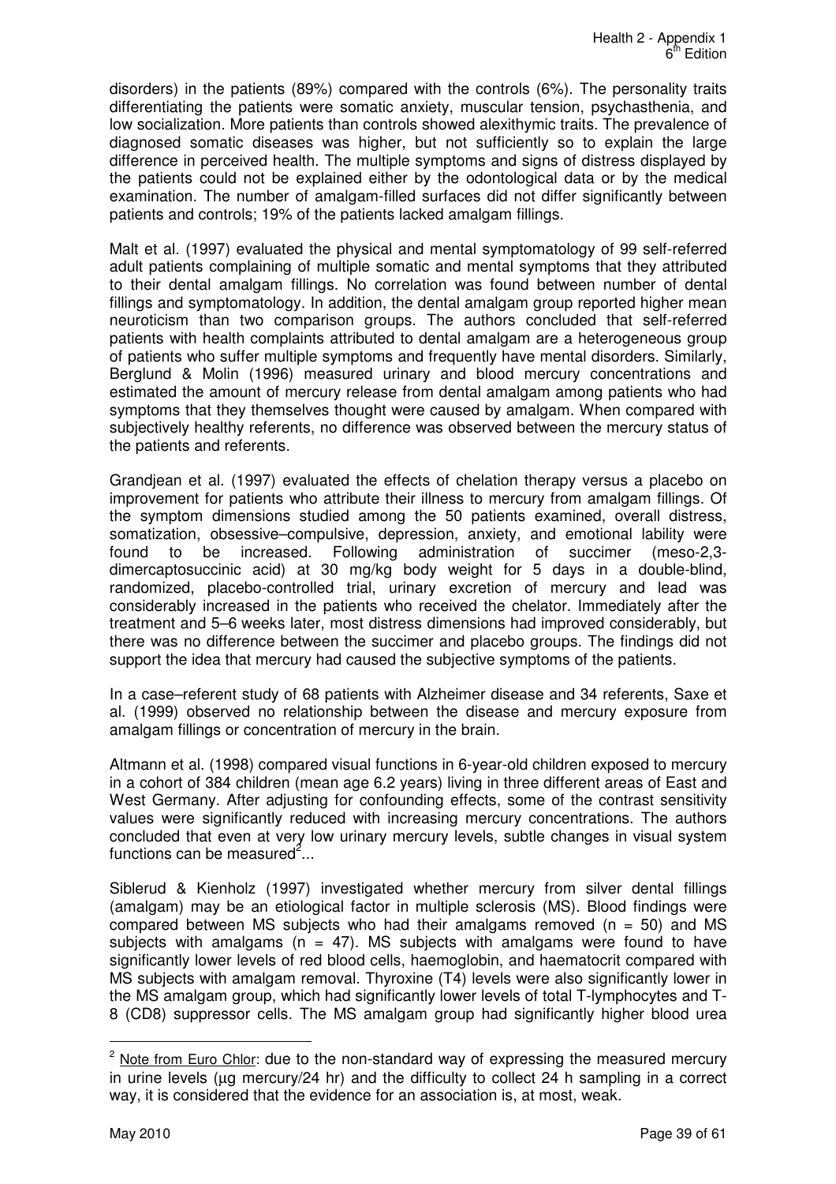disorders) in the patients (89%) compared with the controls (6%). The personality traits differentiating the patients were somatic anxiety, muscular tension, psychasthenia, and low socialization. More patients than controls showed alexithymic traits. The prevalence of diagnosed somatic diseases was higher, but not sufficiently so to explain the large difference in perceived health. The multiple symptoms and signs of distress displayed by the patients could not be explained either by the odontological data or by the medical examination. The number of amalgam-filled surfaces did not differ significantly between patients and controls; 19% of the patients lacked amalgam fillings.

Malt et al. (1997) evaluated the physical and mental symptomatology of 99 self-referred adult patients complaining of multiple somatic and mental symptoms that they attributed to their dental amalgam fillings. No correlation was found between number of dental fillings and symptomatology. In addition, the dental amalgam group reported higher mean neuroticism than two comparison groups. The authors concluded that self-referred patients with health complaints attributed to dental amalgam are a heterogeneous group of patients who suffer multiple symptoms and frequently have mental disorders. Similarly, Berglund & Molin (1996) measured urinary and blood mercury concentrations and estimated the amount of mercury release from dental amalgam among patients who had symptoms that they themselves thought were caused by amalgam. When compared with subjectively healthy referents, no difference was observed between the mercury status of the patients and referents.

Grandjean et al. (1997) evaluated the effects of chelation therapy versus a placebo on improvement for patients who attribute their illness to mercury from amalgam fillings. Of the symptom dimensions studied among the 50 patients examined, overall distress, somatization, obsessive–compulsive, depression, anxiety, and emotional lability were found to be increased. Following administration of succimer (meso-2,3-dimercaptosuccinic acid) at 30 mg/kg body weight for 5 days in a double-blind, randomized, placebo-controlled trial, urinary excretion of mercury and lead was considerably increased in the patients who received the chelator. Immediately after the treatment and 5–6 weeks later, most distress dimensions had improved considerably, but there was no difference between the succimer and placebo groups. The findings did not support the idea that mercury had caused the subjective symptoms of the patients.

In a case–referent study of 68 patients with Alzheimer disease and 34 referents, Saxe et al. (1999) observed no relationship between the disease and mercury exposure from amalgam fillings or concentration of mercury in the brain.

Altmann et al. (1998) compared visual functions in 6-year-old children exposed to mercury in a cohort of 384 children (mean age 6.2 years) living in three different areas of East and West Germany. After adjusting for confounding effects, some of the contrast sensitivity values were significantly reduced with increasing mercury concentrations. The authors concluded that even at very low urinary mercury levels, subtle changes in visual system functions can be measured[2]...

Siblerud & Kienholz (1997) investigated whether mercury from silver dental fillings (amalgam) may be an etiological factor in multiple sclerosis (MS). Blood findings were compared between MS subjects who had their amalgams removed ($n = 50$) and MS subjects with amalgams ($n = 47$). MS subjects with amalgams were found to have significantly lower levels of red blood cells, haemoglobin, and haematocrit compared with MS subjects with amalgam removal. Thyroxine (T4) levels were also significantly lower in the MS amalgam group, which had significantly lower levels of total T-lymphocytes and T-8 (CD8) suppressor cells. The MS amalgam group had significantly higher blood urea

---

[2] Note from Euro Chlor: due to the non-standard way of expressing the measured mercury in urine levels (µg mercury/24 hr) and the difficulty to collect 24 h sampling in a correct way, it is considered that the evidence for an association is, at most, weak.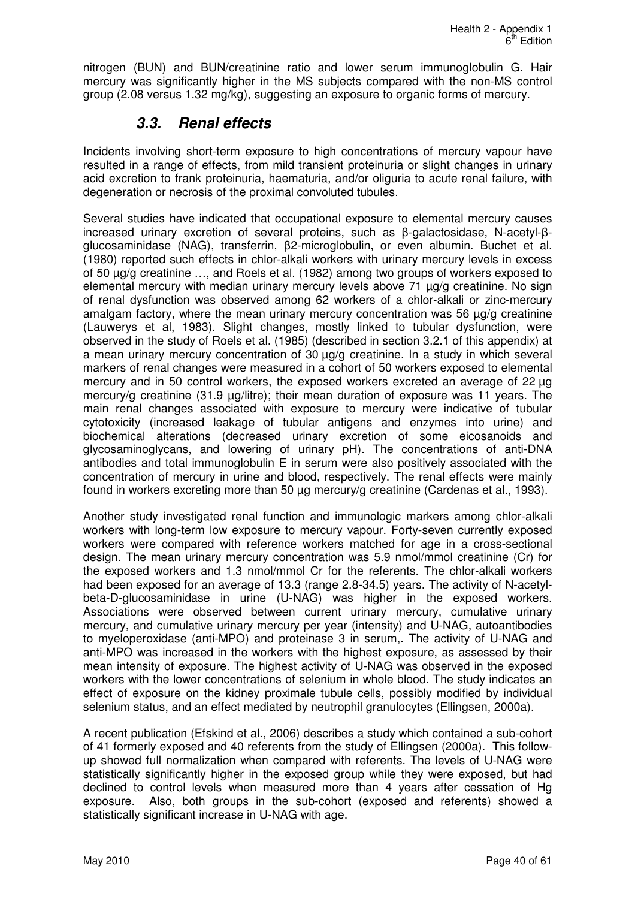nitrogen (BUN) and BUN/creatinine ratio and lower serum immunoglobulin G. Hair mercury was significantly higher in the MS subjects compared with the non-MS control group (2.08 versus 1.32 mg/kg), suggesting an exposure to organic forms of mercury.

## *3.3. Renal effects*

Incidents involving short-term exposure to high concentrations of mercury vapour have resulted in a range of effects, from mild transient proteinuria or slight changes in urinary acid excretion to frank proteinuria, haematuria, and/or oliguria to acute renal failure, with degeneration or necrosis of the proximal convoluted tubules.

Several studies have indicated that occupational exposure to elemental mercury causes increased urinary excretion of several proteins, such as β-galactosidase, N-acetyl-β-glucosaminidase (NAG), transferrin, β2-microglobulin, or even albumin. Buchet et al. (1980) reported such effects in chlor-alkali workers with urinary mercury levels in excess of 50 µg/g creatinine …, and Roels et al. (1982) among two groups of workers exposed to elemental mercury with median urinary mercury levels above 71 µg/g creatinine. No sign of renal dysfunction was observed among 62 workers of a chlor-alkali or zinc-mercury amalgam factory, where the mean urinary mercury concentration was 56 µg/g creatinine (Lauwerys et al, 1983). Slight changes, mostly linked to tubular dysfunction, were observed in the study of Roels et al. (1985) (described in section 3.2.1 of this appendix) at a mean urinary mercury concentration of 30 µg/g creatinine. In a study in which several markers of renal changes were measured in a cohort of 50 workers exposed to elemental mercury and in 50 control workers, the exposed workers excreted an average of 22 µg mercury/g creatinine (31.9 µg/litre); their mean duration of exposure was 11 years. The main renal changes associated with exposure to mercury were indicative of tubular cytotoxicity (increased leakage of tubular antigens and enzymes into urine) and biochemical alterations (decreased urinary excretion of some eicosanoids and glycosaminoglycans, and lowering of urinary pH). The concentrations of anti-DNA antibodies and total immunoglobulin E in serum were also positively associated with the concentration of mercury in urine and blood, respectively. The renal effects were mainly found in workers excreting more than 50 µg mercury/g creatinine (Cardenas et al., 1993).

Another study investigated renal function and immunologic markers among chlor-alkali workers with long-term low exposure to mercury vapour. Forty-seven currently exposed workers were compared with reference workers matched for age in a cross-sectional design. The mean urinary mercury concentration was 5.9 nmol/mmol creatinine (Cr) for the exposed workers and 1.3 nmol/mmol Cr for the referents. The chlor-alkali workers had been exposed for an average of 13.3 (range 2.8-34.5) years. The activity of N-acetyl-beta-D-glucosaminidase in urine (U-NAG) was higher in the exposed workers. Associations were observed between current urinary mercury, cumulative urinary mercury, and cumulative urinary mercury per year (intensity) and U-NAG, autoantibodies to myeloperoxidase (anti-MPO) and proteinase 3 in serum,. The activity of U-NAG and anti-MPO was increased in the workers with the highest exposure, as assessed by their mean intensity of exposure. The highest activity of U-NAG was observed in the exposed workers with the lower concentrations of selenium in whole blood. The study indicates an effect of exposure on the kidney proximale tubule cells, possibly modified by individual selenium status, and an effect mediated by neutrophil granulocytes (Ellingsen, 2000a).

A recent publication (Efskind et al., 2006) describes a study which contained a sub-cohort of 41 formerly exposed and 40 referents from the study of Ellingsen (2000a). This follow-up showed full normalization when compared with referents. The levels of U-NAG were statistically significantly higher in the exposed group while they were exposed, but had declined to control levels when measured more than 4 years after cessation of Hg exposure. Also, both groups in the sub-cohort (exposed and referents) showed a statistically significant increase in U-NAG with age.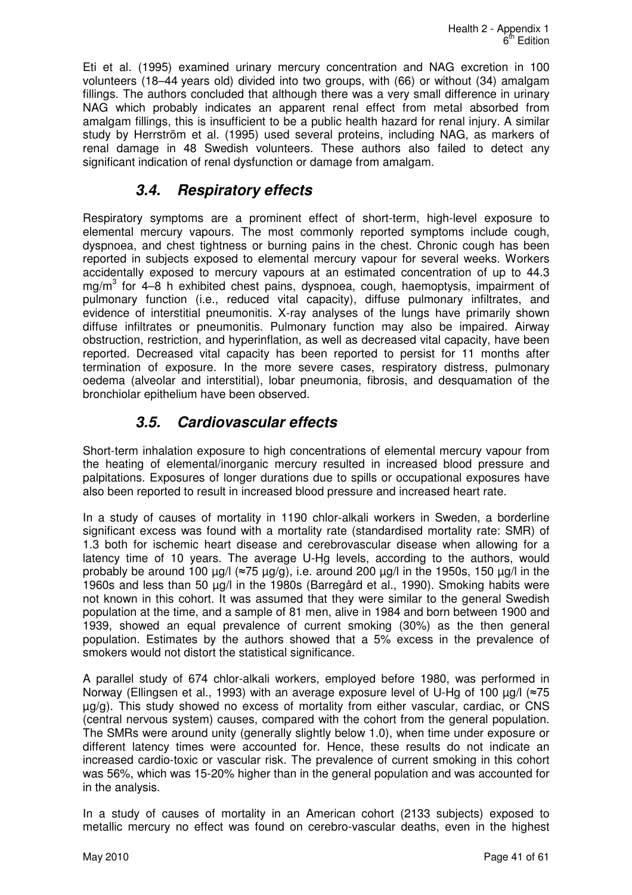Eti et al. (1995) examined urinary mercury concentration and NAG excretion in 100 volunteers (18–44 years old) divided into two groups, with (66) or without (34) amalgam fillings. The authors concluded that although there was a very small difference in urinary NAG which probably indicates an apparent renal effect from metal absorbed from amalgam fillings, this is insufficient to be a public health hazard for renal injury. A similar study by Herrström et al. (1995) used several proteins, including NAG, as markers of renal damage in 48 Swedish volunteers. These authors also failed to detect any significant indication of renal dysfunction or damage from amalgam.

## 3.4. Respiratory effects

Respiratory symptoms are a prominent effect of short-term, high-level exposure to elemental mercury vapours. The most commonly reported symptoms include cough, dyspnoea, and chest tightness or burning pains in the chest. Chronic cough has been reported in subjects exposed to elemental mercury vapour for several weeks. Workers accidentally exposed to mercury vapours at an estimated concentration of up to 44.3 $mg/m^3$ for 4–8 h exhibited chest pains, dyspnoea, cough, haemoptysis, impairment of pulmonary function (i.e., reduced vital capacity), diffuse pulmonary infiltrates, and evidence of interstitial pneumonitis. X-ray analyses of the lungs have primarily shown diffuse infiltrates or pneumonitis. Pulmonary function may also be impaired. Airway obstruction, restriction, and hyperinflation, as well as decreased vital capacity, have been reported. Decreased vital capacity has been reported to persist for 11 months after termination of exposure. In the more severe cases, respiratory distress, pulmonary oedema (alveolar and interstitial), lobar pneumonia, fibrosis, and desquamation of the bronchiolar epithelium have been observed.

## 3.5. Cardiovascular effects

Short-term inhalation exposure to high concentrations of elemental mercury vapour from the heating of elemental/inorganic mercury resulted in increased blood pressure and palpitations. Exposures of longer durations due to spills or occupational exposures have also been reported to result in increased blood pressure and increased heart rate.

In a study of causes of mortality in 1190 chlor-alkali workers in Sweden, a borderline significant excess was found with a mortality rate (standardised mortality rate: SMR) of 1.3 both for ischemic heart disease and cerebrovascular disease when allowing for a latency time of 10 years. The average U-Hg levels, according to the authors, would probably be around 100 µg/l (≈75 µg/g), i.e. around 200 µg/l in the 1950s, 150 µg/l in the 1960s and less than 50 µg/l in the 1980s (Barregård et al., 1990). Smoking habits were not known in this cohort. It was assumed that they were similar to the general Swedish population at the time, and a sample of 81 men, alive in 1984 and born between 1900 and 1939, showed an equal prevalence of current smoking (30%) as the then general population. Estimates by the authors showed that a 5% excess in the prevalence of smokers would not distort the statistical significance.

A parallel study of 674 chlor-alkali workers, employed before 1980, was performed in Norway (Ellingsen et al., 1993) with an average exposure level of U-Hg of 100 µg/l (≈75 µg/g). This study showed no excess of mortality from either vascular, cardiac, or CNS (central nervous system) causes, compared with the cohort from the general population. The SMRs were around unity (generally slightly below 1.0), when time under exposure or different latency times were accounted for. Hence, these results do not indicate an increased cardio-toxic or vascular risk. The prevalence of current smoking in this cohort was 56%, which was 15-20% higher than in the general population and was accounted for in the analysis.

In a study of causes of mortality in an American cohort (2133 subjects) exposed to metallic mercury no effect was found on cerebro-vascular deaths, even in the highest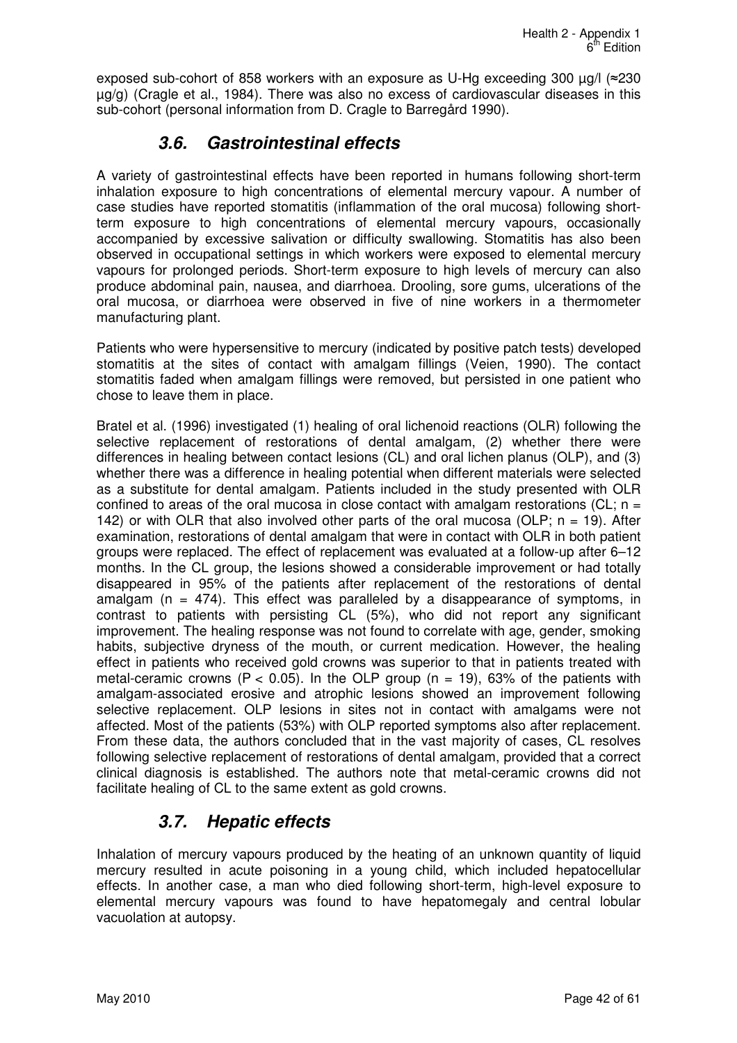exposed sub-cohort of 858 workers with an exposure as U-Hg exceeding 300 µg/l (≈230 µg/g) (Cragle et al., 1984). There was also no excess of cardiovascular diseases in this sub-cohort (personal information from D. Cragle to Barregård 1990).

## 3.6. Gastrointestinal effects

A variety of gastrointestinal effects have been reported in humans following short-term inhalation exposure to high concentrations of elemental mercury vapour. A number of case studies have reported stomatitis (inflammation of the oral mucosa) following short-term exposure to high concentrations of elemental mercury vapours, occasionally accompanied by excessive salivation or difficulty swallowing. Stomatitis has also been observed in occupational settings in which workers were exposed to elemental mercury vapours for prolonged periods. Short-term exposure to high levels of mercury can also produce abdominal pain, nausea, and diarrhoea. Drooling, sore gums, ulcerations of the oral mucosa, or diarrhoea were observed in five of nine workers in a thermometer manufacturing plant.

Patients who were hypersensitive to mercury (indicated by positive patch tests) developed stomatitis at the sites of contact with amalgam fillings (Veien, 1990). The contact stomatitis faded when amalgam fillings were removed, but persisted in one patient who chose to leave them in place.

Bratel et al. (1996) investigated (1) healing of oral lichenoid reactions (OLR) following the selective replacement of restorations of dental amalgam, (2) whether there were differences in healing between contact lesions (CL) and oral lichen planus (OLP), and (3) whether there was a difference in healing potential when different materials were selected as a substitute for dental amalgam. Patients included in the study presented with OLR confined to areas of the oral mucosa in close contact with amalgam restorations (CL; n = 142) or with OLR that also involved other parts of the oral mucosa (OLP; n = 19). After examination, restorations of dental amalgam that were in contact with OLR in both patient groups were replaced. The effect of replacement was evaluated at a follow-up after 6–12 months. In the CL group, the lesions showed a considerable improvement or had totally disappeared in 95% of the patients after replacement of the restorations of dental amalgam (n = 474). This effect was paralleled by a disappearance of symptoms, in contrast to patients with persisting CL (5%), who did not report any significant improvement. The healing response was not found to correlate with age, gender, smoking habits, subjective dryness of the mouth, or current medication. However, the healing effect in patients who received gold crowns was superior to that in patients treated with metal-ceramic crowns ($P < 0.05$). In the OLP group (n = 19), 63% of the patients with amalgam-associated erosive and atrophic lesions showed an improvement following selective replacement. OLP lesions in sites not in contact with amalgams were not affected. Most of the patients (53%) with OLP reported symptoms also after replacement. From these data, the authors concluded that in the vast majority of cases, CL resolves following selective replacement of restorations of dental amalgam, provided that a correct clinical diagnosis is established. The authors note that metal-ceramic crowns did not facilitate healing of CL to the same extent as gold crowns.

## 3.7. Hepatic effects

Inhalation of mercury vapours produced by the heating of an unknown quantity of liquid mercury resulted in acute poisoning in a young child, which included hepatocellular effects. In another case, a man who died following short-term, high-level exposure to elemental mercury vapours was found to have hepatomegaly and central lobular vacuolation at autopsy.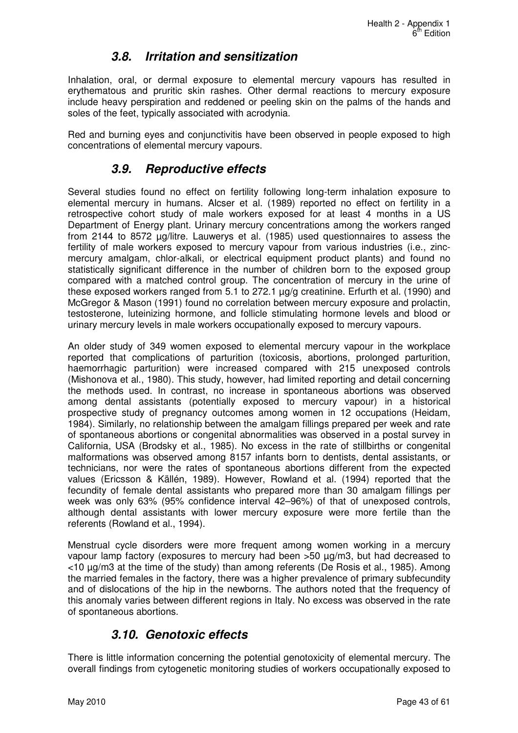## 3.8. Irritation and sensitization

Inhalation, oral, or dermal exposure to elemental mercury vapours has resulted in erythematous and pruritic skin rashes. Other dermal reactions to mercury exposure include heavy perspiration and reddened or peeling skin on the palms of the hands and soles of the feet, typically associated with acrodynia.

Red and burning eyes and conjunctivitis have been observed in people exposed to high concentrations of elemental mercury vapours.

## 3.9. Reproductive effects

Several studies found no effect on fertility following long-term inhalation exposure to elemental mercury in humans. Alcser et al. (1989) reported no effect on fertility in a retrospective cohort study of male workers exposed for at least 4 months in a US Department of Energy plant. Urinary mercury concentrations among the workers ranged from 2144 to 8572 µg/litre. Lauwerys et al. (1985) used questionnaires to assess the fertility of male workers exposed to mercury vapour from various industries (i.e., zinc-mercury amalgam, chlor-alkali, or electrical equipment product plants) and found no statistically significant difference in the number of children born to the exposed group compared with a matched control group. The concentration of mercury in the urine of these exposed workers ranged from 5.1 to 272.1 µg/g creatinine. Erfurth et al. (1990) and McGregor & Mason (1991) found no correlation between mercury exposure and prolactin, testosterone, luteinizing hormone, and follicle stimulating hormone levels and blood or urinary mercury levels in male workers occupationally exposed to mercury vapours.

An older study of 349 women exposed to elemental mercury vapour in the workplace reported that complications of parturition (toxicosis, abortions, prolonged parturition, haemorrhagic parturition) were increased compared with 215 unexposed controls (Mishonova et al., 1980). This study, however, had limited reporting and detail concerning the methods used. In contrast, no increase in spontaneous abortions was observed among dental assistants (potentially exposed to mercury vapour) in a historical prospective study of pregnancy outcomes among women in 12 occupations (Heidam, 1984). Similarly, no relationship between the amalgam fillings prepared per week and rate of spontaneous abortions or congenital abnormalities was observed in a postal survey in California, USA (Brodsky et al., 1985). No excess in the rate of stillbirths or congenital malformations was observed among 8157 infants born to dentists, dental assistants, or technicians, nor were the rates of spontaneous abortions different from the expected values (Ericsson & Källén, 1989). However, Rowland et al. (1994) reported that the fecundity of female dental assistants who prepared more than 30 amalgam fillings per week was only 63% (95% confidence interval 42–96%) of that of unexposed controls, although dental assistants with lower mercury exposure were more fertile than the referents (Rowland et al., 1994).

Menstrual cycle disorders were more frequent among women working in a mercury vapour lamp factory (exposures to mercury had been >50 µg/m3, but had decreased to <10 µg/m3 at the time of the study) than among referents (De Rosis et al., 1985). Among the married females in the factory, there was a higher prevalence of primary subfecundity and of dislocations of the hip in the newborns. The authors noted that the frequency of this anomaly varies between different regions in Italy. No excess was observed in the rate of spontaneous abortions.

## 3.10. Genotoxic effects

There is little information concerning the potential genotoxicity of elemental mercury. The overall findings from cytogenetic monitoring studies of workers occupationally exposed to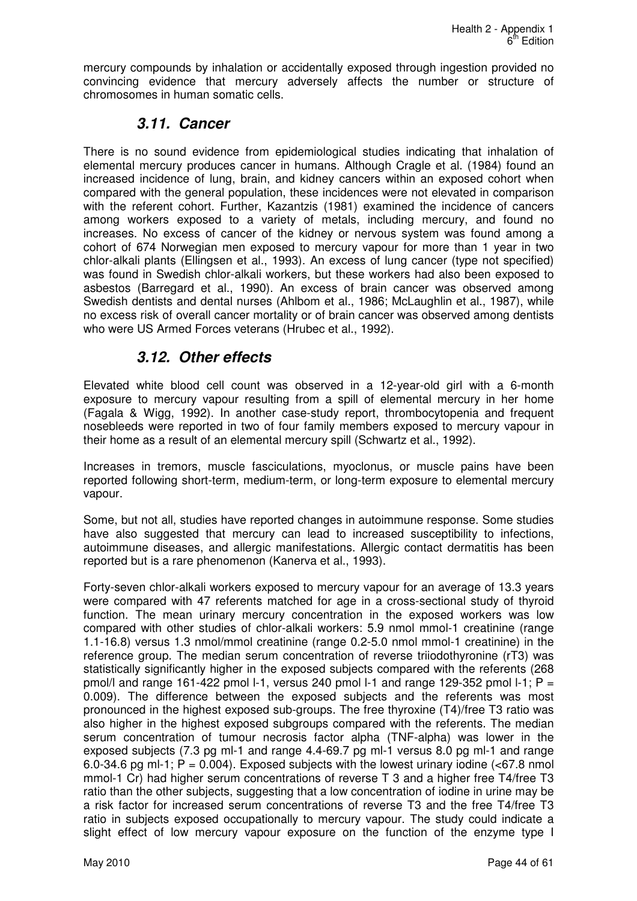mercury compounds by inhalation or accidentally exposed through ingestion provided no convincing evidence that mercury adversely affects the number or structure of chromosomes in human somatic cells.

## 3.11. Cancer

There is no sound evidence from epidemiological studies indicating that inhalation of elemental mercury produces cancer in humans. Although Cragle et al. (1984) found an increased incidence of lung, brain, and kidney cancers within an exposed cohort when compared with the general population, these incidences were not elevated in comparison with the referent cohort. Further, Kazantzis (1981) examined the incidence of cancers among workers exposed to a variety of metals, including mercury, and found no increases. No excess of cancer of the kidney or nervous system was found among a cohort of 674 Norwegian men exposed to mercury vapour for more than 1 year in two chlor-alkali plants (Ellingsen et al., 1993). An excess of lung cancer (type not specified) was found in Swedish chlor-alkali workers, but these workers had also been exposed to asbestos (Barregard et al., 1990). An excess of brain cancer was observed among Swedish dentists and dental nurses (Ahlbom et al., 1986; McLaughlin et al., 1987), while no excess risk of overall cancer mortality or of brain cancer was observed among dentists who were US Armed Forces veterans (Hrubec et al., 1992).

## 3.12. Other effects

Elevated white blood cell count was observed in a 12-year-old girl with a 6-month exposure to mercury vapour resulting from a spill of elemental mercury in her home (Fagala & Wigg, 1992). In another case-study report, thrombocytopenia and frequent nosebleeds were reported in two of four family members exposed to mercury vapour in their home as a result of an elemental mercury spill (Schwartz et al., 1992).

Increases in tremors, muscle fasciculations, myoclonus, or muscle pains have been reported following short-term, medium-term, or long-term exposure to elemental mercury vapour.

Some, but not all, studies have reported changes in autoimmune response. Some studies have also suggested that mercury can lead to increased susceptibility to infections, autoimmune diseases, and allergic manifestations. Allergic contact dermatitis has been reported but is a rare phenomenon (Kanerva et al., 1993).

Forty-seven chlor-alkali workers exposed to mercury vapour for an average of 13.3 years were compared with 47 referents matched for age in a cross-sectional study of thyroid function. The mean urinary mercury concentration in the exposed workers was low compared with other studies of chlor-alkali workers: 5.9 nmol mmol-1 creatinine (range 1.1-16.8) versus 1.3 nmol/mmol creatinine (range 0.2-5.0 nmol mmol-1 creatinine) in the reference group. The median serum concentration of reverse triiodothyronine (rT3) was statistically significantly higher in the exposed subjects compared with the referents (268 pmol/l and range 161-422 pmol l-1, versus 240 pmol l-1 and range 129-352 pmol l-1; P = 0.009). The difference between the exposed subjects and the referents was most pronounced in the highest exposed sub-groups. The free thyroxine (T4)/free T3 ratio was also higher in the highest exposed subgroups compared with the referents. The median serum concentration of tumour necrosis factor alpha (TNF-alpha) was lower in the exposed subjects (7.3 pg ml-1 and range 4.4-69.7 pg ml-1 versus 8.0 pg ml-1 and range 6.0-34.6 pg ml-1; P = 0.004). Exposed subjects with the lowest urinary iodine (<67.8 nmol mmol-1 Cr) had higher serum concentrations of reverse T 3 and a higher free T4/free T3 ratio than the other subjects, suggesting that a low concentration of iodine in urine may be a risk factor for increased serum concentrations of reverse T3 and the free T4/free T3 ratio in subjects exposed occupationally to mercury vapour. The study could indicate a slight effect of low mercury vapour exposure on the function of the enzyme type I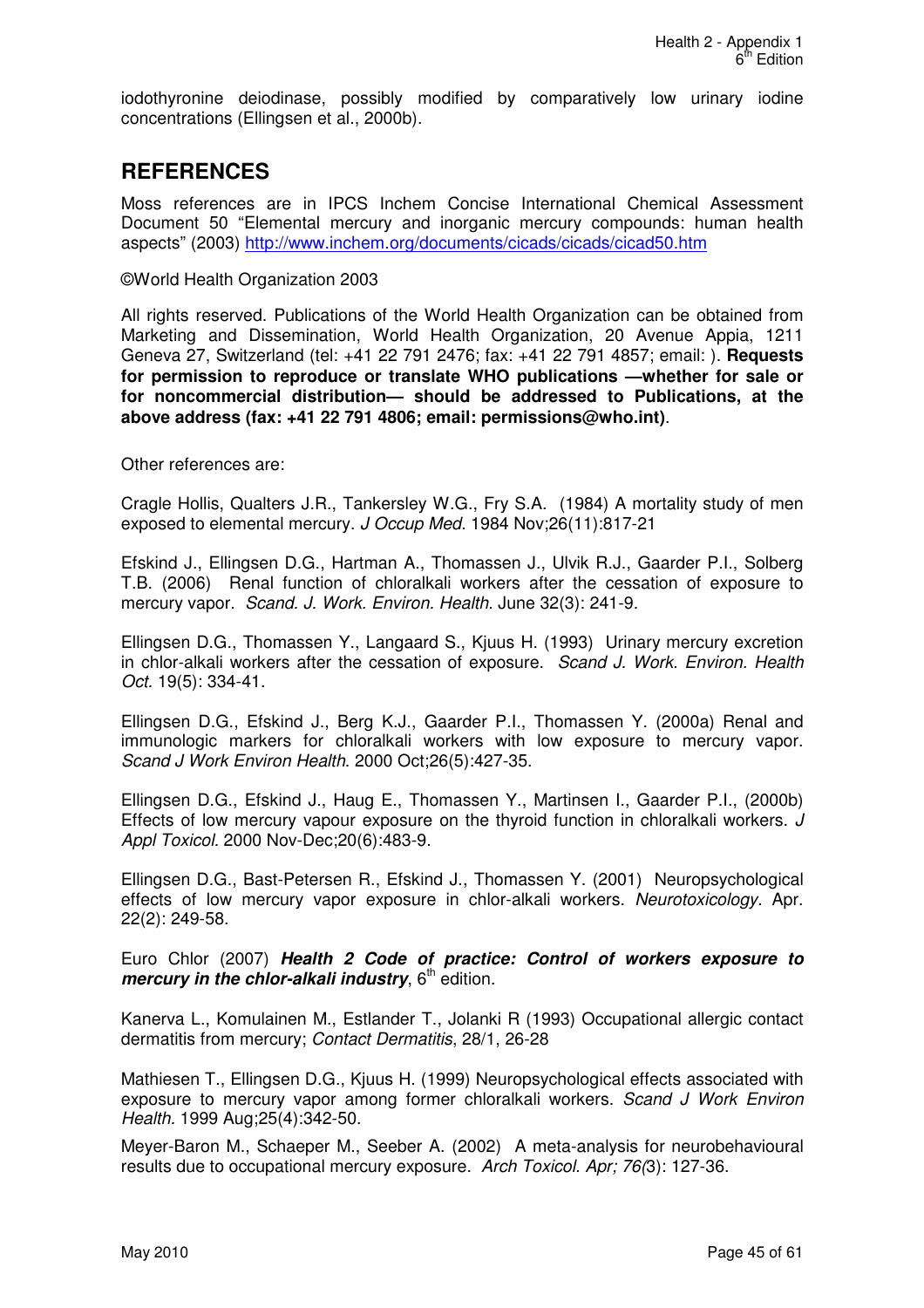iodothyronine deiodinase, possibly modified by comparatively low urinary iodine concentrations (Ellingsen et al., 2000b).

## REFERENCES

Moss references are in IPCS Inchem Concise International Chemical Assessment Document 50 "Elemental mercury and inorganic mercury compounds: human health aspects" (2003) http://www.inchem.org/documents/cicads/cicads/cicad50.htm

©World Health Organization 2003

All rights reserved. Publications of the World Health Organization can be obtained from Marketing and Dissemination, World Health Organization, 20 Avenue Appia, 1211 Geneva 27, Switzerland (tel: +41 22 791 2476; fax: +41 22 791 4857; email: ). **Requests for permission to reproduce or translate WHO publications —whether for sale or for noncommercial distribution— should be addressed to Publications, at the above address (fax: +41 22 791 4806; email: permissions@who.int)**.

Other references are:

Cragle Hollis, Qualters J.R., Tankersley W.G., Fry S.A. (1984) A mortality study of men exposed to elemental mercury. *J Occup Med.* 1984 Nov;26(11):817-21

Efskind J., Ellingsen D.G., Hartman A., Thomassen J., Ulvik R.J., Gaarder P.I., Solberg T.B. (2006) Renal function of chloralkali workers after the cessation of exposure to mercury vapor. *Scand. J. Work. Environ. Health*. June 32(3): 241-9.

Ellingsen D.G., Thomassen Y., Langaard S., Kjuus H. (1993) Urinary mercury excretion in chlor-alkali workers after the cessation of exposure. *Scand J. Work. Environ. Health Oct.* 19(5): 334-41.

Ellingsen D.G., Efskind J., Berg K.J., Gaarder P.I., Thomassen Y. (2000a) Renal and immunologic markers for chloralkali workers with low exposure to mercury vapor. *Scand J Work Environ Health.* 2000 Oct;26(5):427-35.

Ellingsen D.G., Efskind J., Haug E., Thomassen Y., Martinsen I., Gaarder P.I., (2000b) Effects of low mercury vapour exposure on the thyroid function in chloralkali workers. *J Appl Toxicol.* 2000 Nov-Dec;20(6):483-9.

Ellingsen D.G., Bast-Petersen R., Efskind J., Thomassen Y. (2001) Neuropsychological effects of low mercury vapor exposure in chlor-alkali workers. *Neurotoxicology.* Apr. 22(2): 249-58.

Euro Chlor (2007) ***Health 2 Code of practice: Control of workers exposure to mercury in the chlor-alkali industry***, 6th edition.

Kanerva L., Komulainen M., Estlander T., Jolanki R (1993) Occupational allergic contact dermatitis from mercury; *Contact Dermatitis*, 28/1, 26-28

Mathiesen T., Ellingsen D.G., Kjuus H. (1999) Neuropsychological effects associated with exposure to mercury vapor among former chloralkali workers. *Scand J Work Environ Health.* 1999 Aug;25(4):342-50.

Meyer-Baron M., Schaeper M., Seeber A. (2002) A meta-analysis for neurobehavioural results due to occupational mercury exposure. *Arch Toxicol. Apr; 76(*3): 127-36.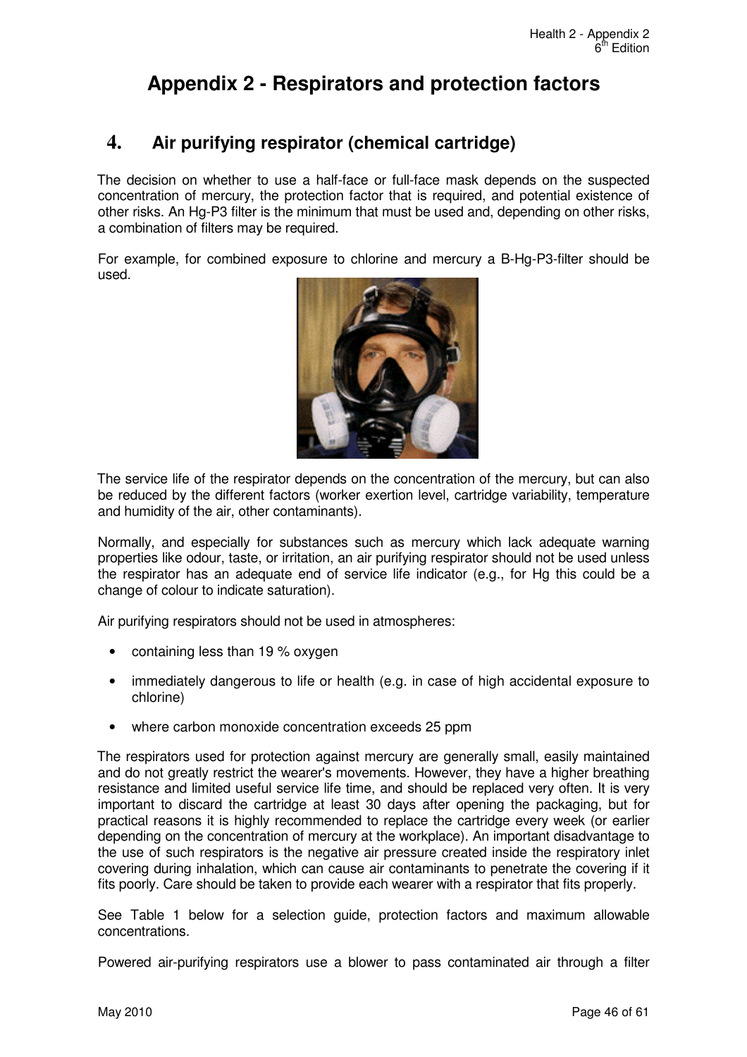# Appendix 2 - Respirators and protection factors

## 4. Air purifying respirator (chemical cartridge)

The decision on whether to use a half-face or full-face mask depends on the suspected concentration of mercury, the protection factor that is required, and potential existence of other risks. An Hg-P3 filter is the minimum that must be used and, depending on other risks, a combination of filters may be required.

For example, for combined exposure to chlorine and mercury a B-Hg-P3-filter should be used.

The service life of the respirator depends on the concentration of the mercury, but can also be reduced by the different factors (worker exertion level, cartridge variability, temperature and humidity of the air, other contaminants).

Normally, and especially for substances such as mercury which lack adequate warning properties like odour, taste, or irritation, an air purifying respirator should not be used unless the respirator has an adequate end of service life indicator (e.g., for Hg this could be a change of colour to indicate saturation).

Air purifying respirators should not be used in atmospheres:

- containing less than 19 % oxygen
- immediately dangerous to life or health (e.g. in case of high accidental exposure to chlorine)
- where carbon monoxide concentration exceeds 25 ppm

The respirators used for protection against mercury are generally small, easily maintained and do not greatly restrict the wearer's movements. However, they have a higher breathing resistance and limited useful service life time, and should be replaced very often. It is very important to discard the cartridge at least 30 days after opening the packaging, but for practical reasons it is highly recommended to replace the cartridge every week (or earlier depending on the concentration of mercury at the workplace). An important disadvantage to the use of such respirators is the negative air pressure created inside the respiratory inlet covering during inhalation, which can cause air contaminants to penetrate the covering if it fits poorly. Care should be taken to provide each wearer with a respirator that fits properly.

See Table 1 below for a selection guide, protection factors and maximum allowable concentrations.

Powered air-purifying respirators use a blower to pass contaminated air through a filter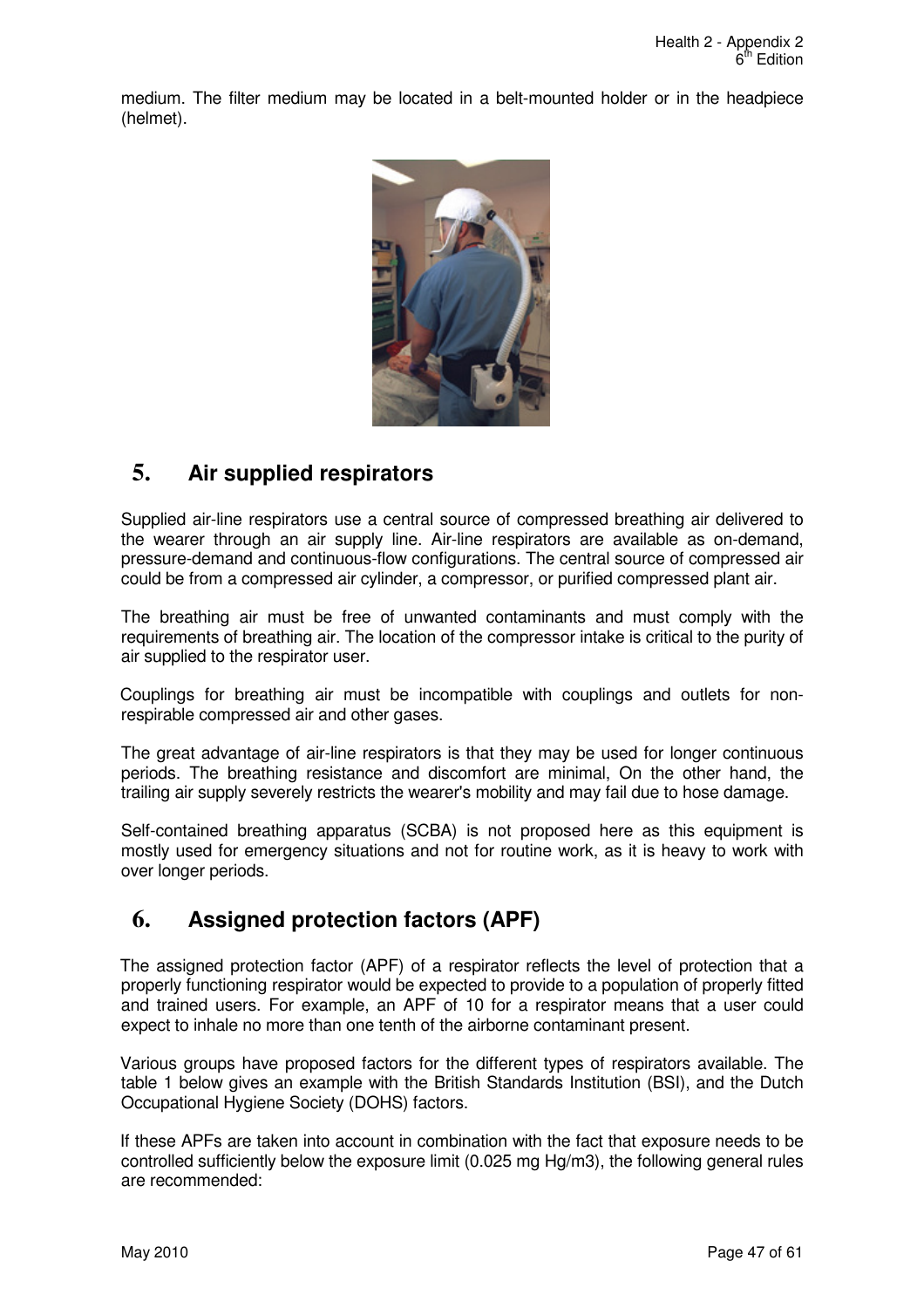medium. The filter medium may be located in a belt-mounted holder or in the headpiece (helmet).

## 5. Air supplied respirators

Supplied air-line respirators use a central source of compressed breathing air delivered to the wearer through an air supply line. Air-line respirators are available as on-demand, pressure-demand and continuous-flow configurations. The central source of compressed air could be from a compressed air cylinder, a compressor, or purified compressed plant air.

The breathing air must be free of unwanted contaminants and must comply with the requirements of breathing air. The location of the compressor intake is critical to the purity of air supplied to the respirator user.

Couplings for breathing air must be incompatible with couplings and outlets for non-respirable compressed air and other gases.

The great advantage of air-line respirators is that they may be used for longer continuous periods. The breathing resistance and discomfort are minimal, On the other hand, the trailing air supply severely restricts the wearer's mobility and may fail due to hose damage.

Self-contained breathing apparatus (SCBA) is not proposed here as this equipment is mostly used for emergency situations and not for routine work, as it is heavy to work with over longer periods.

## 6. Assigned protection factors (APF)

The assigned protection factor (APF) of a respirator reflects the level of protection that a properly functioning respirator would be expected to provide to a population of properly fitted and trained users. For example, an APF of 10 for a respirator means that a user could expect to inhale no more than one tenth of the airborne contaminant present.

Various groups have proposed factors for the different types of respirators available. The table 1 below gives an example with the British Standards Institution (BSI), and the Dutch Occupational Hygiene Society (DOHS) factors.

If these APFs are taken into account in combination with the fact that exposure needs to be controlled sufficiently below the exposure limit (0.025 mg Hg/m3), the following general rules are recommended: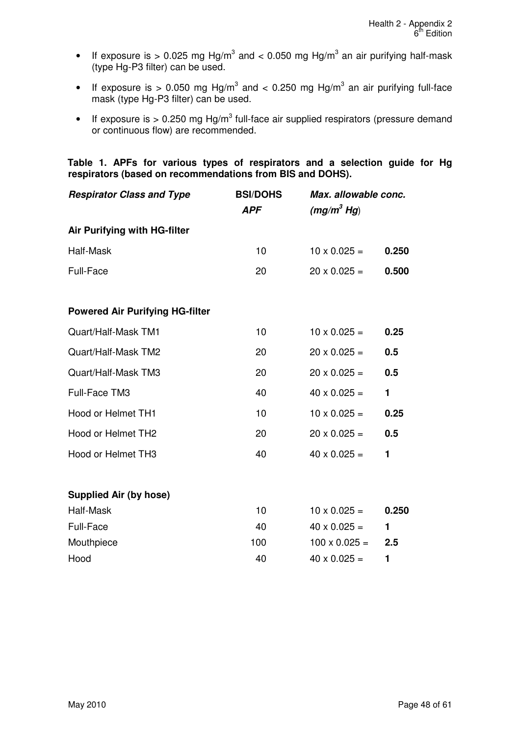- If exposure is > 0.025 mg Hg/m$^3$ and < 0.050 mg Hg/m$^3$ an air purifying half-mask (type Hg-P3 filter) can be used.
- If exposure is > 0.050 mg Hg/m$^3$ and < 0.250 mg Hg/m$^3$ an air purifying full-face mask (type Hg-P3 filter) can be used.
- If exposure is > 0.250 mg Hg/m$^3$ full-face air supplied respirators (pressure demand or continuous flow) are recommended.

**Table 1. APFs for various types of respirators and a selection guide for Hg respirators (based on recommendations from BIS and DOHS).**

| ***Respirator Class and Type*** | **BSI/DOHS *APF*** | ***Max. allowable conc. (mg/m$^3$ Hg)*** | |
|---|---|---|---|
| **Air Purifying with HG-filter** | | | |
| Half-Mask | 10 | 10 x 0.025 = | **0.250** |
| Full-Face | 20 | 20 x 0.025 = | **0.500** |
| **Powered Air Purifying HG-filter** | | | |
| Quart/Half-Mask TM1 | 10 | 10 x 0.025 = | **0.25** |
| Quart/Half-Mask TM2 | 20 | 20 x 0.025 = | **0.5** |
| Quart/Half-Mask TM3 | 20 | 20 x 0.025 = | **0.5** |
| Full-Face TM3 | 40 | 40 x 0.025 = | **1** |
| Hood or Helmet TH1 | 10 | 10 x 0.025 = | **0.25** |
| Hood or Helmet TH2 | 20 | 20 x 0.025 = | **0.5** |
| Hood or Helmet TH3 | 40 | 40 x 0.025 = | **1** |
| **Supplied Air (by hose)** | | | |
| Half-Mask | 10 | 10 x 0.025 = | **0.250** |
| Full-Face | 40 | 40 x 0.025 = | **1** |
| Mouthpiece | 100 | 100 x 0.025 = | **2.5** |
| Hood | 40 | 40 x 0.025 = | **1** |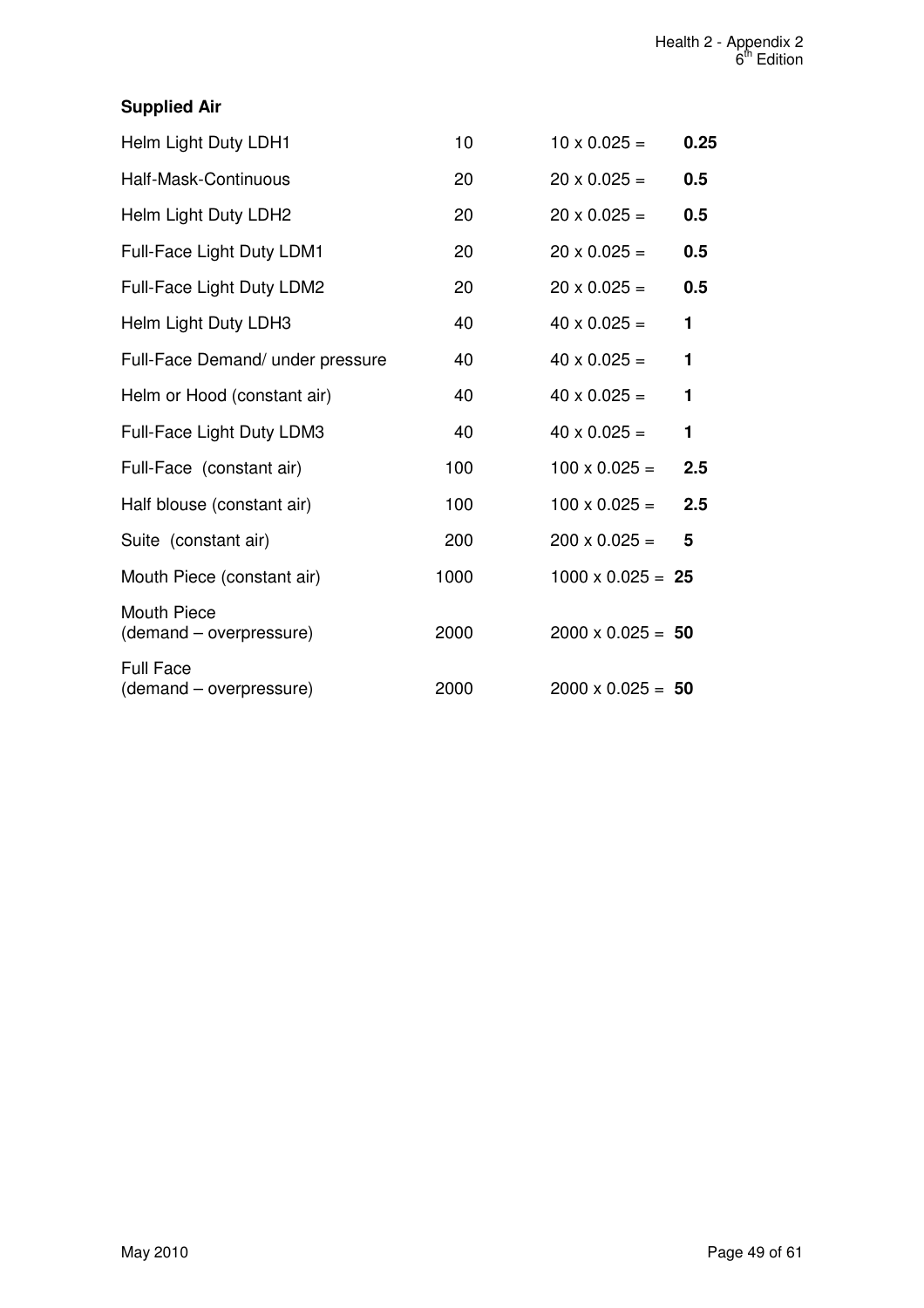**Supplied Air**

| | | | |
|---|---|---|---|
| Helm Light Duty LDH1 | 10 | 10 x 0.025 = | **0.25** |
| Half-Mask-Continuous | 20 | 20 x 0.025 = | **0.5** |
| Helm Light Duty LDH2 | 20 | 20 x 0.025 = | **0.5** |
| Full-Face Light Duty LDM1 | 20 | 20 x 0.025 = | **0.5** |
| Full-Face Light Duty LDM2 | 20 | 20 x 0.025 = | **0.5** |
| Helm Light Duty LDH3 | 40 | 40 x 0.025 = | **1** |
| Full-Face Demand/ under pressure | 40 | 40 x 0.025 = | **1** |
| Helm or Hood (constant air) | 40 | 40 x 0.025 = | **1** |
| Full-Face Light Duty LDM3 | 40 | 40 x 0.025 = | **1** |
| Full-Face (constant air) | 100 | 100 x 0.025 = | **2.5** |
| Half blouse (constant air) | 100 | 100 x 0.025 = | **2.5** |
| Suite (constant air) | 200 | 200 x 0.025 = | **5** |
| Mouth Piece (constant air) | 1000 | 1000 x 0.025 = | **25** |
| Mouth Piece (demand – overpressure) | 2000 | 2000 x 0.025 = | **50** |
| Full Face (demand – overpressure) | 2000 | 2000 x 0.025 = | **50** |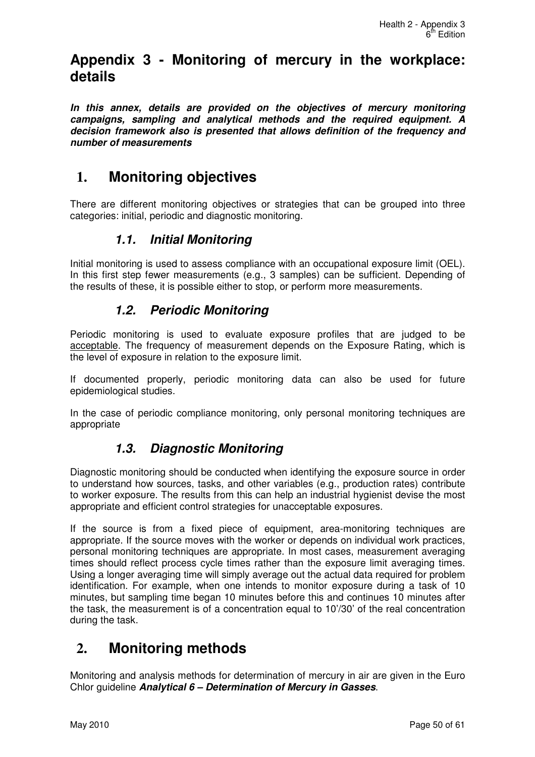# Appendix 3 - Monitoring of mercury in the workplace: details

***In this annex, details are provided on the objectives of mercury monitoring campaigns, sampling and analytical methods and the required equipment. A decision framework also is presented that allows definition of the frequency and number of measurements***

## 1. Monitoring objectives

There are different monitoring objectives or strategies that can be grouped into three categories: initial, periodic and diagnostic monitoring.

### *1.1. Initial Monitoring*

Initial monitoring is used to assess compliance with an occupational exposure limit (OEL). In this first step fewer measurements (e.g., 3 samples) can be sufficient. Depending of the results of these, it is possible either to stop, or perform more measurements.

### *1.2. Periodic Monitoring*

Periodic monitoring is used to evaluate exposure profiles that are judged to be acceptable. The frequency of measurement depends on the Exposure Rating, which is the level of exposure in relation to the exposure limit.

If documented properly, periodic monitoring data can also be used for future epidemiological studies.

In the case of periodic compliance monitoring, only personal monitoring techniques are appropriate

### *1.3. Diagnostic Monitoring*

Diagnostic monitoring should be conducted when identifying the exposure source in order to understand how sources, tasks, and other variables (e.g., production rates) contribute to worker exposure. The results from this can help an industrial hygienist devise the most appropriate and efficient control strategies for unacceptable exposures.

If the source is from a fixed piece of equipment, area-monitoring techniques are appropriate. If the source moves with the worker or depends on individual work practices, personal monitoring techniques are appropriate. In most cases, measurement averaging times should reflect process cycle times rather than the exposure limit averaging times. Using a longer averaging time will simply average out the actual data required for problem identification. For example, when one intends to monitor exposure during a task of 10 minutes, but sampling time began 10 minutes before this and continues 10 minutes after the task, the measurement is of a concentration equal to 10'/30' of the real concentration during the task.

## 2. Monitoring methods

Monitoring and analysis methods for determination of mercury in air are given in the Euro Chlor guideline ***Analytical 6 – Determination of Mercury in Gasses***.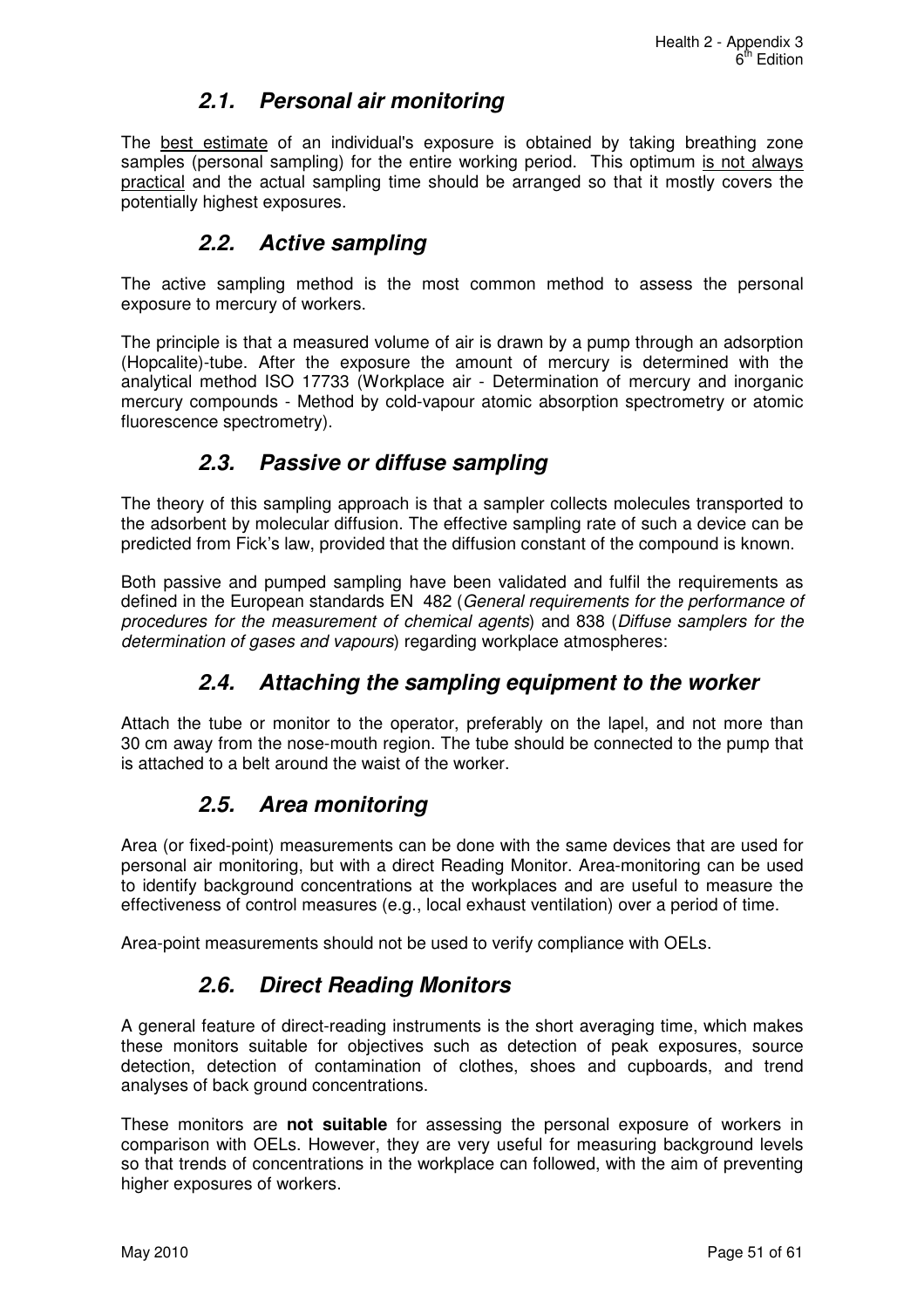## 2.1. Personal air monitoring

The best estimate of an individual's exposure is obtained by taking breathing zone samples (personal sampling) for the entire working period. This optimum is not always practical and the actual sampling time should be arranged so that it mostly covers the potentially highest exposures.

## 2.2. Active sampling

The active sampling method is the most common method to assess the personal exposure to mercury of workers.

The principle is that a measured volume of air is drawn by a pump through an adsorption (Hopcalite)-tube. After the exposure the amount of mercury is determined with the analytical method ISO 17733 (Workplace air - Determination of mercury and inorganic mercury compounds - Method by cold-vapour atomic absorption spectrometry or atomic fluorescence spectrometry).

## 2.3. Passive or diffuse sampling

The theory of this sampling approach is that a sampler collects molecules transported to the adsorbent by molecular diffusion. The effective sampling rate of such a device can be predicted from Fick's law, provided that the diffusion constant of the compound is known.

Both passive and pumped sampling have been validated and fulfil the requirements as defined in the European standards EN 482 (*General requirements for the performance of procedures for the measurement of chemical agents*) and 838 (*Diffuse samplers for the determination of gases and vapours*) regarding workplace atmospheres:

## 2.4. Attaching the sampling equipment to the worker

Attach the tube or monitor to the operator, preferably on the lapel, and not more than 30 cm away from the nose-mouth region. The tube should be connected to the pump that is attached to a belt around the waist of the worker.

## 2.5. Area monitoring

Area (or fixed-point) measurements can be done with the same devices that are used for personal air monitoring, but with a direct Reading Monitor. Area-monitoring can be used to identify background concentrations at the workplaces and are useful to measure the effectiveness of control measures (e.g., local exhaust ventilation) over a period of time.

Area-point measurements should not be used to verify compliance with OELs.

## 2.6. Direct Reading Monitors

A general feature of direct-reading instruments is the short averaging time, which makes these monitors suitable for objectives such as detection of peak exposures, source detection, detection of contamination of clothes, shoes and cupboards, and trend analyses of back ground concentrations.

These monitors are **not suitable** for assessing the personal exposure of workers in comparison with OELs. However, they are very useful for measuring background levels so that trends of concentrations in the workplace can followed, with the aim of preventing higher exposures of workers.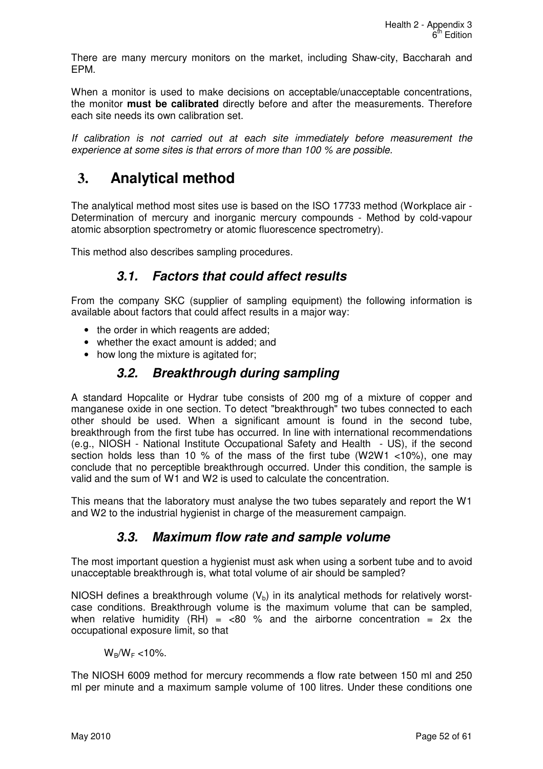There are many mercury monitors on the market, including Shaw-city, Baccharah and EPM.

When a monitor is used to make decisions on acceptable/unacceptable concentrations, the monitor **must be calibrated** directly before and after the measurements. Therefore each site needs its own calibration set.

*If calibration is not carried out at each site immediately before measurement the experience at some sites is that errors of more than 100 % are possible.*

# 3. Analytical method

The analytical method most sites use is based on the ISO 17733 method (Workplace air - Determination of mercury and inorganic mercury compounds - Method by cold-vapour atomic absorption spectrometry or atomic fluorescence spectrometry).

This method also describes sampling procedures.

## *3.1. Factors that could affect results*

From the company SKC (supplier of sampling equipment) the following information is available about factors that could affect results in a major way:

- the order in which reagents are added;
- whether the exact amount is added; and
- how long the mixture is agitated for;

## *3.2. Breakthrough during sampling*

A standard Hopcalite or Hydrar tube consists of 200 mg of a mixture of copper and manganese oxide in one section. To detect "breakthrough" two tubes connected to each other should be used. When a significant amount is found in the second tube, breakthrough from the first tube has occurred. In line with international recommendations (e.g., NIOSH - National Institute Occupational Safety and Health - US), if the second section holds less than 10 % of the mass of the first tube (W2W1 <10%), one may conclude that no perceptible breakthrough occurred. Under this condition, the sample is valid and the sum of W1 and W2 is used to calculate the concentration.

This means that the laboratory must analyse the two tubes separately and report the W1 and W2 to the industrial hygienist in charge of the measurement campaign.

## *3.3. Maximum flow rate and sample volume*

The most important question a hygienist must ask when using a sorbent tube and to avoid unacceptable breakthrough is, what total volume of air should be sampled?

NIOSH defines a breakthrough volume ($V_b$) in its analytical methods for relatively worst-case conditions. Breakthrough volume is the maximum volume that can be sampled, when relative humidity (RH) = <80 % and the airborne concentration = 2x the occupational exposure limit, so that

$W_B/W_F$ <10%.

The NIOSH 6009 method for mercury recommends a flow rate between 150 ml and 250 ml per minute and a maximum sample volume of 100 litres. Under these conditions one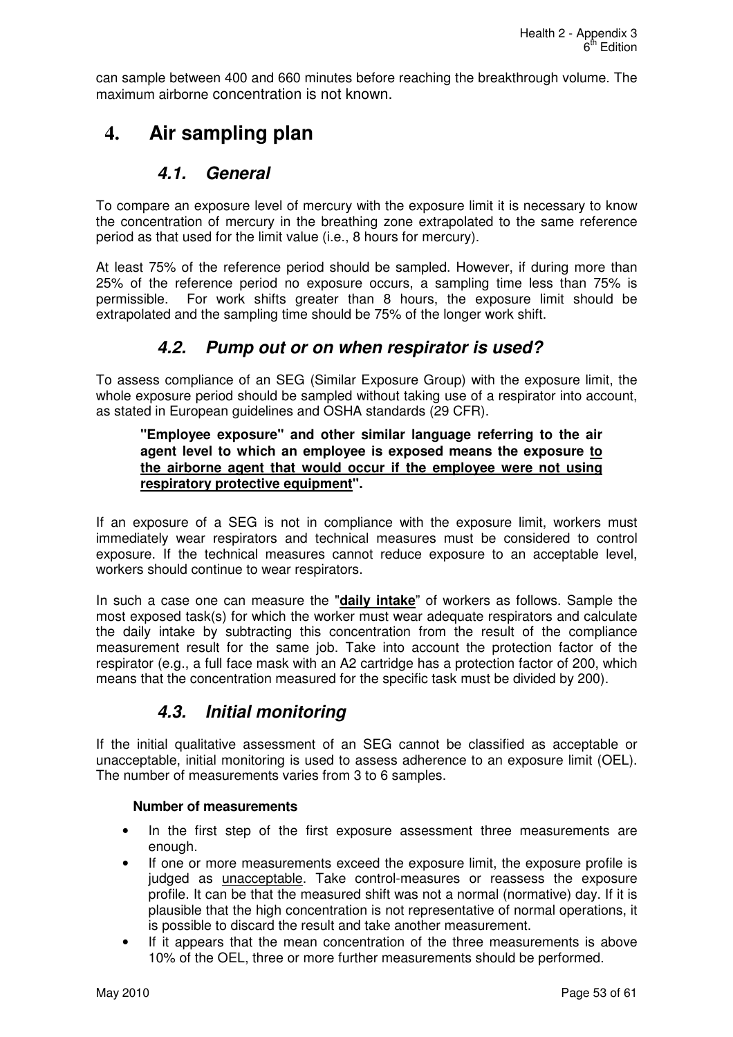can sample between 400 and 660 minutes before reaching the breakthrough volume. The maximum airborne concentration is not known.

# 4. Air sampling plan

## 4.1. General

To compare an exposure level of mercury with the exposure limit it is necessary to know the concentration of mercury in the breathing zone extrapolated to the same reference period as that used for the limit value (i.e., 8 hours for mercury).

At least 75% of the reference period should be sampled. However, if during more than 25% of the reference period no exposure occurs, a sampling time less than 75% is permissible. For work shifts greater than 8 hours, the exposure limit should be extrapolated and the sampling time should be 75% of the longer work shift.

## 4.2. Pump out or on when respirator is used?

To assess compliance of an SEG (Similar Exposure Group) with the exposure limit, the whole exposure period should be sampled without taking use of a respirator into account, as stated in European guidelines and OSHA standards (29 CFR).

> **"Employee exposure" and other similar language referring to the air agent level to which an employee is exposed means the exposure <u>to the airborne agent that would occur if the employee were not using respiratory protective equipment</u>".**

If an exposure of a SEG is not in compliance with the exposure limit, workers must immediately wear respirators and technical measures must be considered to control exposure. If the technical measures cannot reduce exposure to an acceptable level, workers should continue to wear respirators.

In such a case one can measure the "**<u>daily intake</u>**" of workers as follows. Sample the most exposed task(s) for which the worker must wear adequate respirators and calculate the daily intake by subtracting this concentration from the result of the compliance measurement result for the same job. Take into account the protection factor of the respirator (e.g., a full face mask with an A2 cartridge has a protection factor of 200, which means that the concentration measured for the specific task must be divided by 200).

## 4.3. Initial monitoring

If the initial qualitative assessment of an SEG cannot be classified as acceptable or unacceptable, initial monitoring is used to assess adherence to an exposure limit (OEL). The number of measurements varies from 3 to 6 samples.

**Number of measurements**

- In the first step of the first exposure assessment three measurements are enough.
- If one or more measurements exceed the exposure limit, the exposure profile is judged as <u>unacceptable</u>. Take control-measures or reassess the exposure profile. It can be that the measured shift was not a normal (normative) day. If it is plausible that the high concentration is not representative of normal operations, it is possible to discard the result and take another measurement.
- If it appears that the mean concentration of the three measurements is above 10% of the OEL, three or more further measurements should be performed.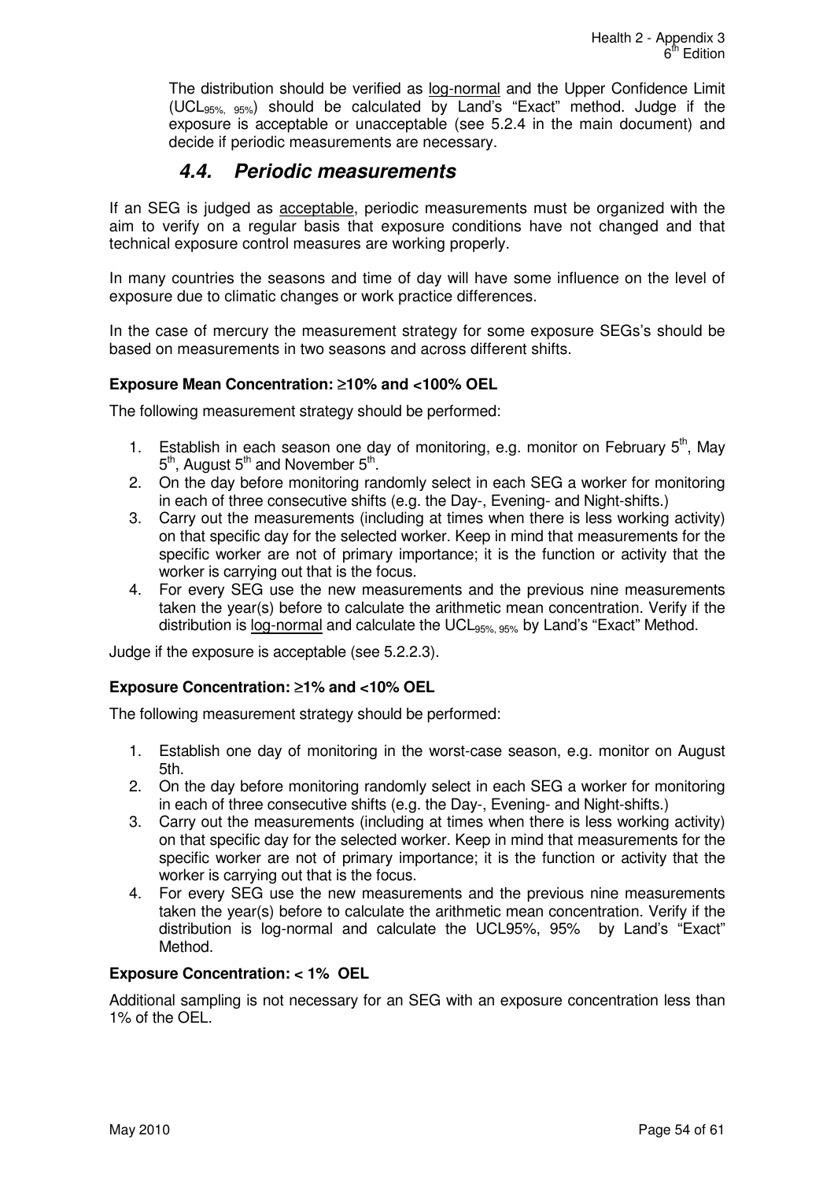The distribution should be verified as log-normal and the Upper Confidence Limit ($UCL_{95\%,\ 95\%}$) should be calculated by Land's "Exact" method. Judge if the exposure is acceptable or unacceptable (see 5.2.4 in the main document) and decide if periodic measurements are necessary.

## 4.4. Periodic measurements

If an SEG is judged as acceptable, periodic measurements must be organized with the aim to verify on a regular basis that exposure conditions have not changed and that technical exposure control measures are working properly.

In many countries the seasons and time of day will have some influence on the level of exposure due to climatic changes or work practice differences.

In the case of mercury the measurement strategy for some exposure SEGs's should be based on measurements in two seasons and across different shifts.

**Exposure Mean Concentration: ≥10% and <100% OEL**

The following measurement strategy should be performed:

1. Establish in each season one day of monitoring, e.g. monitor on February 5th, May 5th, August 5th and November 5th.
2. On the day before monitoring randomly select in each SEG a worker for monitoring in each of three consecutive shifts (e.g. the Day-, Evening- and Night-shifts.)
3. Carry out the measurements (including at times when there is less working activity) on that specific day for the selected worker. Keep in mind that measurements for the specific worker are not of primary importance; it is the function or activity that the worker is carrying out that is the focus.
4. For every SEG use the new measurements and the previous nine measurements taken the year(s) before to calculate the arithmetic mean concentration. Verify if the distribution is log-normal and calculate the $UCL_{95\%,\ 95\%}$ by Land's "Exact" Method.

Judge if the exposure is acceptable (see 5.2.2.3).

**Exposure Concentration: ≥1% and <10% OEL**

The following measurement strategy should be performed:

1. Establish one day of monitoring in the worst-case season, e.g. monitor on August 5th.
2. On the day before monitoring randomly select in each SEG a worker for monitoring in each of three consecutive shifts (e.g. the Day-, Evening- and Night-shifts.)
3. Carry out the measurements (including at times when there is less working activity) on that specific day for the selected worker. Keep in mind that measurements for the specific worker are not of primary importance; it is the function or activity that the worker is carrying out that is the focus.
4. For every SEG use the new measurements and the previous nine measurements taken the year(s) before to calculate the arithmetic mean concentration. Verify if the distribution is log-normal and calculate the UCL95%, 95% by Land's "Exact" Method.

**Exposure Concentration: < 1% OEL**

Additional sampling is not necessary for an SEG with an exposure concentration less than 1% of the OEL.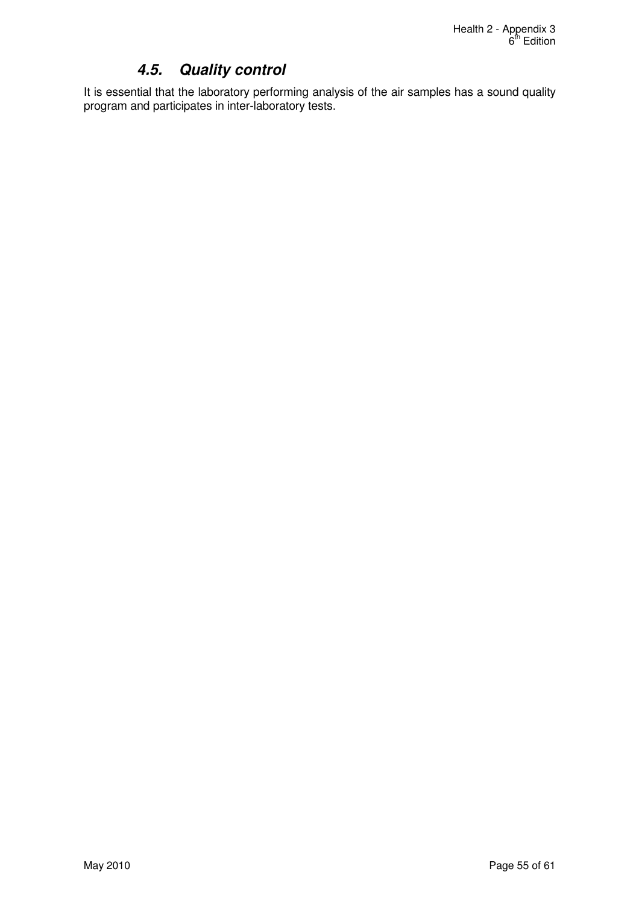### *4.5. Quality control*

It is essential that the laboratory performing analysis of the air samples has a sound quality program and participates in inter-laboratory tests.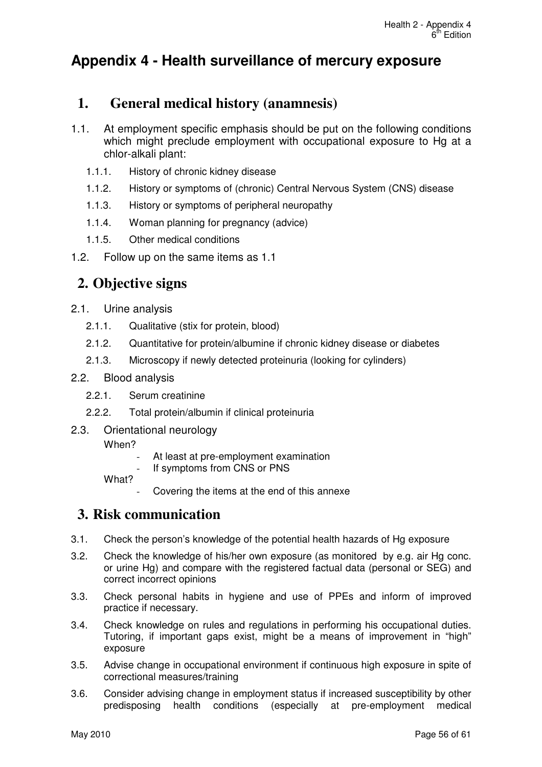# Appendix 4 - Health surveillance of mercury exposure

## 1. General medical history (anamnesis)

1.1. At employment specific emphasis should be put on the following conditions which might preclude employment with occupational exposure to Hg at a chlor-alkali plant:

- 1.1.1. History of chronic kidney disease
- 1.1.2. History or symptoms of (chronic) Central Nervous System (CNS) disease
- 1.1.3. History or symptoms of peripheral neuropathy
- 1.1.4. Woman planning for pregnancy (advice)
- 1.1.5. Other medical conditions

1.2. Follow up on the same items as 1.1

## 2. Objective signs

2.1. Urine analysis

- 2.1.1. Qualitative (stix for protein, blood)
- 2.1.2. Quantitative for protein/albumine if chronic kidney disease or diabetes
- 2.1.3. Microscopy if newly detected proteinuria (looking for cylinders)

2.2. Blood analysis

- 2.2.1. Serum creatinine
- 2.2.2. Total protein/albumin if clinical proteinuria

2.3. Orientational neurology

When?

- At least at pre-employment examination
- If symptoms from CNS or PNS

What?

- Covering the items at the end of this annexe

## 3. Risk communication

3.1. Check the person's knowledge of the potential health hazards of Hg exposure

3.2. Check the knowledge of his/her own exposure (as monitored by e.g. air Hg conc. or urine Hg) and compare with the registered factual data (personal or SEG) and correct incorrect opinions

3.3. Check personal habits in hygiene and use of PPEs and inform of improved practice if necessary.

3.4. Check knowledge on rules and regulations in performing his occupational duties. Tutoring, if important gaps exist, might be a means of improvement in "high" exposure

3.5. Advise change in occupational environment if continuous high exposure in spite of correctional measures/training

3.6. Consider advising change in employment status if increased susceptibility by other predisposing health conditions (especially at pre-employment medical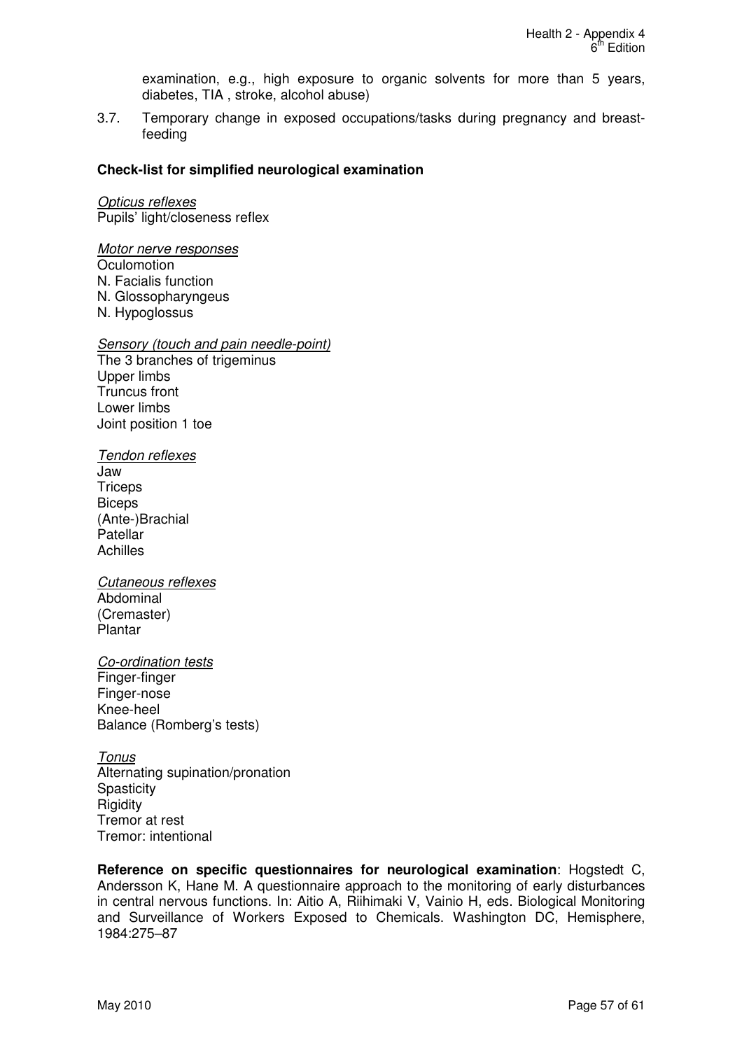examination, e.g., high exposure to organic solvents for more than 5 years, diabetes, TIA , stroke, alcohol abuse)

3.7. Temporary change in exposed occupations/tasks during pregnancy and breast-feeding

**Check-list for simplified neurological examination**

*Opticus reflexes*
Pupils' light/closeness reflex

*Motor nerve responses*
Oculomotion
N. Facialis function
N. Glossopharyngeus
N. Hypoglossus

*Sensory (touch and pain needle-point)*
The 3 branches of trigeminus
Upper limbs
Truncus front
Lower limbs
Joint position 1 toe

*Tendon reflexes*
Jaw
Triceps
Biceps
(Ante-)Brachial
Patellar
Achilles

*Cutaneous reflexes*
Abdominal
(Cremaster)
Plantar

*Co-ordination tests*
Finger-finger
Finger-nose
Knee-heel
Balance (Romberg's tests)

*Tonus*
Alternating supination/pronation
Spasticity
Rigidity
Tremor at rest
Tremor: intentional

**Reference on specific questionnaires for neurological examination**: Hogstedt C, Andersson K, Hane M. A questionnaire approach to the monitoring of early disturbances in central nervous functions. In: Aitio A, Riihimaki V, Vainio H, eds. Biological Monitoring and Surveillance of Workers Exposed to Chemicals. Washington DC, Hemisphere, 1984:275–87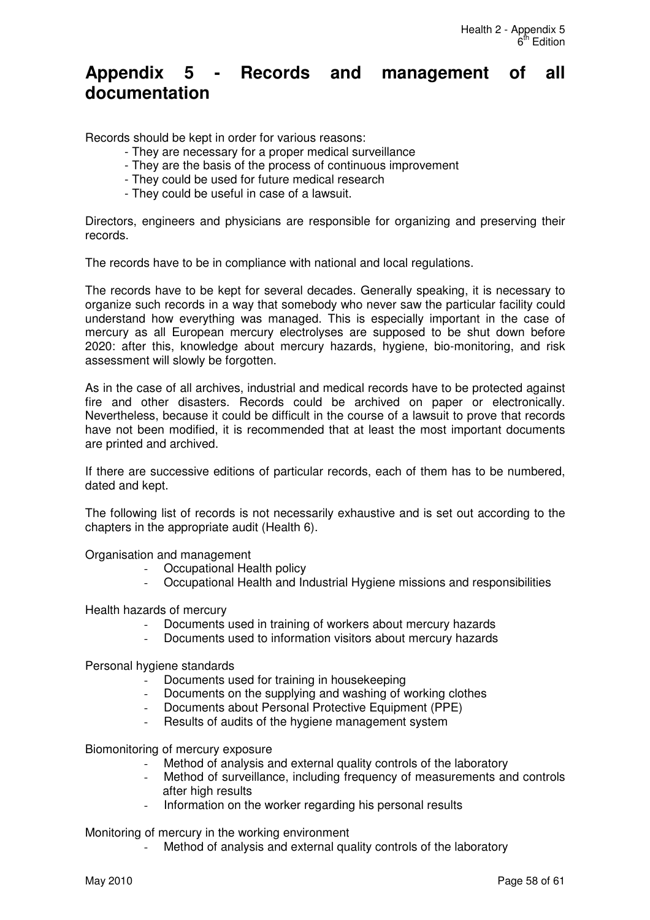# Appendix 5 - Records and management of all documentation

Records should be kept in order for various reasons:

- They are necessary for a proper medical surveillance
- They are the basis of the process of continuous improvement
- They could be used for future medical research
- They could be useful in case of a lawsuit.

Directors, engineers and physicians are responsible for organizing and preserving their records.

The records have to be in compliance with national and local regulations.

The records have to be kept for several decades. Generally speaking, it is necessary to organize such records in a way that somebody who never saw the particular facility could understand how everything was managed. This is especially important in the case of mercury as all European mercury electrolyses are supposed to be shut down before 2020: after this, knowledge about mercury hazards, hygiene, bio-monitoring, and risk assessment will slowly be forgotten.

As in the case of all archives, industrial and medical records have to be protected against fire and other disasters. Records could be archived on paper or electronically. Nevertheless, because it could be difficult in the course of a lawsuit to prove that records have not been modified, it is recommended that at least the most important documents are printed and archived.

If there are successive editions of particular records, each of them has to be numbered, dated and kept.

The following list of records is not necessarily exhaustive and is set out according to the chapters in the appropriate audit (Health 6).

Organisation and management

- Occupational Health policy
- Occupational Health and Industrial Hygiene missions and responsibilities

Health hazards of mercury

- Documents used in training of workers about mercury hazards
- Documents used to information visitors about mercury hazards

Personal hygiene standards

- Documents used for training in housekeeping
- Documents on the supplying and washing of working clothes
- Documents about Personal Protective Equipment (PPE)
- Results of audits of the hygiene management system

Biomonitoring of mercury exposure

- Method of analysis and external quality controls of the laboratory
- Method of surveillance, including frequency of measurements and controls after high results
- Information on the worker regarding his personal results

Monitoring of mercury in the working environment

- Method of analysis and external quality controls of the laboratory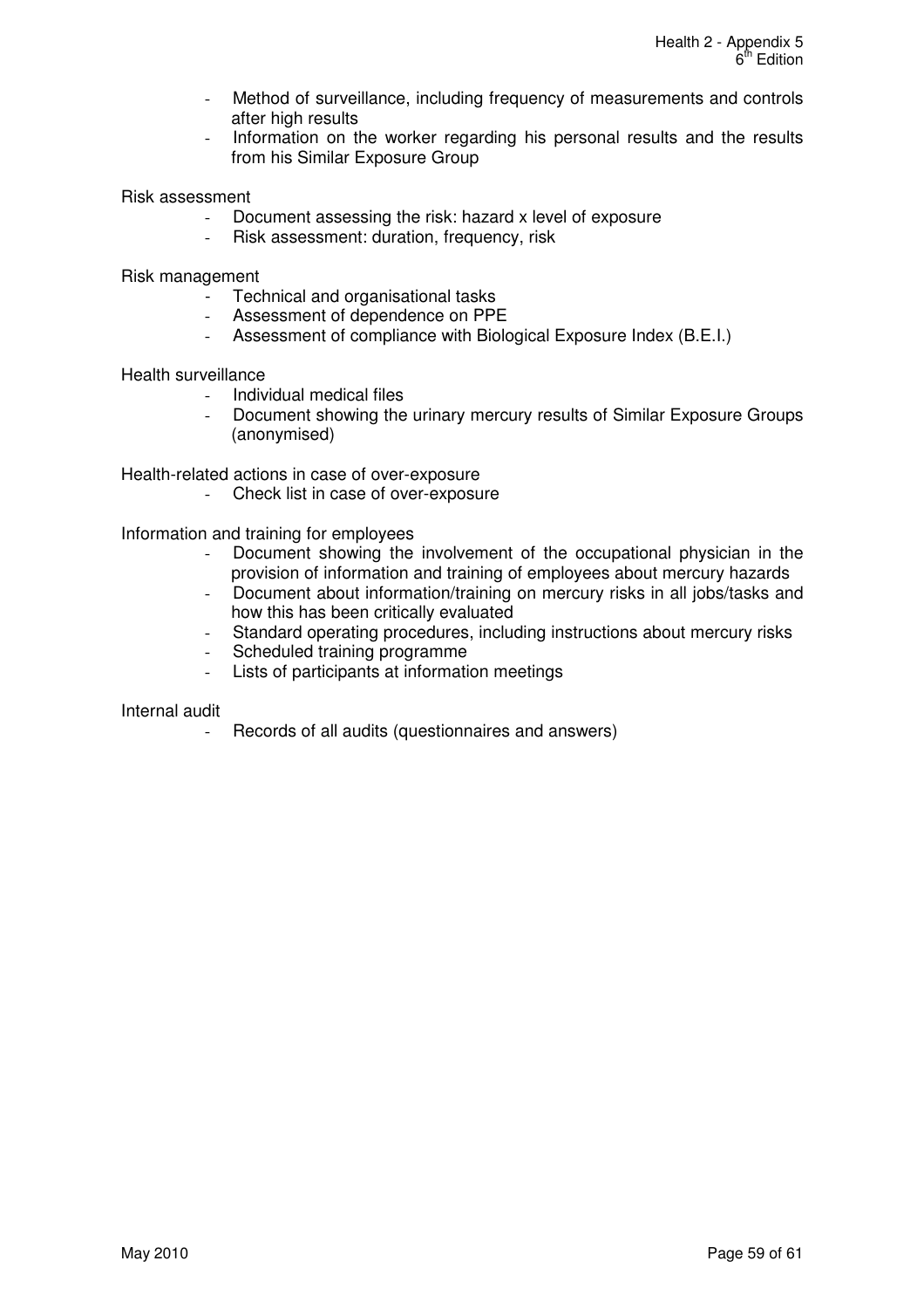- Method of surveillance, including frequency of measurements and controls after high results
- Information on the worker regarding his personal results and the results from his Similar Exposure Group

Risk assessment

- Document assessing the risk: hazard x level of exposure
- Risk assessment: duration, frequency, risk

Risk management

- Technical and organisational tasks
- Assessment of dependence on PPE
- Assessment of compliance with Biological Exposure Index (B.E.I.)

Health surveillance

- Individual medical files
- Document showing the urinary mercury results of Similar Exposure Groups (anonymised)

Health-related actions in case of over-exposure

- Check list in case of over-exposure

Information and training for employees

- Document showing the involvement of the occupational physician in the provision of information and training of employees about mercury hazards
- Document about information/training on mercury risks in all jobs/tasks and how this has been critically evaluated
- Standard operating procedures, including instructions about mercury risks
- Scheduled training programme
- Lists of participants at information meetings

Internal audit

- Records of all audits (questionnaires and answers)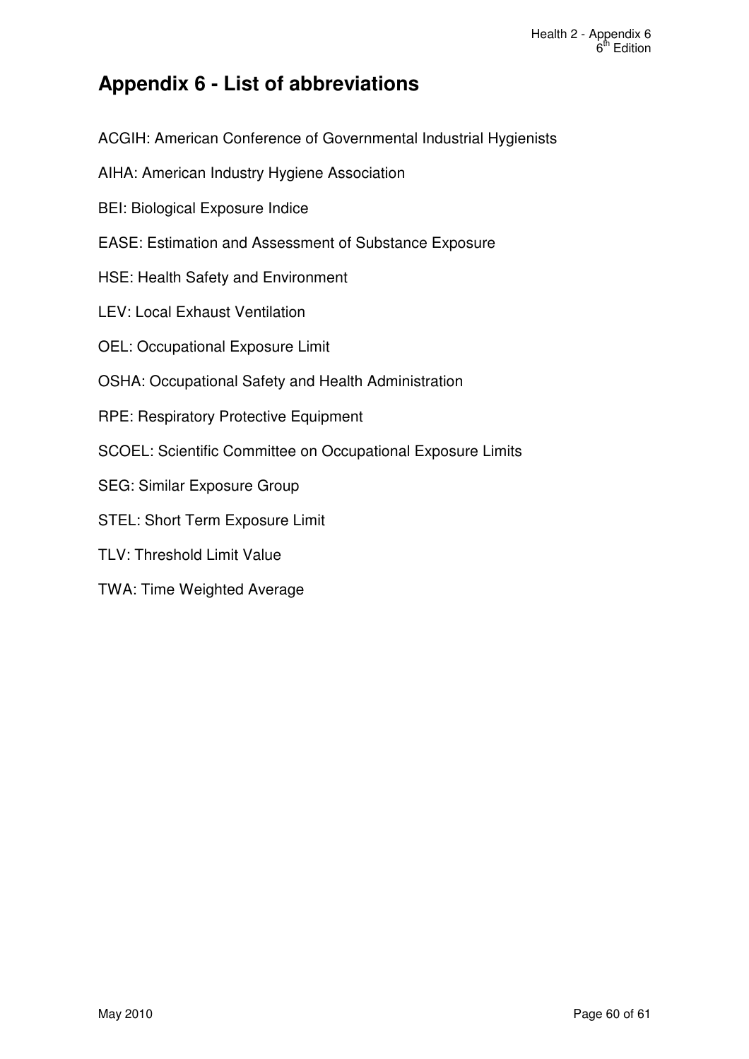# Appendix 6 - List of abbreviations

ACGIH: American Conference of Governmental Industrial Hygienists

AIHA: American Industry Hygiene Association

BEI: Biological Exposure Indice

EASE: Estimation and Assessment of Substance Exposure

HSE: Health Safety and Environment

LEV: Local Exhaust Ventilation

OEL: Occupational Exposure Limit

OSHA: Occupational Safety and Health Administration

RPE: Respiratory Protective Equipment

SCOEL: Scientific Committee on Occupational Exposure Limits

SEG: Similar Exposure Group

STEL: Short Term Exposure Limit

TLV: Threshold Limit Value

TWA: Time Weighted Average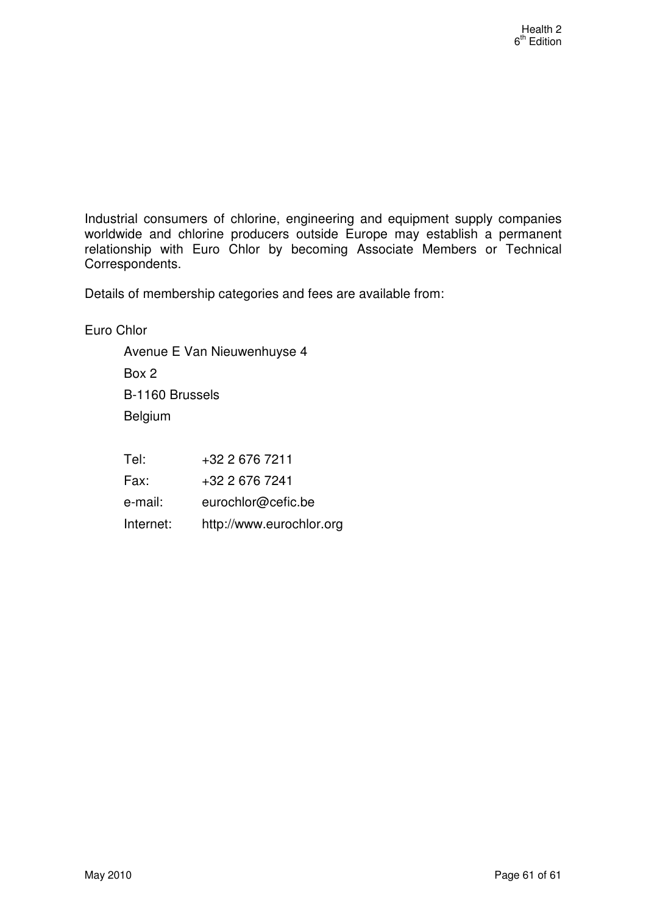Industrial consumers of chlorine, engineering and equipment supply companies worldwide and chlorine producers outside Europe may establish a permanent relationship with Euro Chlor by becoming Associate Members or Technical Correspondents.

Details of membership categories and fees are available from:

Euro Chlor

Avenue E Van Nieuwenhuyse 4
Box 2
B-1160 Brussels
Belgium

| | |
|---|---|
| Tel: | +32 2 676 7211 |
| Fax: | +32 2 676 7241 |
| e-mail: | eurochlor@cefic.be |
| Internet: | http://www.eurochlor.org |